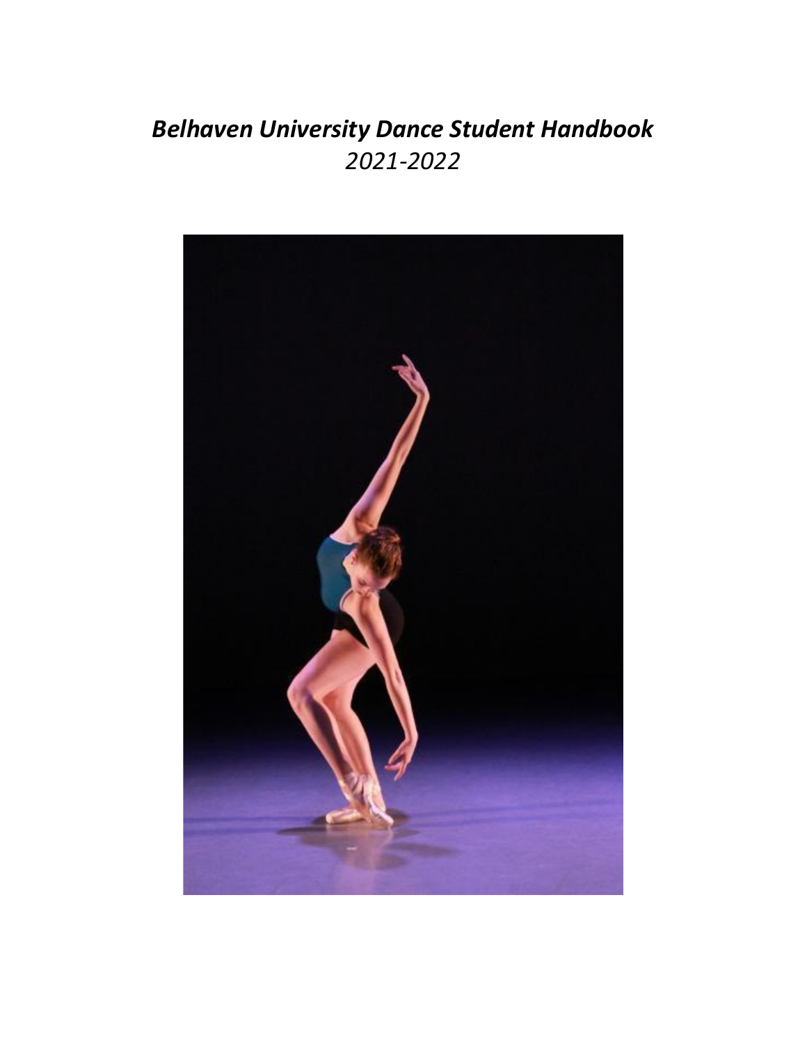# *Belhaven University Dance Student Handbook*

*2021-2022*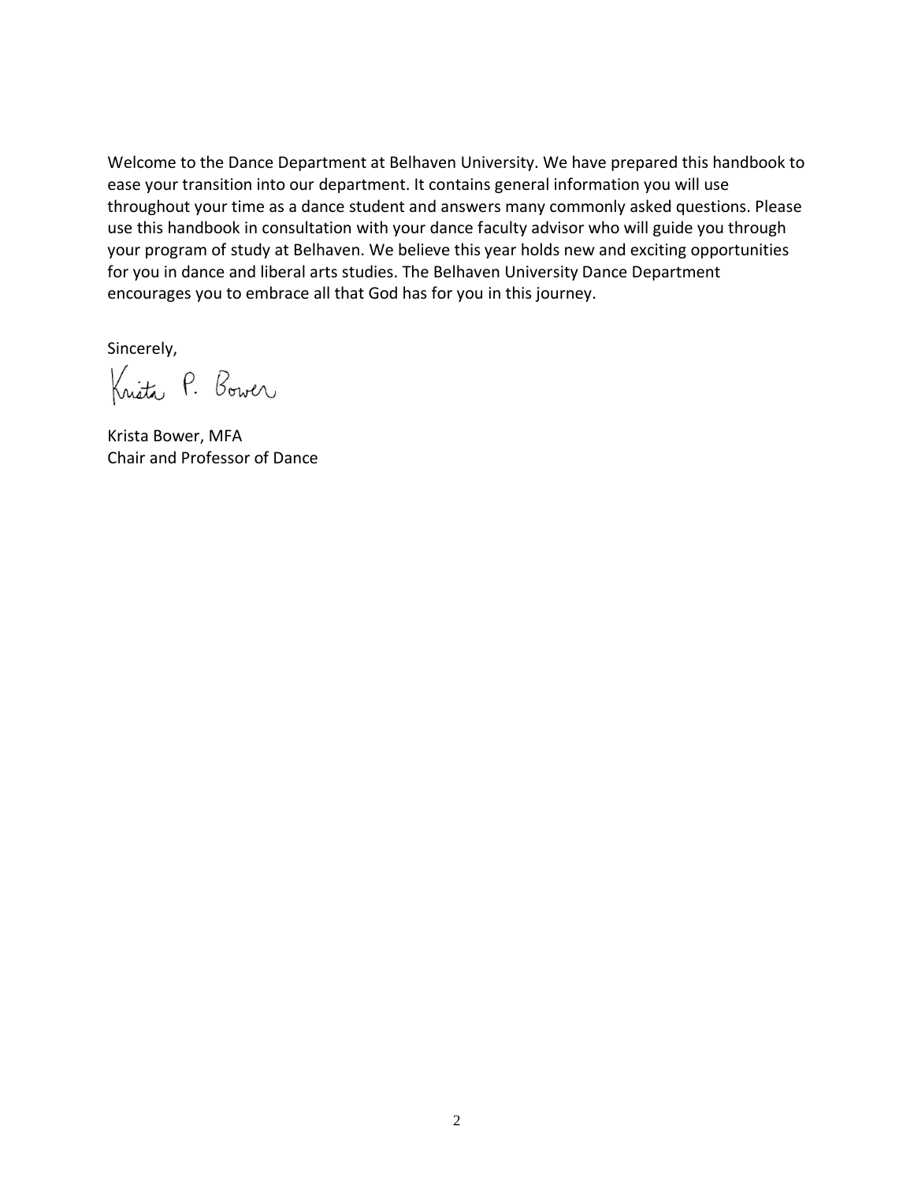Welcome to the Dance Department at Belhaven University. We have prepared this handbook to ease your transition into our department. It contains general information you will use throughout your time as a dance student and answers many commonly asked questions. Please use this handbook in consultation with your dance faculty advisor who will guide you through your program of study at Belhaven. We believe this year holds new and exciting opportunities for you in dance and liberal arts studies. The Belhaven University Dance Department encourages you to embrace all that God has for you in this journey.

Sincerely,

Krista P. Bower

Krista Bower, MFA
Chair and Professor of Dance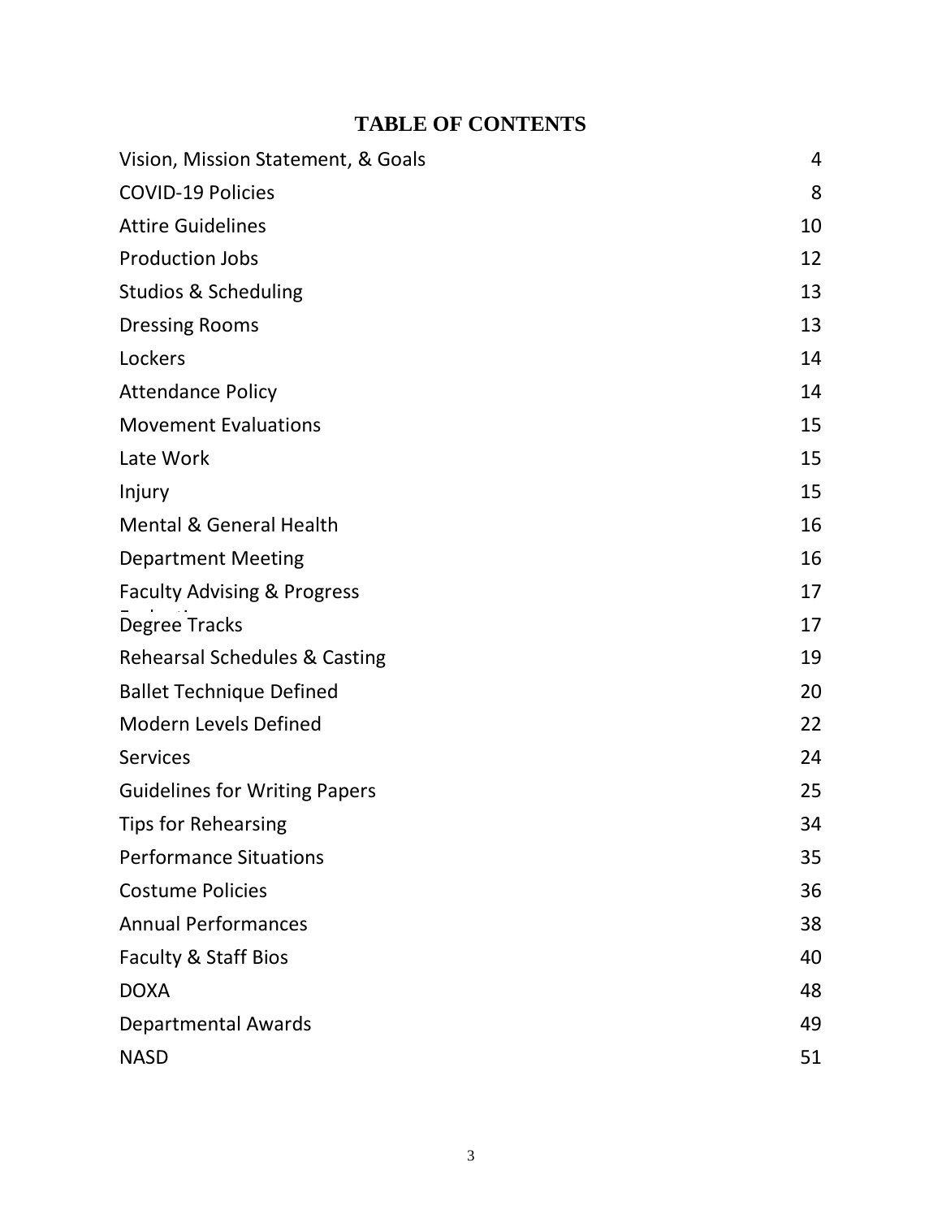# TABLE OF CONTENTS

| | |
|---|---|
| Vision, Mission Statement, & Goals | 4 |
| COVID-19 Policies | 8 |
| Attire Guidelines | 10 |
| Production Jobs | 12 |
| Studios & Scheduling | 13 |
| Dressing Rooms | 13 |
| Lockers | 14 |
| Attendance Policy | 14 |
| Movement Evaluations | 15 |
| Late Work | 15 |
| Injury | 15 |
| Mental & General Health | 16 |
| Department Meeting | 16 |
| Faculty Advising & Progress Evaluations | 17 |
| Degree Tracks | 17 |
| Rehearsal Schedules & Casting | 19 |
| Ballet Technique Defined | 20 |
| Modern Levels Defined | 22 |
| Services | 24 |
| Guidelines for Writing Papers | 25 |
| Tips for Rehearsing | 34 |
| Performance Situations | 35 |
| Costume Policies | 36 |
| Annual Performances | 38 |
| Faculty & Staff Bios | 40 |
| DOXA | 48 |
| Departmental Awards | 49 |
| NASD | 51 |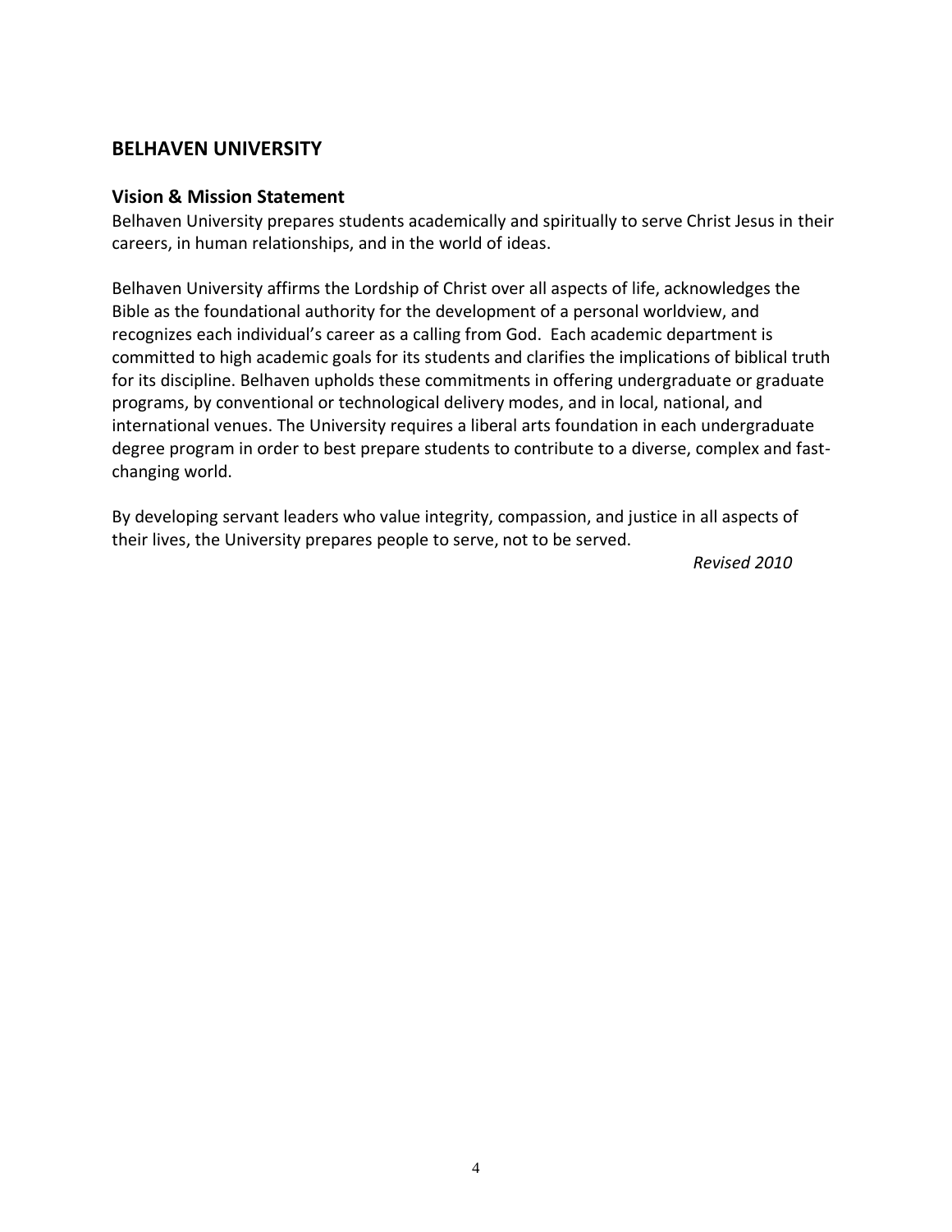## BELHAVEN UNIVERSITY

### Vision & Mission Statement

Belhaven University prepares students academically and spiritually to serve Christ Jesus in their careers, in human relationships, and in the world of ideas.

Belhaven University affirms the Lordship of Christ over all aspects of life, acknowledges the Bible as the foundational authority for the development of a personal worldview, and recognizes each individual's career as a calling from God. Each academic department is committed to high academic goals for its students and clarifies the implications of biblical truth for its discipline. Belhaven upholds these commitments in offering undergraduate or graduate programs, by conventional or technological delivery modes, and in local, national, and international venues. The University requires a liberal arts foundation in each undergraduate degree program in order to best prepare students to contribute to a diverse, complex and fast-changing world.

By developing servant leaders who value integrity, compassion, and justice in all aspects of their lives, the University prepares people to serve, not to be served.

*Revised 2010*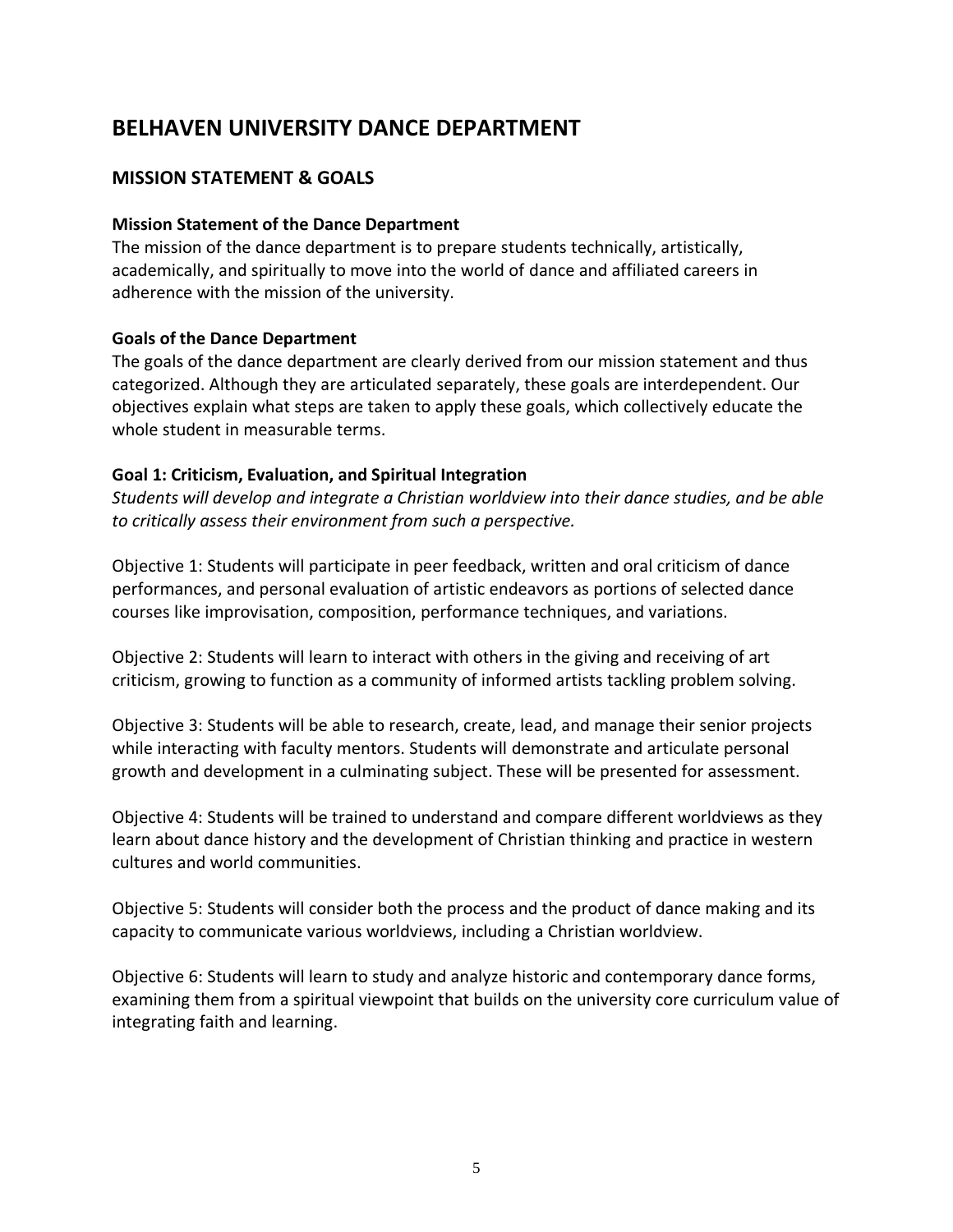# BELHAVEN UNIVERSITY DANCE DEPARTMENT

## MISSION STATEMENT & GOALS

### Mission Statement of the Dance Department

The mission of the dance department is to prepare students technically, artistically, academically, and spiritually to move into the world of dance and affiliated careers in adherence with the mission of the university.

### Goals of the Dance Department

The goals of the dance department are clearly derived from our mission statement and thus categorized. Although they are articulated separately, these goals are interdependent. Our objectives explain what steps are taken to apply these goals, which collectively educate the whole student in measurable terms.

### Goal 1: Criticism, Evaluation, and Spiritual Integration

*Students will develop and integrate a Christian worldview into their dance studies, and be able to critically assess their environment from such a perspective.*

Objective 1: Students will participate in peer feedback, written and oral criticism of dance performances, and personal evaluation of artistic endeavors as portions of selected dance courses like improvisation, composition, performance techniques, and variations.

Objective 2: Students will learn to interact with others in the giving and receiving of art criticism, growing to function as a community of informed artists tackling problem solving.

Objective 3: Students will be able to research, create, lead, and manage their senior projects while interacting with faculty mentors. Students will demonstrate and articulate personal growth and development in a culminating subject. These will be presented for assessment.

Objective 4: Students will be trained to understand and compare different worldviews as they learn about dance history and the development of Christian thinking and practice in western cultures and world communities.

Objective 5: Students will consider both the process and the product of dance making and its capacity to communicate various worldviews, including a Christian worldview.

Objective 6: Students will learn to study and analyze historic and contemporary dance forms, examining them from a spiritual viewpoint that builds on the university core curriculum value of integrating faith and learning.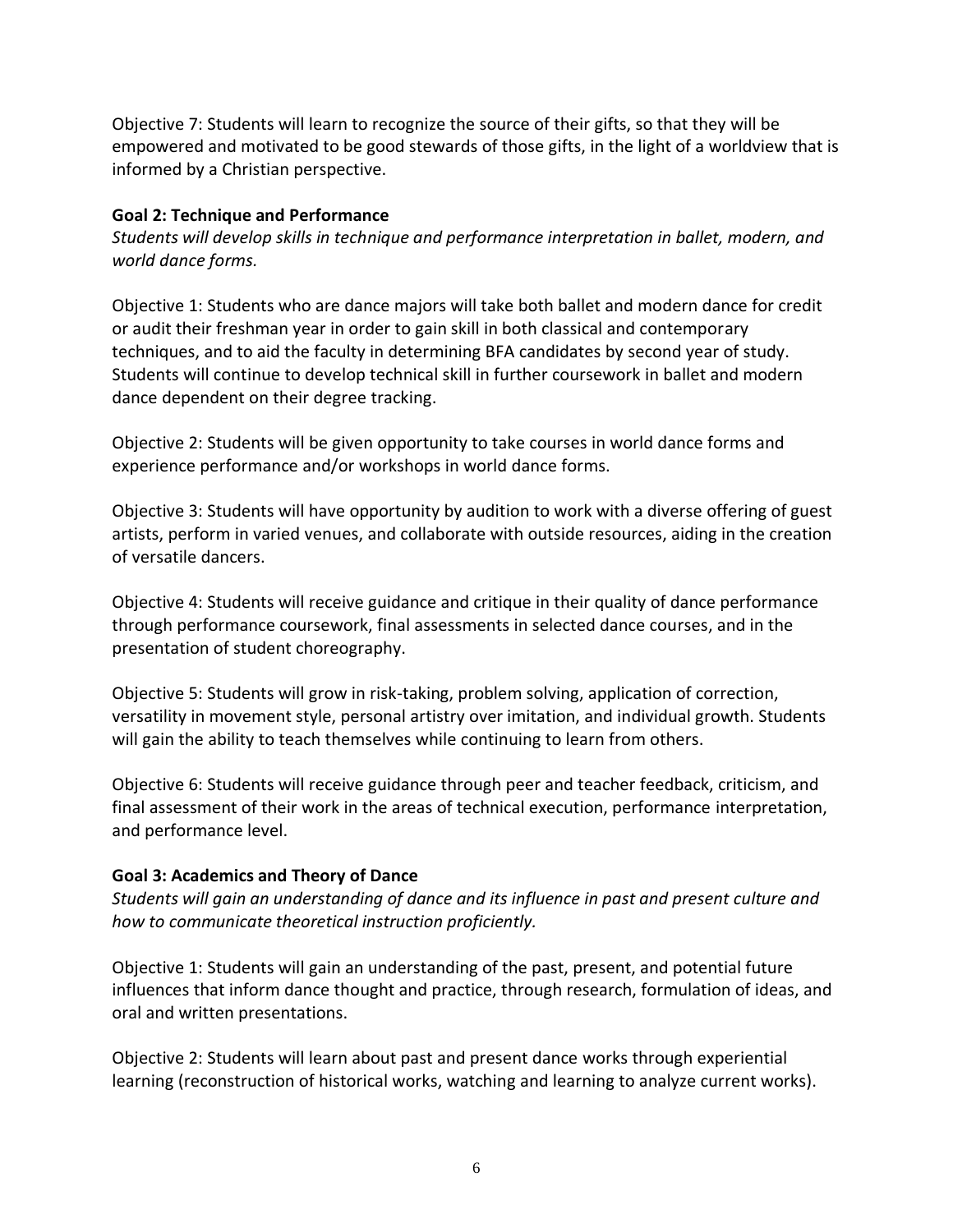Objective 7: Students will learn to recognize the source of their gifts, so that they will be empowered and motivated to be good stewards of those gifts, in the light of a worldview that is informed by a Christian perspective.

**Goal 2: Technique and Performance**

*Students will develop skills in technique and performance interpretation in ballet, modern, and world dance forms.*

Objective 1: Students who are dance majors will take both ballet and modern dance for credit or audit their freshman year in order to gain skill in both classical and contemporary techniques, and to aid the faculty in determining BFA candidates by second year of study. Students will continue to develop technical skill in further coursework in ballet and modern dance dependent on their degree tracking.

Objective 2: Students will be given opportunity to take courses in world dance forms and experience performance and/or workshops in world dance forms.

Objective 3: Students will have opportunity by audition to work with a diverse offering of guest artists, perform in varied venues, and collaborate with outside resources, aiding in the creation of versatile dancers.

Objective 4: Students will receive guidance and critique in their quality of dance performance through performance coursework, final assessments in selected dance courses, and in the presentation of student choreography.

Objective 5: Students will grow in risk-taking, problem solving, application of correction, versatility in movement style, personal artistry over imitation, and individual growth. Students will gain the ability to teach themselves while continuing to learn from others.

Objective 6: Students will receive guidance through peer and teacher feedback, criticism, and final assessment of their work in the areas of technical execution, performance interpretation, and performance level.

**Goal 3: Academics and Theory of Dance**

*Students will gain an understanding of dance and its influence in past and present culture and how to communicate theoretical instruction proficiently.*

Objective 1: Students will gain an understanding of the past, present, and potential future influences that inform dance thought and practice, through research, formulation of ideas, and oral and written presentations.

Objective 2: Students will learn about past and present dance works through experiential learning (reconstruction of historical works, watching and learning to analyze current works).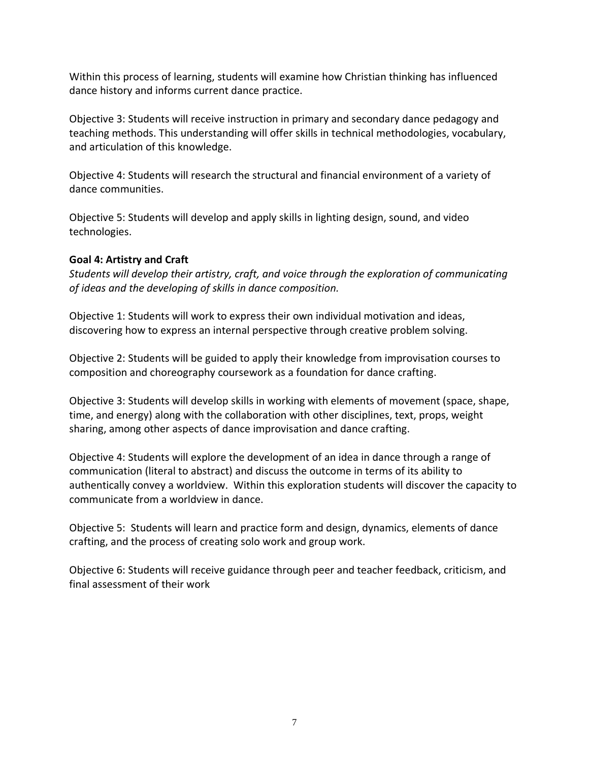Within this process of learning, students will examine how Christian thinking has influenced dance history and informs current dance practice.

Objective 3: Students will receive instruction in primary and secondary dance pedagogy and teaching methods. This understanding will offer skills in technical methodologies, vocabulary, and articulation of this knowledge.

Objective 4: Students will research the structural and financial environment of a variety of dance communities.

Objective 5: Students will develop and apply skills in lighting design, sound, and video technologies.

**Goal 4: Artistry and Craft**

*Students will develop their artistry, craft, and voice through the exploration of communicating of ideas and the developing of skills in dance composition.*

Objective 1: Students will work to express their own individual motivation and ideas, discovering how to express an internal perspective through creative problem solving.

Objective 2: Students will be guided to apply their knowledge from improvisation courses to composition and choreography coursework as a foundation for dance crafting.

Objective 3: Students will develop skills in working with elements of movement (space, shape, time, and energy) along with the collaboration with other disciplines, text, props, weight sharing, among other aspects of dance improvisation and dance crafting.

Objective 4: Students will explore the development of an idea in dance through a range of communication (literal to abstract) and discuss the outcome in terms of its ability to authentically convey a worldview. Within this exploration students will discover the capacity to communicate from a worldview in dance.

Objective 5: Students will learn and practice form and design, dynamics, elements of dance crafting, and the process of creating solo work and group work.

Objective 6: Students will receive guidance through peer and teacher feedback, criticism, and final assessment of their work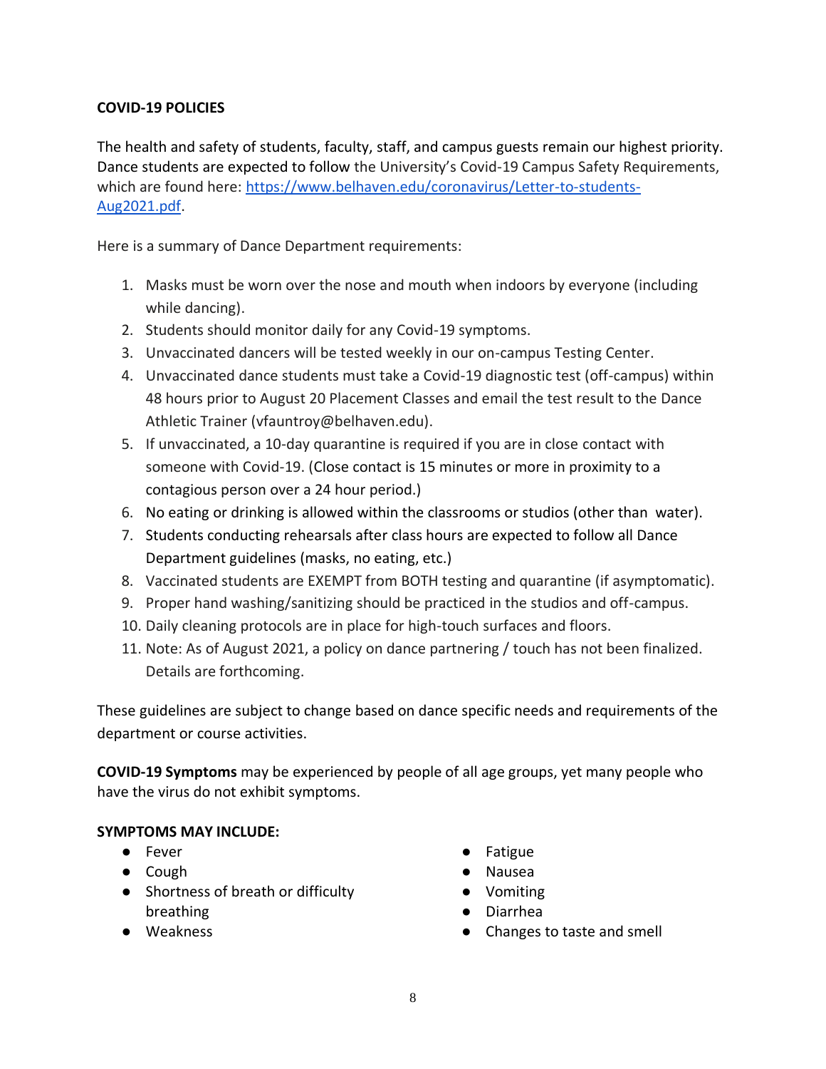**COVID-19 POLICIES**

The health and safety of students, faculty, staff, and campus guests remain our highest priority. Dance students are expected to follow the University's Covid-19 Campus Safety Requirements, which are found here: [https://www.belhaven.edu/coronavirus/Letter-to-students-Aug2021.pdf](https://www.belhaven.edu/coronavirus/Letter-to-students-Aug2021.pdf).

Here is a summary of Dance Department requirements:

1. Masks must be worn over the nose and mouth when indoors by everyone (including while dancing).
2. Students should monitor daily for any Covid-19 symptoms.
3. Unvaccinated dancers will be tested weekly in our on-campus Testing Center.
4. Unvaccinated dance students must take a Covid-19 diagnostic test (off-campus) within 48 hours prior to August 20 Placement Classes and email the test result to the Dance Athletic Trainer (vfauntroy@belhaven.edu).
5. If unvaccinated, a 10-day quarantine is required if you are in close contact with someone with Covid-19. (Close contact is 15 minutes or more in proximity to a contagious person over a 24 hour period.)
6. No eating or drinking is allowed within the classrooms or studios (other than water).
7. Students conducting rehearsals after class hours are expected to follow all Dance Department guidelines (masks, no eating, etc.)
8. Vaccinated students are EXEMPT from BOTH testing and quarantine (if asymptomatic).
9. Proper hand washing/sanitizing should be practiced in the studios and off-campus.
10. Daily cleaning protocols are in place for high-touch surfaces and floors.
11. Note: As of August 2021, a policy on dance partnering / touch has not been finalized. Details are forthcoming.

These guidelines are subject to change based on dance specific needs and requirements of the department or course activities.

**COVID-19 Symptoms** may be experienced by people of all age groups, yet many people who have the virus do not exhibit symptoms.

**SYMPTOMS MAY INCLUDE:**

- Fever
- Cough
- Shortness of breath or difficulty breathing
- Weakness
- Fatigue
- Nausea
- Vomiting
- Diarrhea
- Changes to taste and smell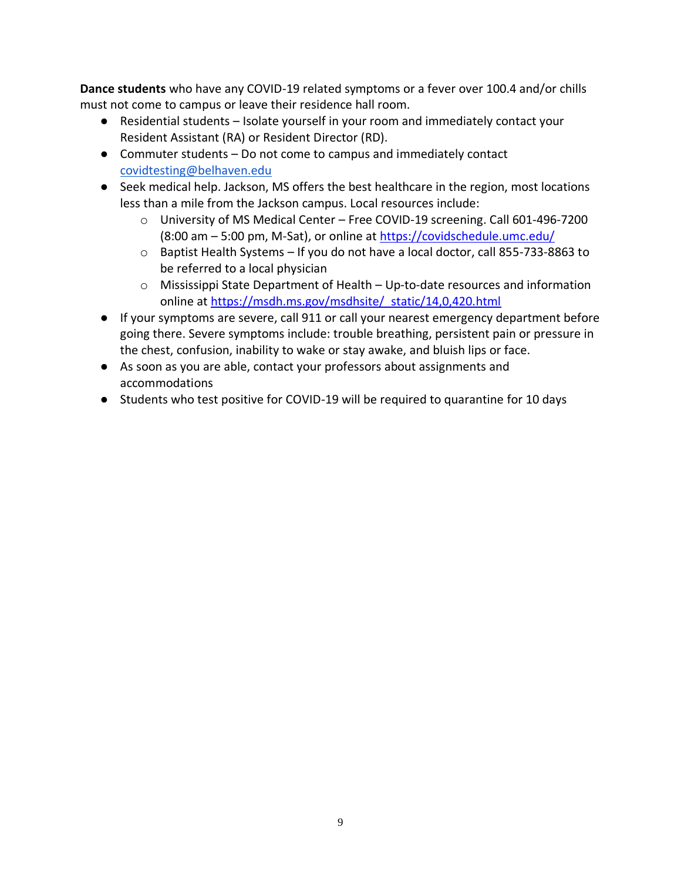**Dance students** who have any COVID-19 related symptoms or a fever over 100.4 and/or chills must not come to campus or leave their residence hall room.

- Residential students – Isolate yourself in your room and immediately contact your Resident Assistant (RA) or Resident Director (RD).
- Commuter students – Do not come to campus and immediately contact covidtesting@belhaven.edu
- Seek medical help. Jackson, MS offers the best healthcare in the region, most locations less than a mile from the Jackson campus. Local resources include:
  - University of MS Medical Center – Free COVID-19 screening. Call 601-496-7200 (8:00 am – 5:00 pm, M-Sat), or online at https://covidschedule.umc.edu/
  - Baptist Health Systems – If you do not have a local doctor, call 855-733-8863 to be referred to a local physician
  - Mississippi State Department of Health – Up-to-date resources and information online at https://msdh.ms.gov/msdhsite/_static/14,0,420.html
- If your symptoms are severe, call 911 or call your nearest emergency department before going there. Severe symptoms include: trouble breathing, persistent pain or pressure in the chest, confusion, inability to wake or stay awake, and bluish lips or face.
- As soon as you are able, contact your professors about assignments and accommodations
- Students who test positive for COVID-19 will be required to quarantine for 10 days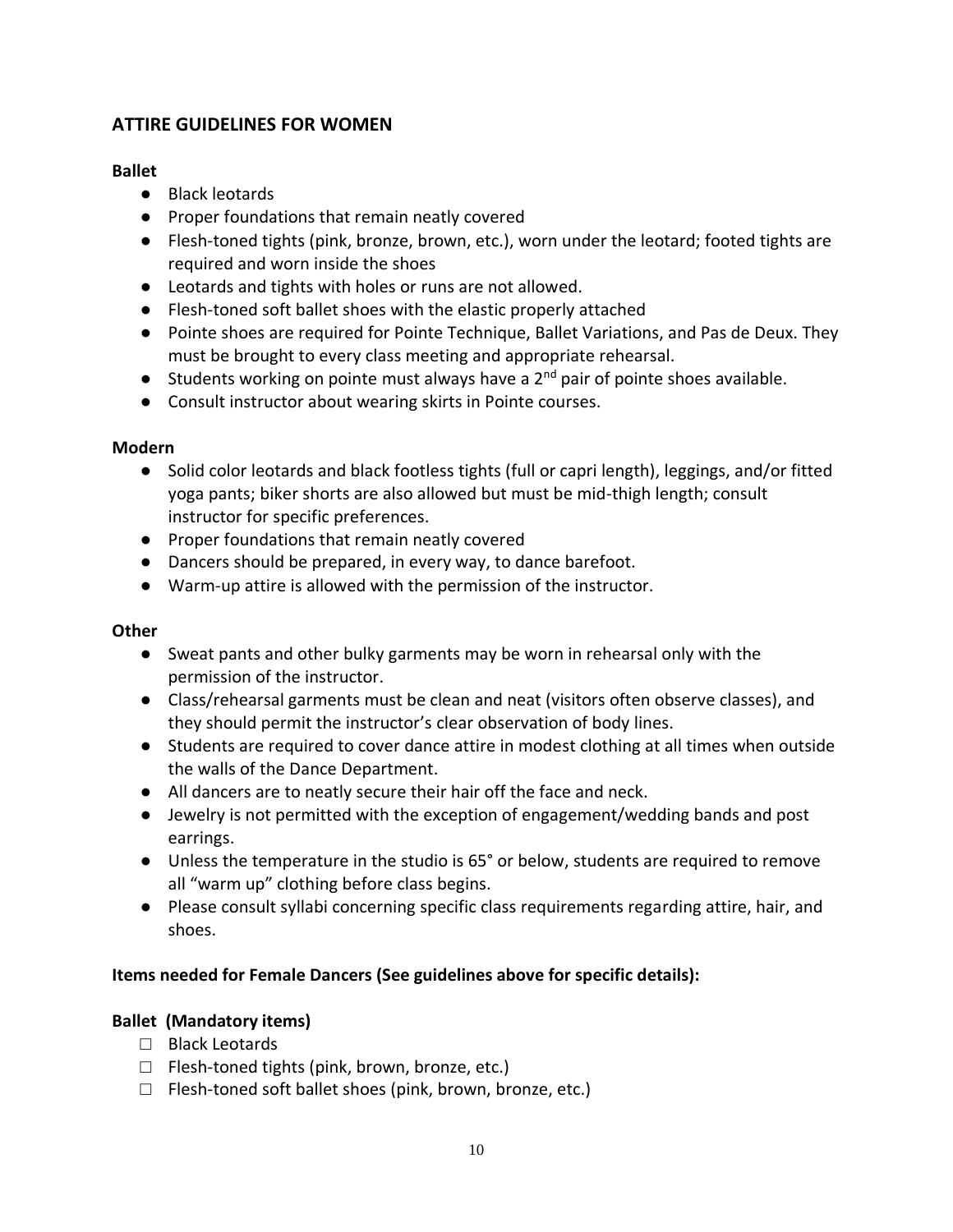## ATTIRE GUIDELINES FOR WOMEN

### Ballet

- Black leotards
- Proper foundations that remain neatly covered
- Flesh-toned tights (pink, bronze, brown, etc.), worn under the leotard; footed tights are required and worn inside the shoes
- Leotards and tights with holes or runs are not allowed.
- Flesh-toned soft ballet shoes with the elastic properly attached
- Pointe shoes are required for Pointe Technique, Ballet Variations, and Pas de Deux. They must be brought to every class meeting and appropriate rehearsal.
- Students working on pointe must always have a 2nd pair of pointe shoes available.
- Consult instructor about wearing skirts in Pointe courses.

### Modern

- Solid color leotards and black footless tights (full or capri length), leggings, and/or fitted yoga pants; biker shorts are also allowed but must be mid-thigh length; consult instructor for specific preferences.
- Proper foundations that remain neatly covered
- Dancers should be prepared, in every way, to dance barefoot.
- Warm-up attire is allowed with the permission of the instructor.

### Other

- Sweat pants and other bulky garments may be worn in rehearsal only with the permission of the instructor.
- Class/rehearsal garments must be clean and neat (visitors often observe classes), and they should permit the instructor's clear observation of body lines.
- Students are required to cover dance attire in modest clothing at all times when outside the walls of the Dance Department.
- All dancers are to neatly secure their hair off the face and neck.
- Jewelry is not permitted with the exception of engagement/wedding bands and post earrings.
- Unless the temperature in the studio is 65° or below, students are required to remove all "warm up" clothing before class begins.
- Please consult syllabi concerning specific class requirements regarding attire, hair, and shoes.

### Items needed for Female Dancers (See guidelines above for specific details):

### Ballet (Mandatory items)

- ☐ Black Leotards
- ☐ Flesh-toned tights (pink, brown, bronze, etc.)
- ☐ Flesh-toned soft ballet shoes (pink, brown, bronze, etc.)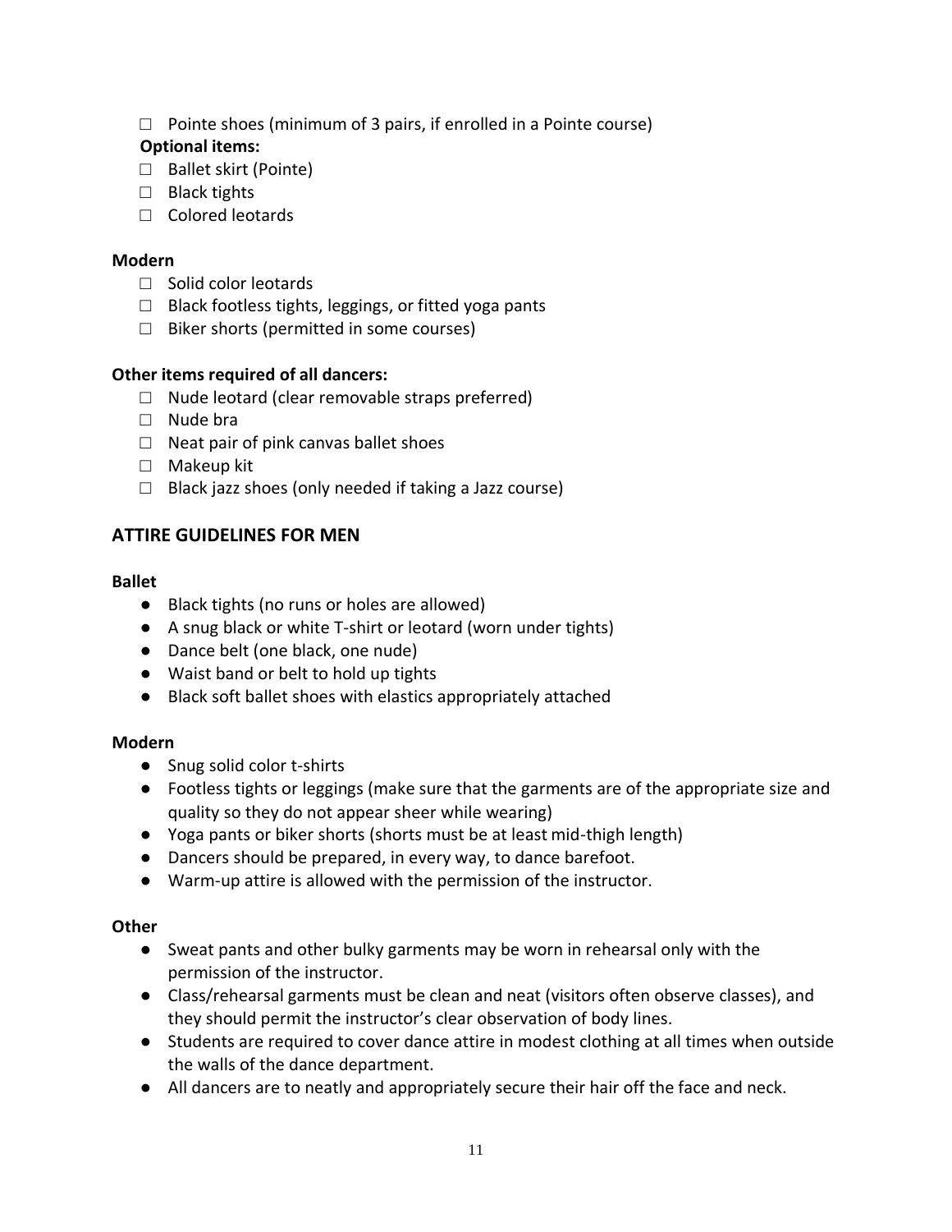- ☐ Pointe shoes (minimum of 3 pairs, if enrolled in a Pointe course)

**Optional items:**

- ☐ Ballet skirt (Pointe)
- ☐ Black tights
- ☐ Colored leotards

**Modern**

- ☐ Solid color leotards
- ☐ Black footless tights, leggings, or fitted yoga pants
- ☐ Biker shorts (permitted in some courses)

**Other items required of all dancers:**

- ☐ Nude leotard (clear removable straps preferred)
- ☐ Nude bra
- ☐ Neat pair of pink canvas ballet shoes
- ☐ Makeup kit
- ☐ Black jazz shoes (only needed if taking a Jazz course)

## ATTIRE GUIDELINES FOR MEN

**Ballet**

- Black tights (no runs or holes are allowed)
- A snug black or white T-shirt or leotard (worn under tights)
- Dance belt (one black, one nude)
- Waist band or belt to hold up tights
- Black soft ballet shoes with elastics appropriately attached

**Modern**

- Snug solid color t-shirts
- Footless tights or leggings (make sure that the garments are of the appropriate size and quality so they do not appear sheer while wearing)
- Yoga pants or biker shorts (shorts must be at least mid-thigh length)
- Dancers should be prepared, in every way, to dance barefoot.
- Warm-up attire is allowed with the permission of the instructor.

**Other**

- Sweat pants and other bulky garments may be worn in rehearsal only with the permission of the instructor.
- Class/rehearsal garments must be clean and neat (visitors often observe classes), and they should permit the instructor's clear observation of body lines.
- Students are required to cover dance attire in modest clothing at all times when outside the walls of the dance department.
- All dancers are to neatly and appropriately secure their hair off the face and neck.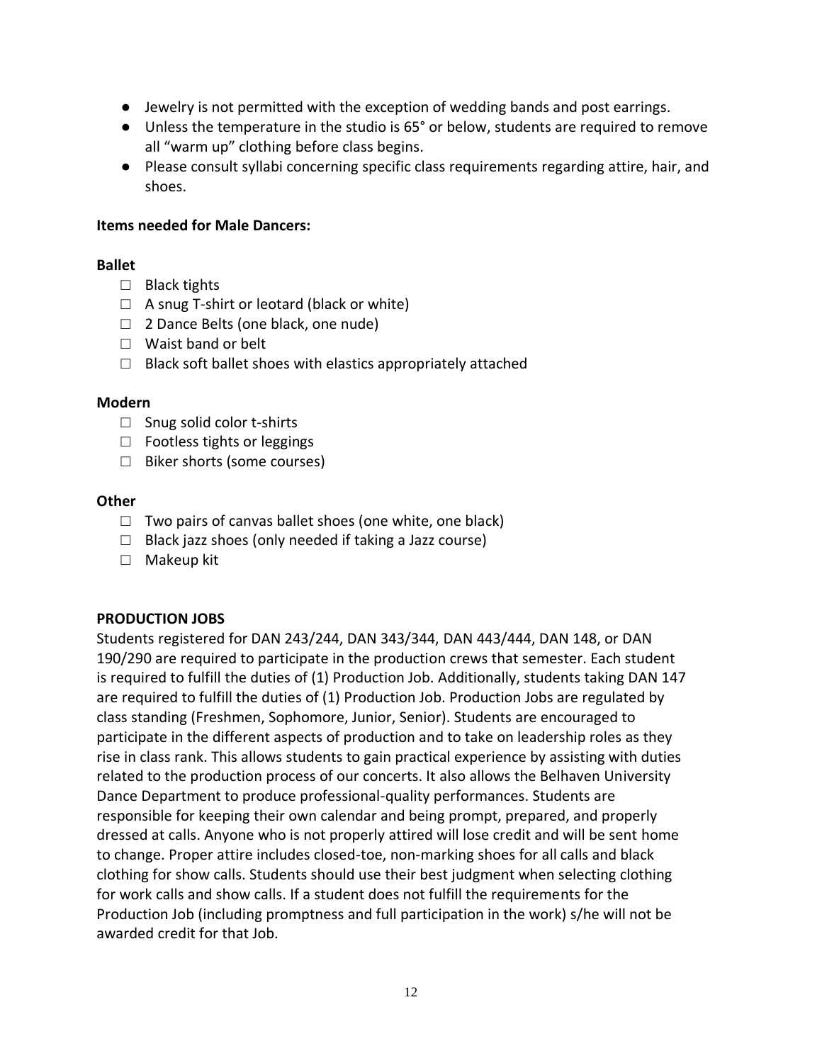- Jewelry is not permitted with the exception of wedding bands and post earrings.
- Unless the temperature in the studio is 65° or below, students are required to remove all "warm up" clothing before class begins.
- Please consult syllabi concerning specific class requirements regarding attire, hair, and shoes.

**Items needed for Male Dancers:**

**Ballet**

- ☐ Black tights
- ☐ A snug T-shirt or leotard (black or white)
- ☐ 2 Dance Belts (one black, one nude)
- ☐ Waist band or belt
- ☐ Black soft ballet shoes with elastics appropriately attached

**Modern**

- ☐ Snug solid color t-shirts
- ☐ Footless tights or leggings
- ☐ Biker shorts (some courses)

**Other**

- ☐ Two pairs of canvas ballet shoes (one white, one black)
- ☐ Black jazz shoes (only needed if taking a Jazz course)
- ☐ Makeup kit

**PRODUCTION JOBS**

Students registered for DAN 243/244, DAN 343/344, DAN 443/444, DAN 148, or DAN 190/290 are required to participate in the production crews that semester. Each student is required to fulfill the duties of (1) Production Job. Additionally, students taking DAN 147 are required to fulfill the duties of (1) Production Job. Production Jobs are regulated by class standing (Freshmen, Sophomore, Junior, Senior). Students are encouraged to participate in the different aspects of production and to take on leadership roles as they rise in class rank. This allows students to gain practical experience by assisting with duties related to the production process of our concerts. It also allows the Belhaven University Dance Department to produce professional-quality performances. Students are responsible for keeping their own calendar and being prompt, prepared, and properly dressed at calls. Anyone who is not properly attired will lose credit and will be sent home to change. Proper attire includes closed-toe, non-marking shoes for all calls and black clothing for show calls. Students should use their best judgment when selecting clothing for work calls and show calls. If a student does not fulfill the requirements for the Production Job (including promptness and full participation in the work) s/he will not be awarded credit for that Job.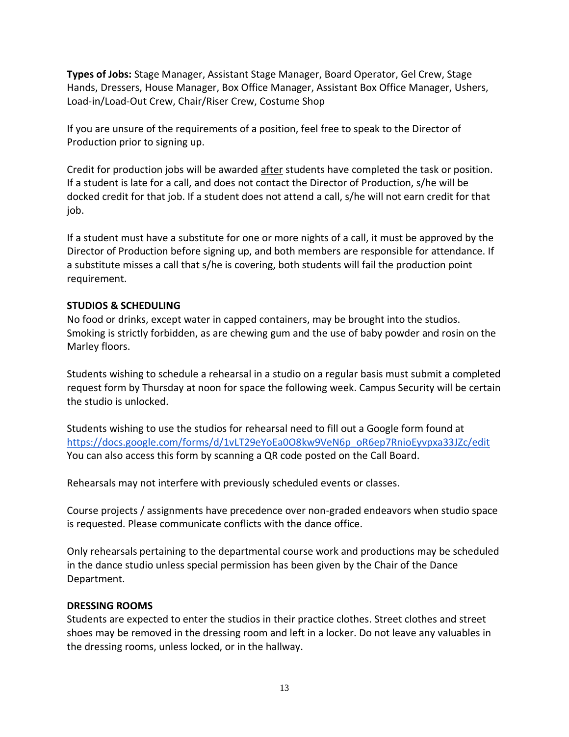**Types of Jobs:** Stage Manager, Assistant Stage Manager, Board Operator, Gel Crew, Stage Hands, Dressers, House Manager, Box Office Manager, Assistant Box Office Manager, Ushers, Load-in/Load-Out Crew, Chair/Riser Crew, Costume Shop

If you are unsure of the requirements of a position, feel free to speak to the Director of Production prior to signing up.

Credit for production jobs will be awarded <u>after</u> students have completed the task or position. If a student is late for a call, and does not contact the Director of Production, s/he will be docked credit for that job. If a student does not attend a call, s/he will not earn credit for that job.

If a student must have a substitute for one or more nights of a call, it must be approved by the Director of Production before signing up, and both members are responsible for attendance. If a substitute misses a call that s/he is covering, both students will fail the production point requirement.

**STUDIOS & SCHEDULING**

No food or drinks, except water in capped containers, may be brought into the studios. Smoking is strictly forbidden, as are chewing gum and the use of baby powder and rosin on the Marley floors.

Students wishing to schedule a rehearsal in a studio on a regular basis must submit a completed request form by Thursday at noon for space the following week. Campus Security will be certain the studio is unlocked.

Students wishing to use the studios for rehearsal need to fill out a Google form found at https://docs.google.com/forms/d/1vLT29eYoEa0O8kw9VeN6p_oR6ep7RnioEyvpxa33JZc/edit
You can also access this form by scanning a QR code posted on the Call Board.

Rehearsals may not interfere with previously scheduled events or classes.

Course projects / assignments have precedence over non-graded endeavors when studio space is requested. Please communicate conflicts with the dance office.

Only rehearsals pertaining to the departmental course work and productions may be scheduled in the dance studio unless special permission has been given by the Chair of the Dance Department.

**DRESSING ROOMS**

Students are expected to enter the studios in their practice clothes. Street clothes and street shoes may be removed in the dressing room and left in a locker. Do not leave any valuables in the dressing rooms, unless locked, or in the hallway.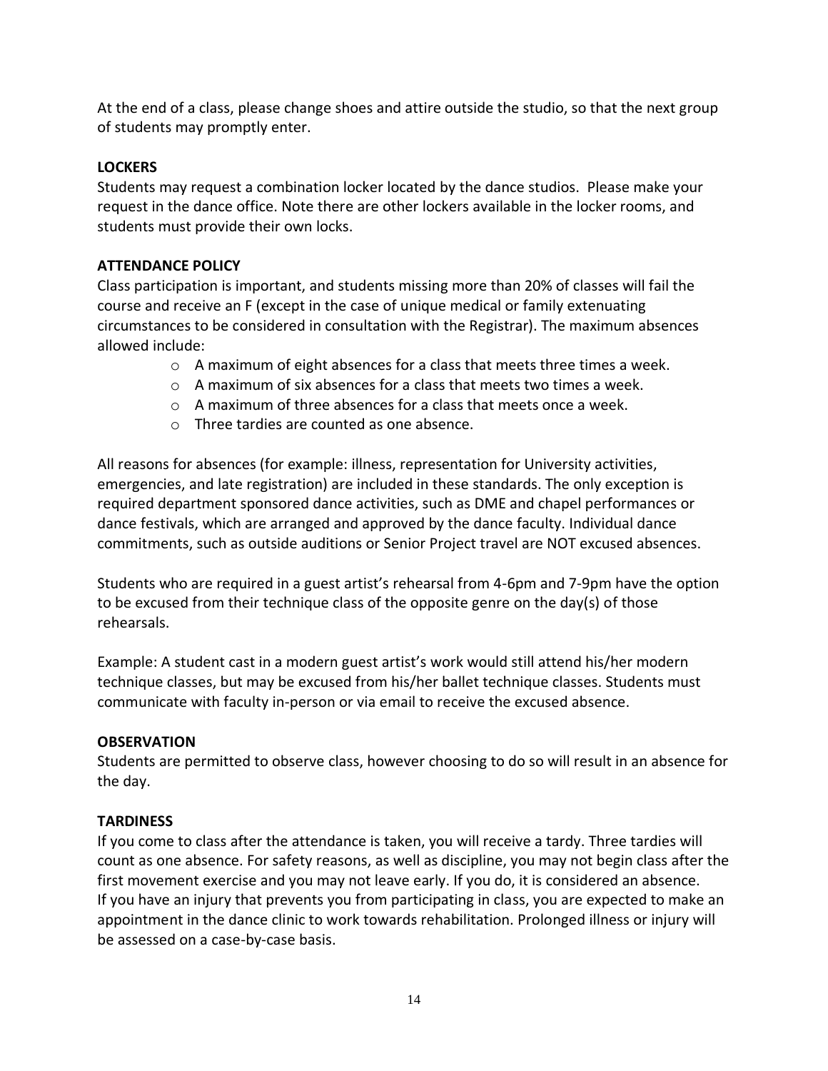At the end of a class, please change shoes and attire outside the studio, so that the next group of students may promptly enter.

**LOCKERS**

Students may request a combination locker located by the dance studios. Please make your request in the dance office. Note there are other lockers available in the locker rooms, and students must provide their own locks.

**ATTENDANCE POLICY**

Class participation is important, and students missing more than 20% of classes will fail the course and receive an F (except in the case of unique medical or family extenuating circumstances to be considered in consultation with the Registrar). The maximum absences allowed include:

- A maximum of eight absences for a class that meets three times a week.
- A maximum of six absences for a class that meets two times a week.
- A maximum of three absences for a class that meets once a week.
- Three tardies are counted as one absence.

All reasons for absences (for example: illness, representation for University activities, emergencies, and late registration) are included in these standards. The only exception is required department sponsored dance activities, such as DME and chapel performances or dance festivals, which are arranged and approved by the dance faculty. Individual dance commitments, such as outside auditions or Senior Project travel are NOT excused absences.

Students who are required in a guest artist's rehearsal from 4-6pm and 7-9pm have the option to be excused from their technique class of the opposite genre on the day(s) of those rehearsals.

Example: A student cast in a modern guest artist's work would still attend his/her modern technique classes, but may be excused from his/her ballet technique classes. Students must communicate with faculty in-person or via email to receive the excused absence.

**OBSERVATION**

Students are permitted to observe class, however choosing to do so will result in an absence for the day.

**TARDINESS**

If you come to class after the attendance is taken, you will receive a tardy. Three tardies will count as one absence. For safety reasons, as well as discipline, you may not begin class after the first movement exercise and you may not leave early. If you do, it is considered an absence. If you have an injury that prevents you from participating in class, you are expected to make an appointment in the dance clinic to work towards rehabilitation. Prolonged illness or injury will be assessed on a case-by-case basis.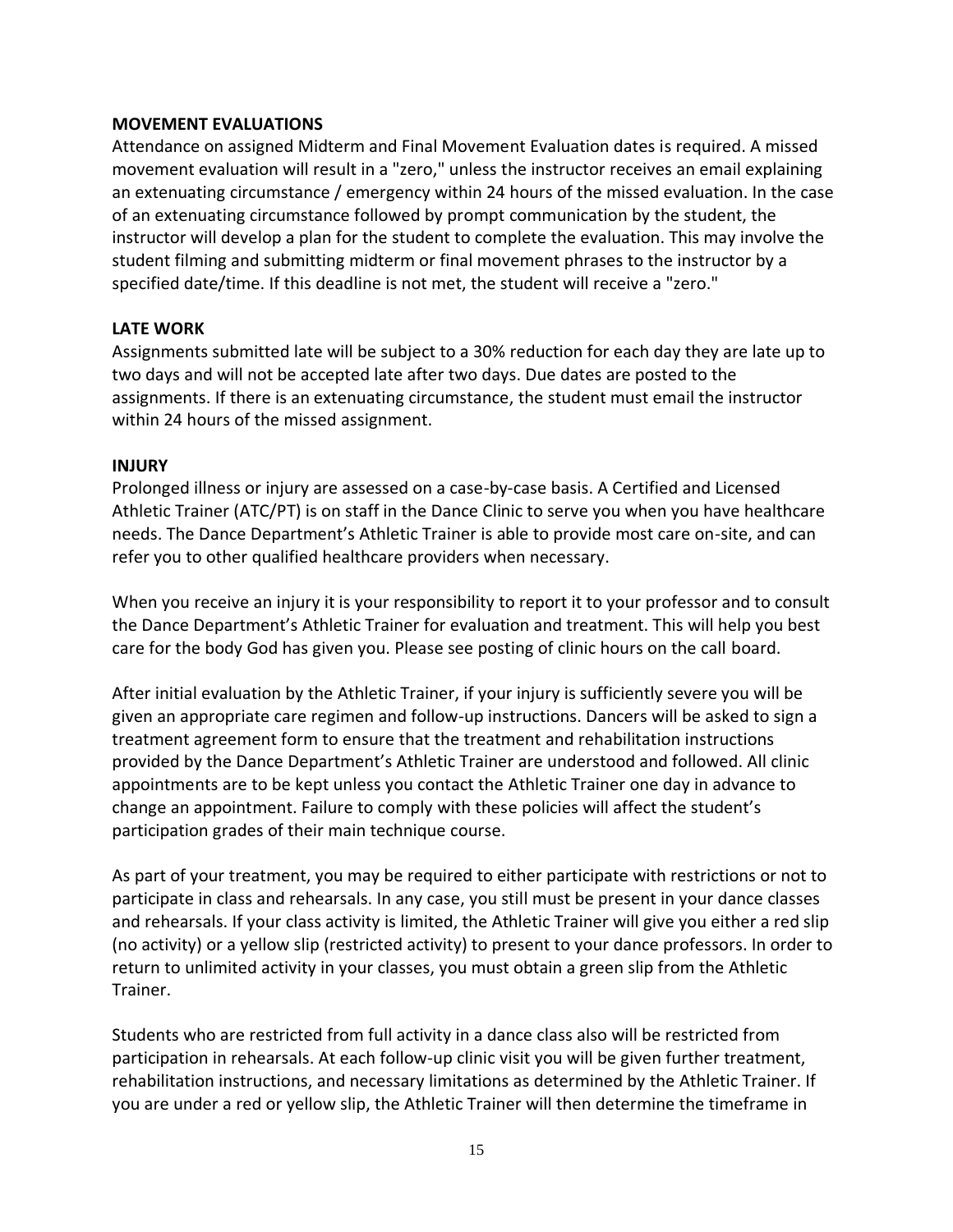### MOVEMENT EVALUATIONS

Attendance on assigned Midterm and Final Movement Evaluation dates is required. A missed movement evaluation will result in a "zero," unless the instructor receives an email explaining an extenuating circumstance / emergency within 24 hours of the missed evaluation. In the case of an extenuating circumstance followed by prompt communication by the student, the instructor will develop a plan for the student to complete the evaluation. This may involve the student filming and submitting midterm or final movement phrases to the instructor by a specified date/time. If this deadline is not met, the student will receive a "zero."

### LATE WORK

Assignments submitted late will be subject to a 30% reduction for each day they are late up to two days and will not be accepted late after two days. Due dates are posted to the assignments. If there is an extenuating circumstance, the student must email the instructor within 24 hours of the missed assignment.

### INJURY

Prolonged illness or injury are assessed on a case-by-case basis. A Certified and Licensed Athletic Trainer (ATC/PT) is on staff in the Dance Clinic to serve you when you have healthcare needs. The Dance Department's Athletic Trainer is able to provide most care on-site, and can refer you to other qualified healthcare providers when necessary.

When you receive an injury it is your responsibility to report it to your professor and to consult the Dance Department's Athletic Trainer for evaluation and treatment. This will help you best care for the body God has given you. Please see posting of clinic hours on the call board.

After initial evaluation by the Athletic Trainer, if your injury is sufficiently severe you will be given an appropriate care regimen and follow-up instructions. Dancers will be asked to sign a treatment agreement form to ensure that the treatment and rehabilitation instructions provided by the Dance Department's Athletic Trainer are understood and followed. All clinic appointments are to be kept unless you contact the Athletic Trainer one day in advance to change an appointment. Failure to comply with these policies will affect the student's participation grades of their main technique course.

As part of your treatment, you may be required to either participate with restrictions or not to participate in class and rehearsals. In any case, you still must be present in your dance classes and rehearsals. If your class activity is limited, the Athletic Trainer will give you either a red slip (no activity) or a yellow slip (restricted activity) to present to your dance professors. In order to return to unlimited activity in your classes, you must obtain a green slip from the Athletic Trainer.

Students who are restricted from full activity in a dance class also will be restricted from participation in rehearsals. At each follow-up clinic visit you will be given further treatment, rehabilitation instructions, and necessary limitations as determined by the Athletic Trainer. If you are under a red or yellow slip, the Athletic Trainer will then determine the timeframe in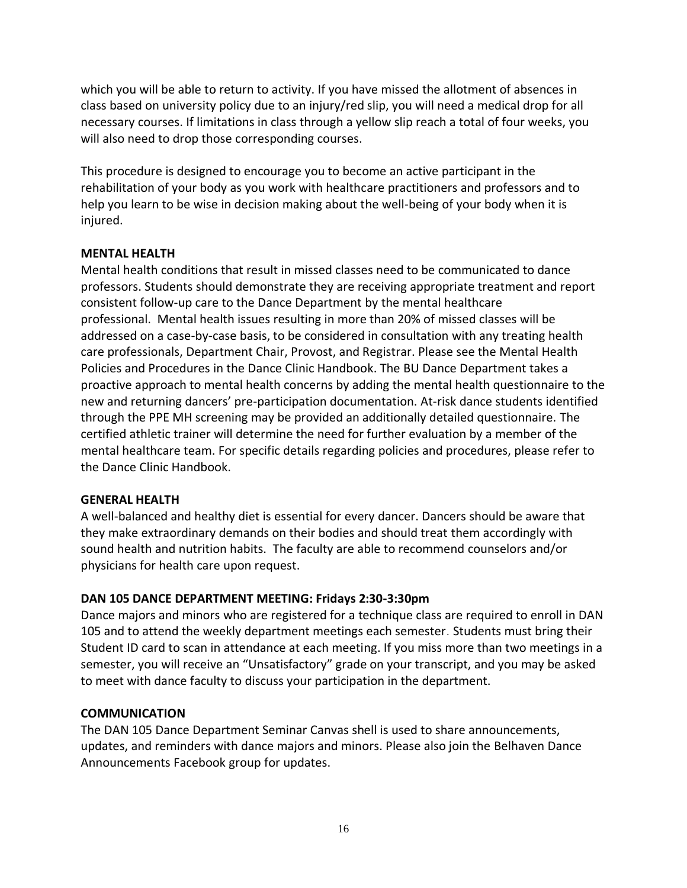which you will be able to return to activity. If you have missed the allotment of absences in class based on university policy due to an injury/red slip, you will need a medical drop for all necessary courses. If limitations in class through a yellow slip reach a total of four weeks, you will also need to drop those corresponding courses.

This procedure is designed to encourage you to become an active participant in the rehabilitation of your body as you work with healthcare practitioners and professors and to help you learn to be wise in decision making about the well-being of your body when it is injured.

**MENTAL HEALTH**

Mental health conditions that result in missed classes need to be communicated to dance professors. Students should demonstrate they are receiving appropriate treatment and report consistent follow-up care to the Dance Department by the mental healthcare professional. Mental health issues resulting in more than 20% of missed classes will be addressed on a case-by-case basis, to be considered in consultation with any treating health care professionals, Department Chair, Provost, and Registrar. Please see the Mental Health Policies and Procedures in the Dance Clinic Handbook. The BU Dance Department takes a proactive approach to mental health concerns by adding the mental health questionnaire to the new and returning dancers' pre-participation documentation. At-risk dance students identified through the PPE MH screening may be provided an additionally detailed questionnaire. The certified athletic trainer will determine the need for further evaluation by a member of the mental healthcare team. For specific details regarding policies and procedures, please refer to the Dance Clinic Handbook.

**GENERAL HEALTH**

A well-balanced and healthy diet is essential for every dancer. Dancers should be aware that they make extraordinary demands on their bodies and should treat them accordingly with sound health and nutrition habits. The faculty are able to recommend counselors and/or physicians for health care upon request.

**DAN 105 DANCE DEPARTMENT MEETING: Fridays 2:30-3:30pm**

Dance majors and minors who are registered for a technique class are required to enroll in DAN 105 and to attend the weekly department meetings each semester. Students must bring their Student ID card to scan in attendance at each meeting. If you miss more than two meetings in a semester, you will receive an "Unsatisfactory" grade on your transcript, and you may be asked to meet with dance faculty to discuss your participation in the department.

**COMMUNICATION**

The DAN 105 Dance Department Seminar Canvas shell is used to share announcements, updates, and reminders with dance majors and minors. Please also join the Belhaven Dance Announcements Facebook group for updates.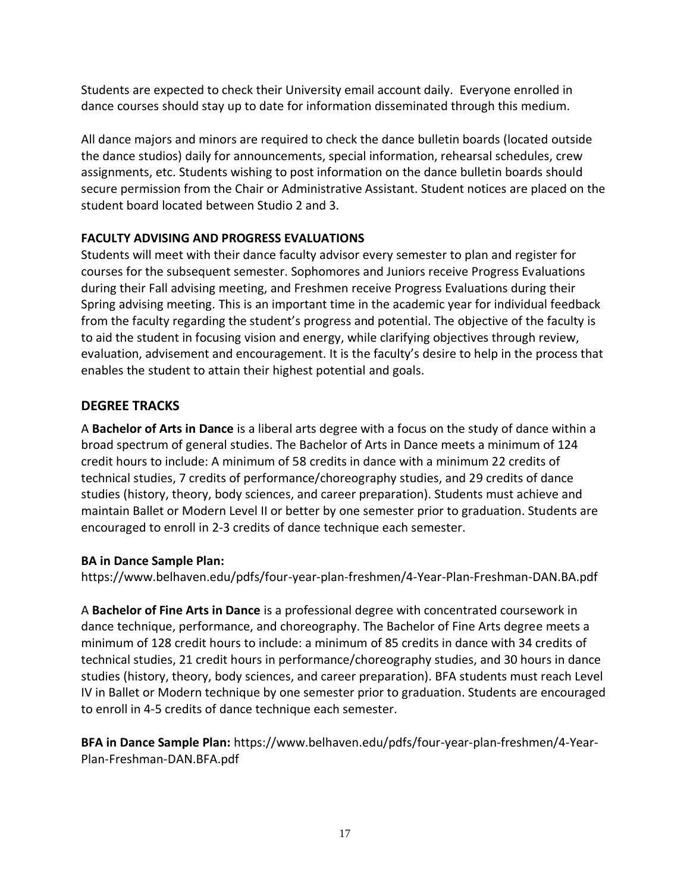Students are expected to check their University email account daily. Everyone enrolled in dance courses should stay up to date for information disseminated through this medium.

All dance majors and minors are required to check the dance bulletin boards (located outside the dance studios) daily for announcements, special information, rehearsal schedules, crew assignments, etc. Students wishing to post information on the dance bulletin boards should secure permission from the Chair or Administrative Assistant. Student notices are placed on the student board located between Studio 2 and 3.

### FACULTY ADVISING AND PROGRESS EVALUATIONS

Students will meet with their dance faculty advisor every semester to plan and register for courses for the subsequent semester. Sophomores and Juniors receive Progress Evaluations during their Fall advising meeting, and Freshmen receive Progress Evaluations during their Spring advising meeting. This is an important time in the academic year for individual feedback from the faculty regarding the student's progress and potential. The objective of the faculty is to aid the student in focusing vision and energy, while clarifying objectives through review, evaluation, advisement and encouragement. It is the faculty's desire to help in the process that enables the student to attain their highest potential and goals.

## DEGREE TRACKS

A **Bachelor of Arts in Dance** is a liberal arts degree with a focus on the study of dance within a broad spectrum of general studies. The Bachelor of Arts in Dance meets a minimum of 124 credit hours to include: A minimum of 58 credits in dance with a minimum 22 credits of technical studies, 7 credits of performance/choreography studies, and 29 credits of dance studies (history, theory, body sciences, and career preparation). Students must achieve and maintain Ballet or Modern Level II or better by one semester prior to graduation. Students are encouraged to enroll in 2-3 credits of dance technique each semester.

**BA in Dance Sample Plan:**
https://www.belhaven.edu/pdfs/four-year-plan-freshmen/4-Year-Plan-Freshman-DAN.BA.pdf

A **Bachelor of Fine Arts in Dance** is a professional degree with concentrated coursework in dance technique, performance, and choreography. The Bachelor of Fine Arts degree meets a minimum of 128 credit hours to include: a minimum of 85 credits in dance with 34 credits of technical studies, 21 credit hours in performance/choreography studies, and 30 hours in dance studies (history, theory, body sciences, and career preparation). BFA students must reach Level IV in Ballet or Modern technique by one semester prior to graduation. Students are encouraged to enroll in 4-5 credits of dance technique each semester.

**BFA in Dance Sample Plan:** https://www.belhaven.edu/pdfs/four-year-plan-freshmen/4-Year-Plan-Freshman-DAN.BFA.pdf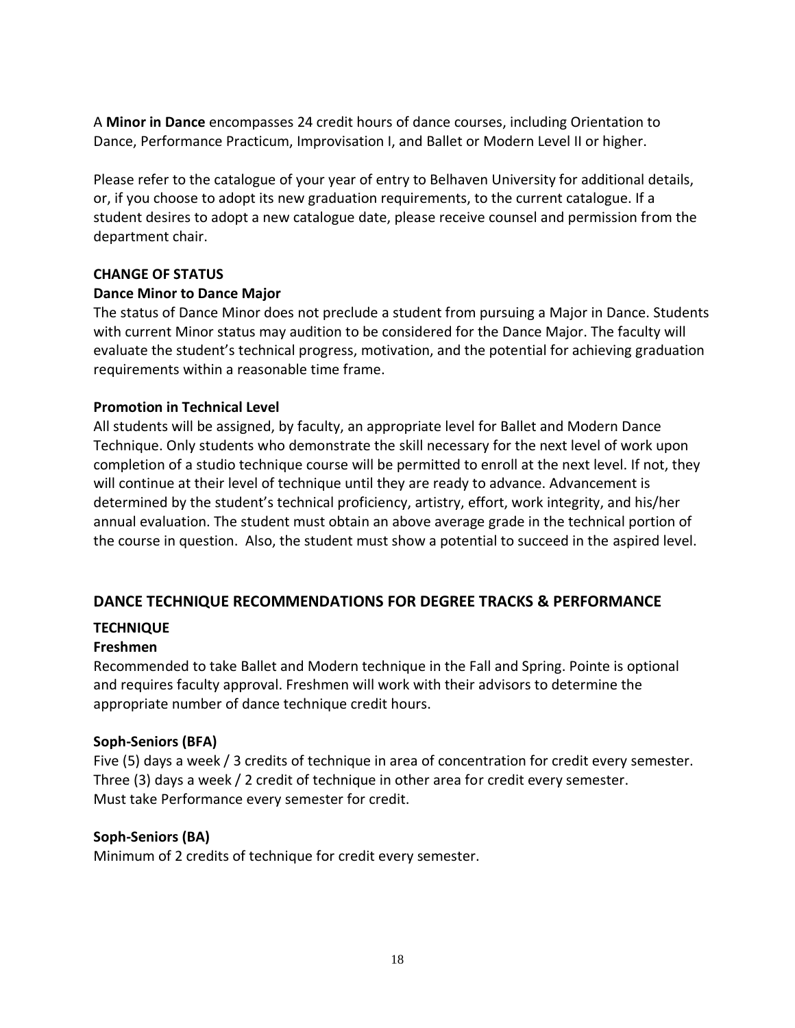A **Minor in Dance** encompasses 24 credit hours of dance courses, including Orientation to Dance, Performance Practicum, Improvisation I, and Ballet or Modern Level II or higher.

Please refer to the catalogue of your year of entry to Belhaven University for additional details, or, if you choose to adopt its new graduation requirements, to the current catalogue. If a student desires to adopt a new catalogue date, please receive counsel and permission from the department chair.

**CHANGE OF STATUS**

**Dance Minor to Dance Major**

The status of Dance Minor does not preclude a student from pursuing a Major in Dance. Students with current Minor status may audition to be considered for the Dance Major. The faculty will evaluate the student's technical progress, motivation, and the potential for achieving graduation requirements within a reasonable time frame.

**Promotion in Technical Level**

All students will be assigned, by faculty, an appropriate level for Ballet and Modern Dance Technique. Only students who demonstrate the skill necessary for the next level of work upon completion of a studio technique course will be permitted to enroll at the next level. If not, they will continue at their level of technique until they are ready to advance. Advancement is determined by the student's technical proficiency, artistry, effort, work integrity, and his/her annual evaluation. The student must obtain an above average grade in the technical portion of the course in question. Also, the student must show a potential to succeed in the aspired level.

## DANCE TECHNIQUE RECOMMENDATIONS FOR DEGREE TRACKS & PERFORMANCE

**TECHNIQUE**

**Freshmen**

Recommended to take Ballet and Modern technique in the Fall and Spring. Pointe is optional and requires faculty approval. Freshmen will work with their advisors to determine the appropriate number of dance technique credit hours.

**Soph-Seniors (BFA)**

Five (5) days a week / 3 credits of technique in area of concentration for credit every semester.
Three (3) days a week / 2 credit of technique in other area for credit every semester.
Must take Performance every semester for credit.

**Soph-Seniors (BA)**

Minimum of 2 credits of technique for credit every semester.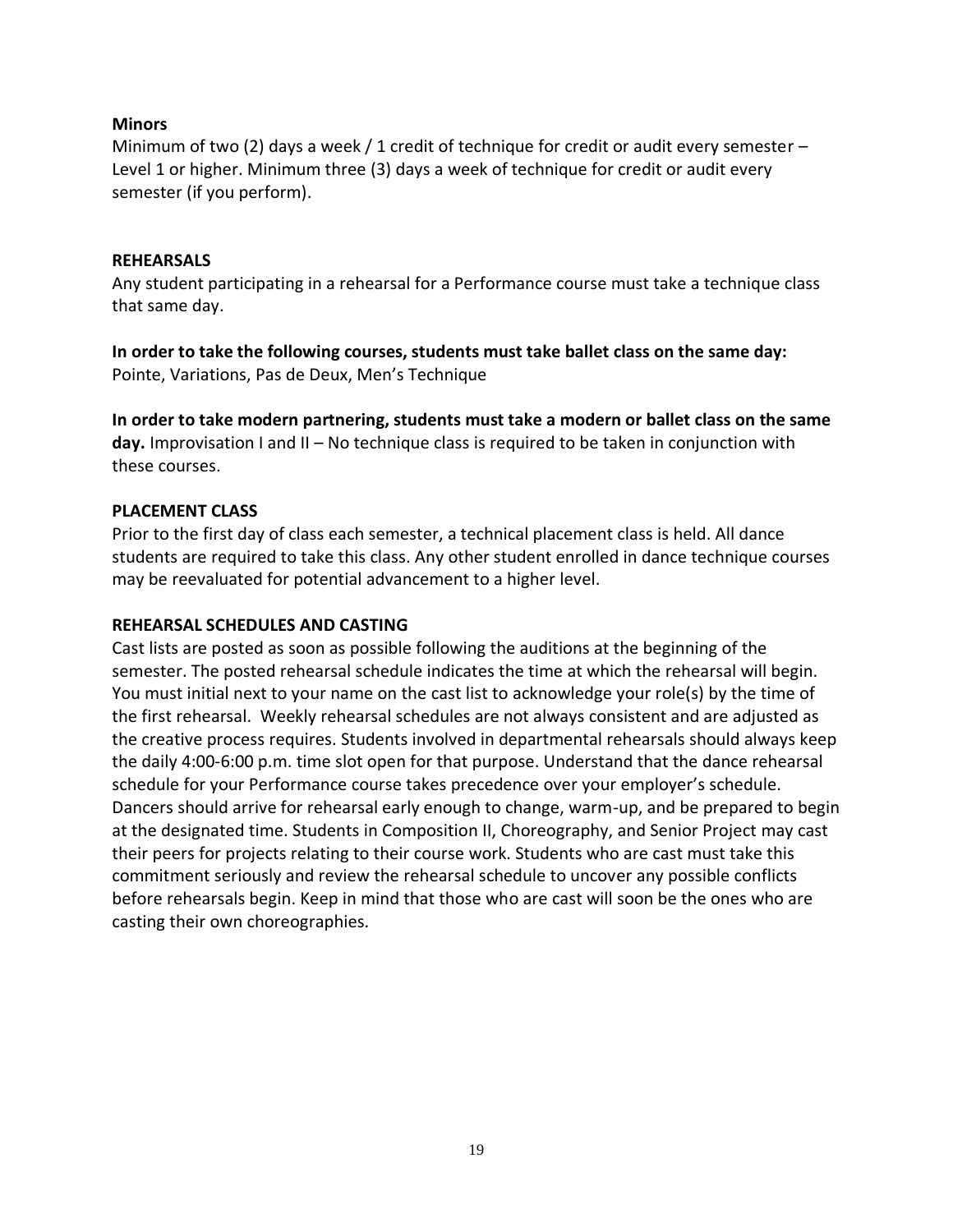**Minors**

Minimum of two (2) days a week / 1 credit of technique for credit or audit every semester – Level 1 or higher. Minimum three (3) days a week of technique for credit or audit every semester (if you perform).

**REHEARSALS**

Any student participating in a rehearsal for a Performance course must take a technique class that same day.

**In order to take the following courses, students must take ballet class on the same day:** Pointe, Variations, Pas de Deux, Men's Technique

**In order to take modern partnering, students must take a modern or ballet class on the same day.** Improvisation I and II – No technique class is required to be taken in conjunction with these courses.

**PLACEMENT CLASS**

Prior to the first day of class each semester, a technical placement class is held. All dance students are required to take this class. Any other student enrolled in dance technique courses may be reevaluated for potential advancement to a higher level.

**REHEARSAL SCHEDULES AND CASTING**

Cast lists are posted as soon as possible following the auditions at the beginning of the semester. The posted rehearsal schedule indicates the time at which the rehearsal will begin. You must initial next to your name on the cast list to acknowledge your role(s) by the time of the first rehearsal. Weekly rehearsal schedules are not always consistent and are adjusted as the creative process requires. Students involved in departmental rehearsals should always keep the daily 4:00-6:00 p.m. time slot open for that purpose. Understand that the dance rehearsal schedule for your Performance course takes precedence over your employer's schedule. Dancers should arrive for rehearsal early enough to change, warm-up, and be prepared to begin at the designated time. Students in Composition II, Choreography, and Senior Project may cast their peers for projects relating to their course work. Students who are cast must take this commitment seriously and review the rehearsal schedule to uncover any possible conflicts before rehearsals begin. Keep in mind that those who are cast will soon be the ones who are casting their own choreographies.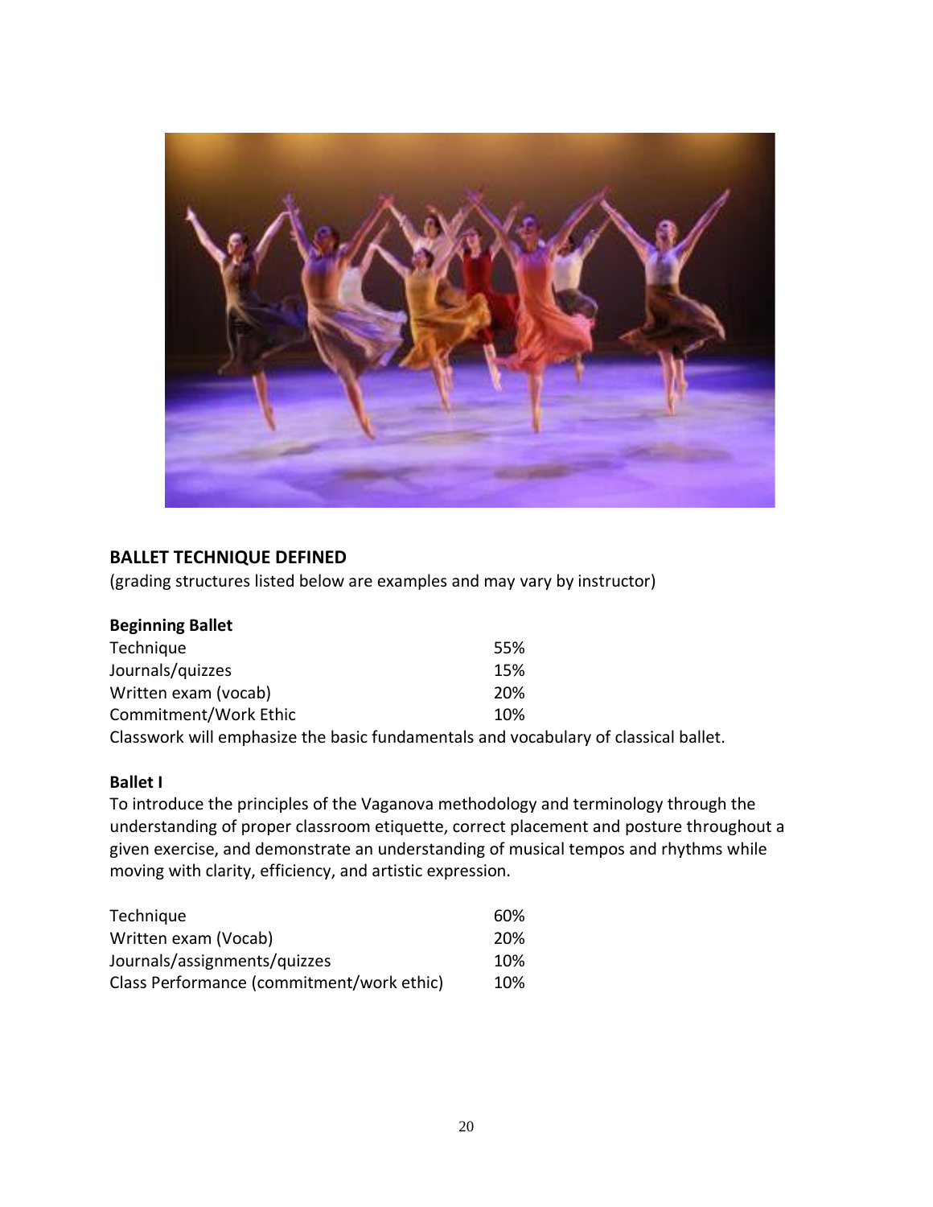## BALLET TECHNIQUE DEFINED

(grading structures listed below are examples and may vary by instructor)

### Beginning Ballet

| | |
|---|---|
| Technique | 55% |
| Journals/quizzes | 15% |
| Written exam (vocab) | 20% |
| Commitment/Work Ethic | 10% |

Classwork will emphasize the basic fundamentals and vocabulary of classical ballet.

### Ballet I

To introduce the principles of the Vaganova methodology and terminology through the understanding of proper classroom etiquette, correct placement and posture throughout a given exercise, and demonstrate an understanding of musical tempos and rhythms while moving with clarity, efficiency, and artistic expression.

| | |
|---|---|
| Technique | 60% |
| Written exam (Vocab) | 20% |
| Journals/assignments/quizzes | 10% |
| Class Performance (commitment/work ethic) | 10% |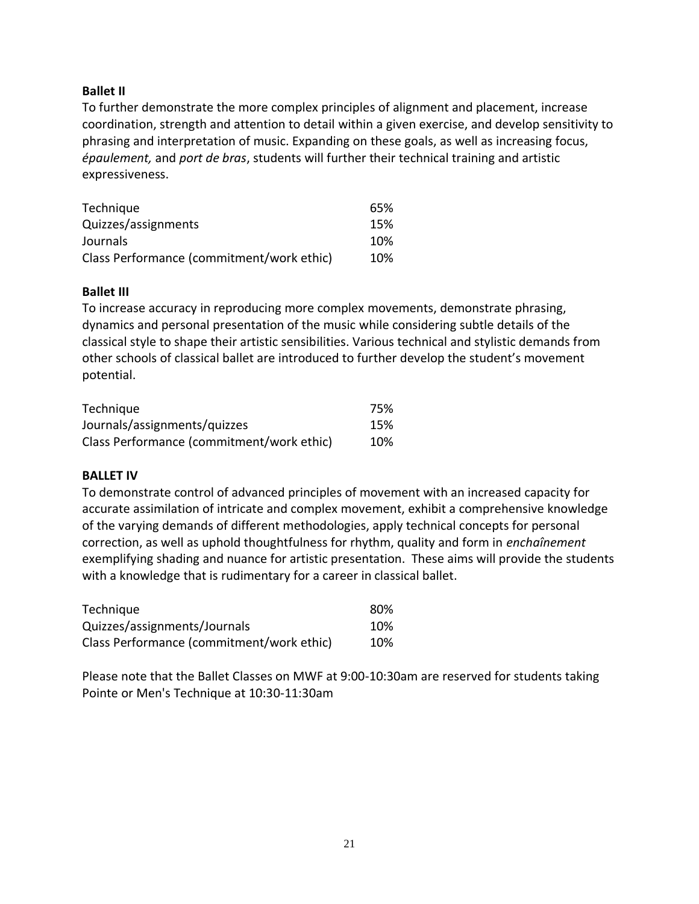**Ballet II**

To further demonstrate the more complex principles of alignment and placement, increase coordination, strength and attention to detail within a given exercise, and develop sensitivity to phrasing and interpretation of music. Expanding on these goals, as well as increasing focus, *épaulement,* and *port de bras*, students will further their technical training and artistic expressiveness.

| | |
|---|---|
| Technique | 65% |
| Quizzes/assignments | 15% |
| Journals | 10% |
| Class Performance (commitment/work ethic) | 10% |

**Ballet III**

To increase accuracy in reproducing more complex movements, demonstrate phrasing, dynamics and personal presentation of the music while considering subtle details of the classical style to shape their artistic sensibilities. Various technical and stylistic demands from other schools of classical ballet are introduced to further develop the student's movement potential.

| | |
|---|---|
| Technique | 75% |
| Journals/assignments/quizzes | 15% |
| Class Performance (commitment/work ethic) | 10% |

**BALLET IV**

To demonstrate control of advanced principles of movement with an increased capacity for accurate assimilation of intricate and complex movement, exhibit a comprehensive knowledge of the varying demands of different methodologies, apply technical concepts for personal correction, as well as uphold thoughtfulness for rhythm, quality and form in *enchaînement* exemplifying shading and nuance for artistic presentation. These aims will provide the students with a knowledge that is rudimentary for a career in classical ballet.

| | |
|---|---|
| Technique | 80% |
| Quizzes/assignments/Journals | 10% |
| Class Performance (commitment/work ethic) | 10% |

Please note that the Ballet Classes on MWF at 9:00-10:30am are reserved for students taking Pointe or Men's Technique at 10:30-11:30am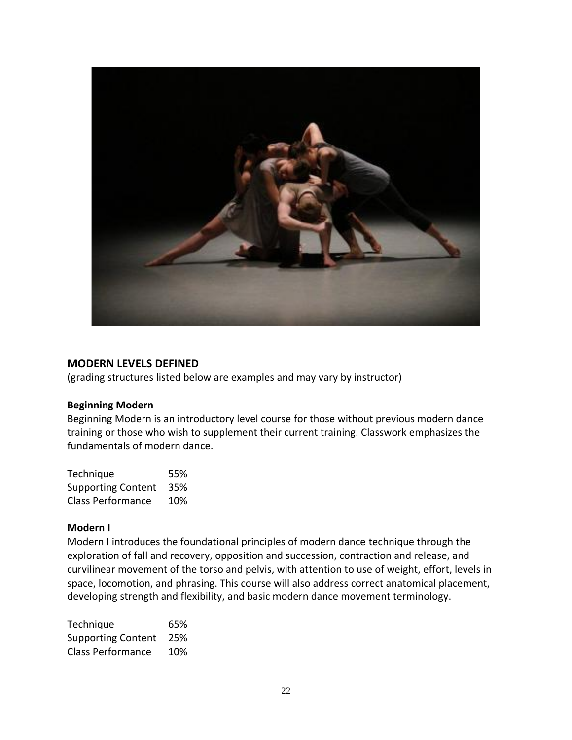## MODERN LEVELS DEFINED

(grading structures listed below are examples and may vary by instructor)

### Beginning Modern

Beginning Modern is an introductory level course for those without previous modern dance training or those who wish to supplement their current training. Classwork emphasizes the fundamentals of modern dance.

| Technique | 55% |
|---|---|
| Supporting Content | 35% |
| Class Performance | 10% |

### Modern I

Modern I introduces the foundational principles of modern dance technique through the exploration of fall and recovery, opposition and succession, contraction and release, and curvilinear movement of the torso and pelvis, with attention to use of weight, effort, levels in space, locomotion, and phrasing. This course will also address correct anatomical placement, developing strength and flexibility, and basic modern dance movement terminology.

| Technique | 65% |
|---|---|
| Supporting Content | 25% |
| Class Performance | 10% |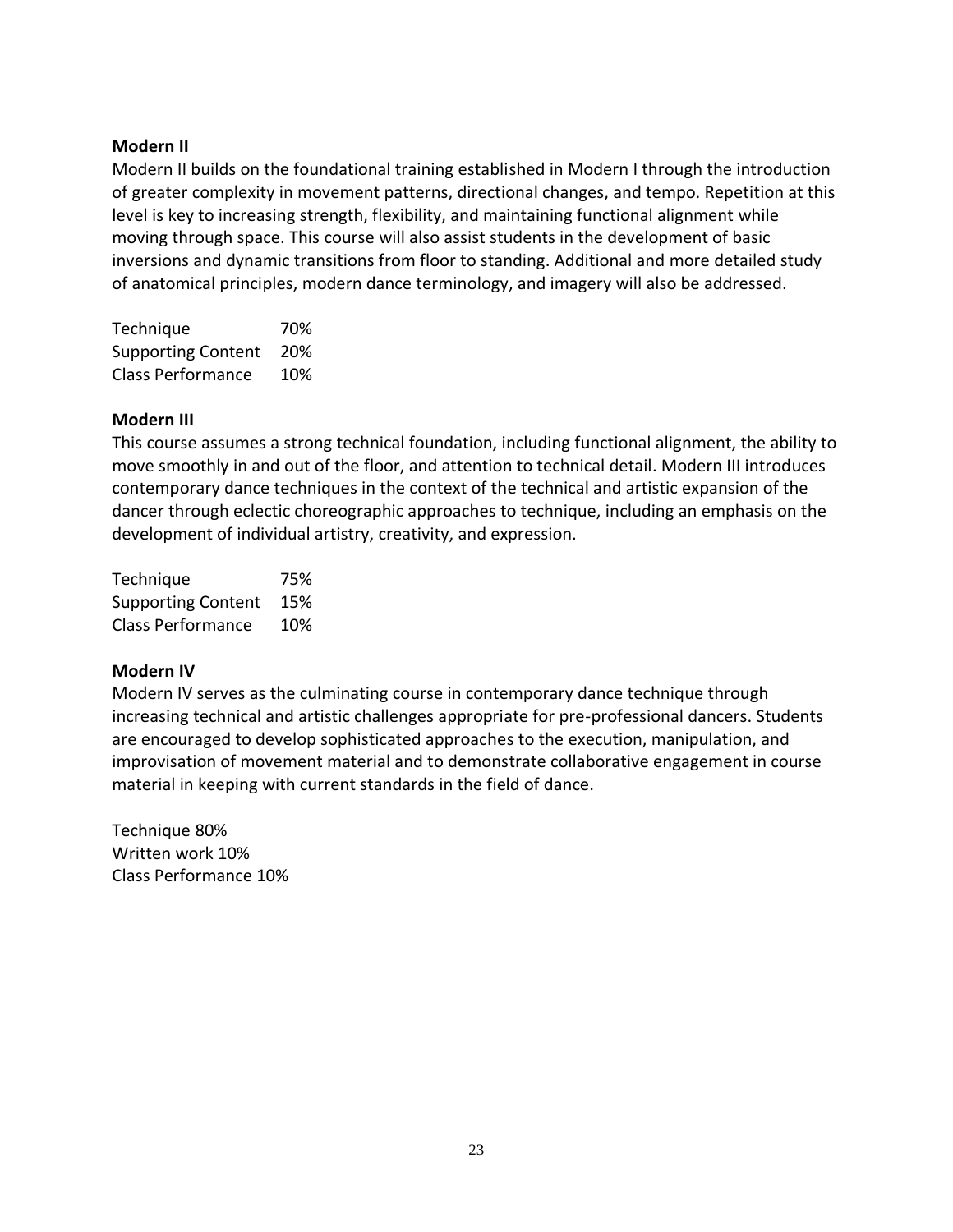**Modern II**

Modern II builds on the foundational training established in Modern I through the introduction of greater complexity in movement patterns, directional changes, and tempo. Repetition at this level is key to increasing strength, flexibility, and maintaining functional alignment while moving through space. This course will also assist students in the development of basic inversions and dynamic transitions from floor to standing. Additional and more detailed study of anatomical principles, modern dance terminology, and imagery will also be addressed.

| Technique | 70% |
|---|---|
| Supporting Content | 20% |
| Class Performance | 10% |

**Modern III**

This course assumes a strong technical foundation, including functional alignment, the ability to move smoothly in and out of the floor, and attention to technical detail. Modern III introduces contemporary dance techniques in the context of the technical and artistic expansion of the dancer through eclectic choreographic approaches to technique, including an emphasis on the development of individual artistry, creativity, and expression.

| Technique | 75% |
|---|---|
| Supporting Content | 15% |
| Class Performance | 10% |

**Modern IV**

Modern IV serves as the culminating course in contemporary dance technique through increasing technical and artistic challenges appropriate for pre-professional dancers. Students are encouraged to develop sophisticated approaches to the execution, manipulation, and improvisation of movement material and to demonstrate collaborative engagement in course material in keeping with current standards in the field of dance.

Technique 80%
Written work 10%
Class Performance 10%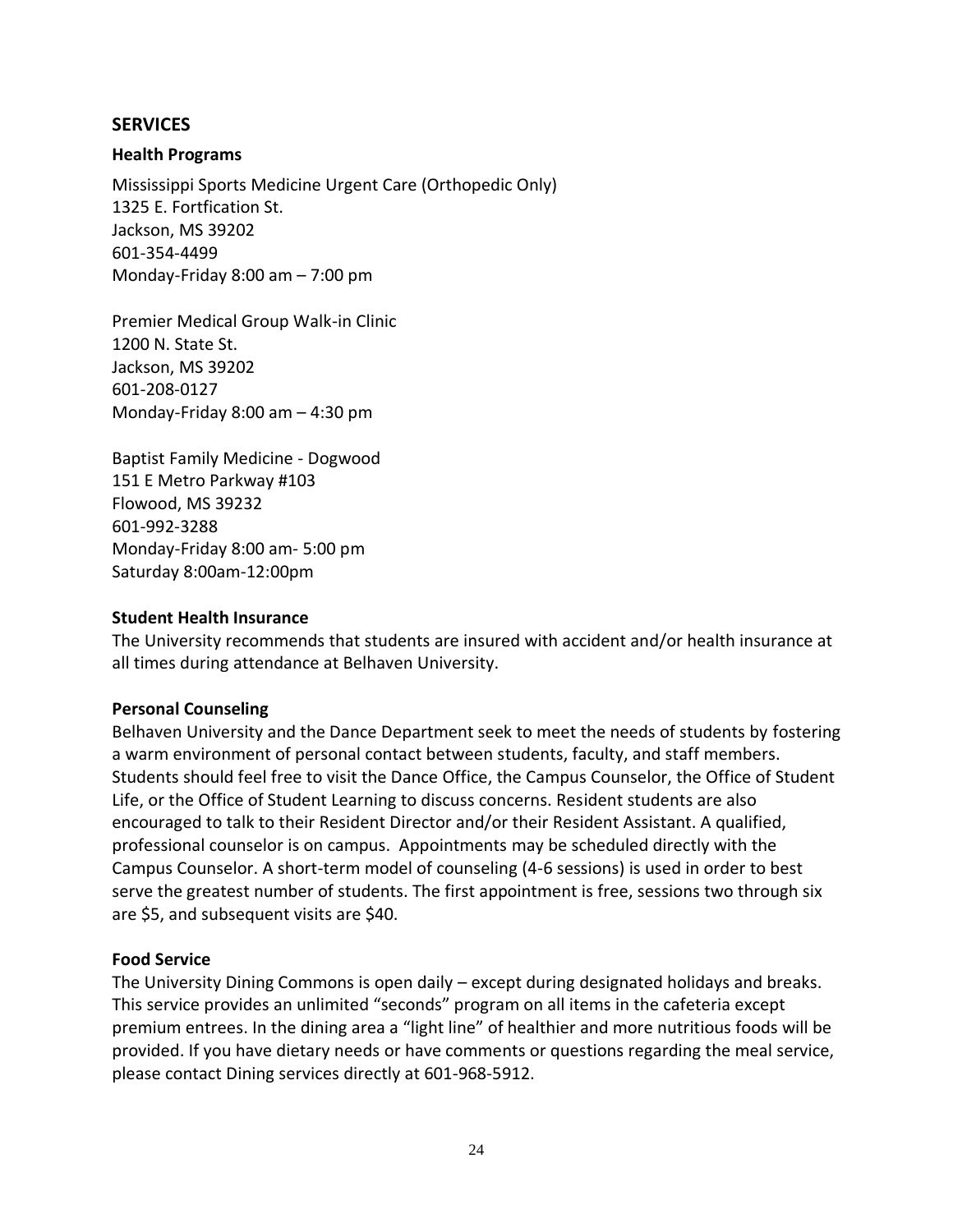## SERVICES

### Health Programs

Mississippi Sports Medicine Urgent Care (Orthopedic Only)
1325 E. Fortfication St.
Jackson, MS 39202
601-354-4499
Monday-Friday 8:00 am – 7:00 pm

Premier Medical Group Walk-in Clinic
1200 N. State St.
Jackson, MS 39202
601-208-0127
Monday-Friday 8:00 am – 4:30 pm

Baptist Family Medicine - Dogwood
151 E Metro Parkway #103
Flowood, MS 39232
601-992-3288
Monday-Friday 8:00 am- 5:00 pm
Saturday 8:00am-12:00pm

### Student Health Insurance

The University recommends that students are insured with accident and/or health insurance at all times during attendance at Belhaven University.

### Personal Counseling

Belhaven University and the Dance Department seek to meet the needs of students by fostering a warm environment of personal contact between students, faculty, and staff members. Students should feel free to visit the Dance Office, the Campus Counselor, the Office of Student Life, or the Office of Student Learning to discuss concerns. Resident students are also encouraged to talk to their Resident Director and/or their Resident Assistant. A qualified, professional counselor is on campus. Appointments may be scheduled directly with the Campus Counselor. A short-term model of counseling (4-6 sessions) is used in order to best serve the greatest number of students. The first appointment is free, sessions two through six are $5, and subsequent visits are $40.

### Food Service

The University Dining Commons is open daily – except during designated holidays and breaks. This service provides an unlimited "seconds" program on all items in the cafeteria except premium entrees. In the dining area a "light line" of healthier and more nutritious foods will be provided. If you have dietary needs or have comments or questions regarding the meal service, please contact Dining services directly at 601-968-5912.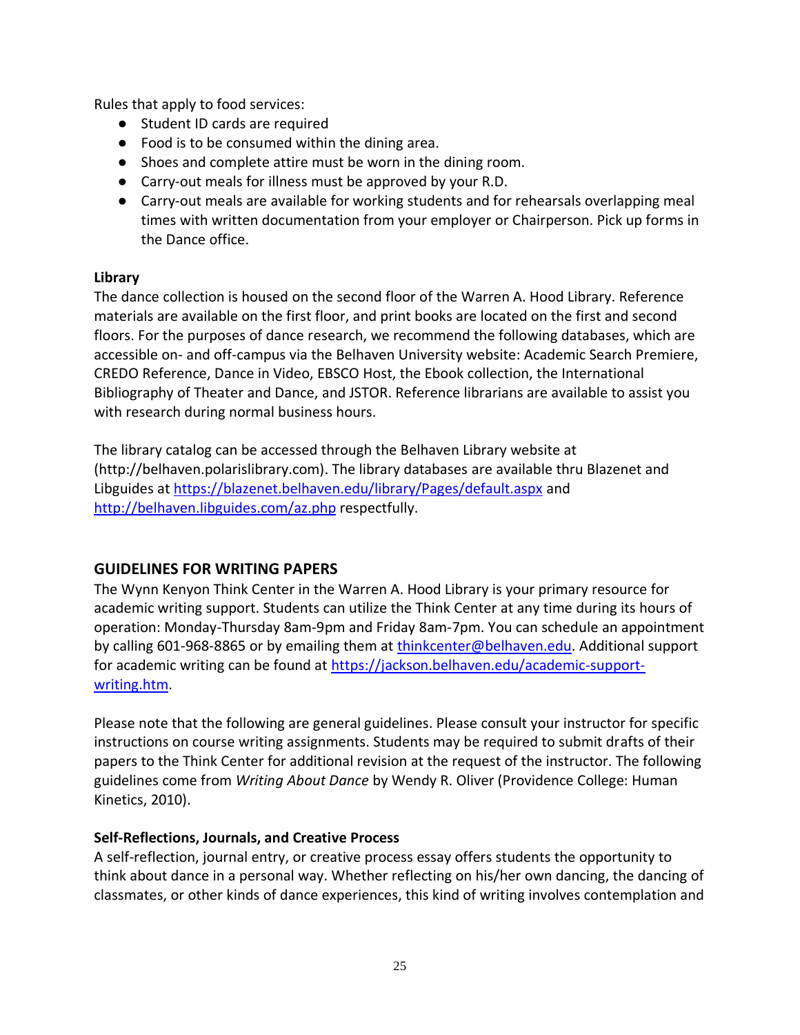Rules that apply to food services:

- Student ID cards are required
- Food is to be consumed within the dining area.
- Shoes and complete attire must be worn in the dining room.
- Carry-out meals for illness must be approved by your R.D.
- Carry-out meals are available for working students and for rehearsals overlapping meal times with written documentation from your employer or Chairperson. Pick up forms in the Dance office.

**Library**

The dance collection is housed on the second floor of the Warren A. Hood Library. Reference materials are available on the first floor, and print books are located on the first and second floors. For the purposes of dance research, we recommend the following databases, which are accessible on- and off-campus via the Belhaven University website: Academic Search Premiere, CREDO Reference, Dance in Video, EBSCO Host, the Ebook collection, the International Bibliography of Theater and Dance, and JSTOR. Reference librarians are available to assist you with research during normal business hours.

The library catalog can be accessed through the Belhaven Library website at (http://belhaven.polarislibrary.com). The library databases are available thru Blazenet and Libguides at https://blazenet.belhaven.edu/library/Pages/default.aspx and http://belhaven.libguides.com/az.php respectfully.

## GUIDELINES FOR WRITING PAPERS

The Wynn Kenyon Think Center in the Warren A. Hood Library is your primary resource for academic writing support. Students can utilize the Think Center at any time during its hours of operation: Monday-Thursday 8am-9pm and Friday 8am-7pm. You can schedule an appointment by calling 601-968-8865 or by emailing them at thinkcenter@belhaven.edu. Additional support for academic writing can be found at https://jackson.belhaven.edu/academic-support-writing.htm.

Please note that the following are general guidelines. Please consult your instructor for specific instructions on course writing assignments. Students may be required to submit drafts of their papers to the Think Center for additional revision at the request of the instructor. The following guidelines come from *Writing About Dance* by Wendy R. Oliver (Providence College: Human Kinetics, 2010).

**Self-Reflections, Journals, and Creative Process**

A self-reflection, journal entry, or creative process essay offers students the opportunity to think about dance in a personal way. Whether reflecting on his/her own dancing, the dancing of classmates, or other kinds of dance experiences, this kind of writing involves contemplation and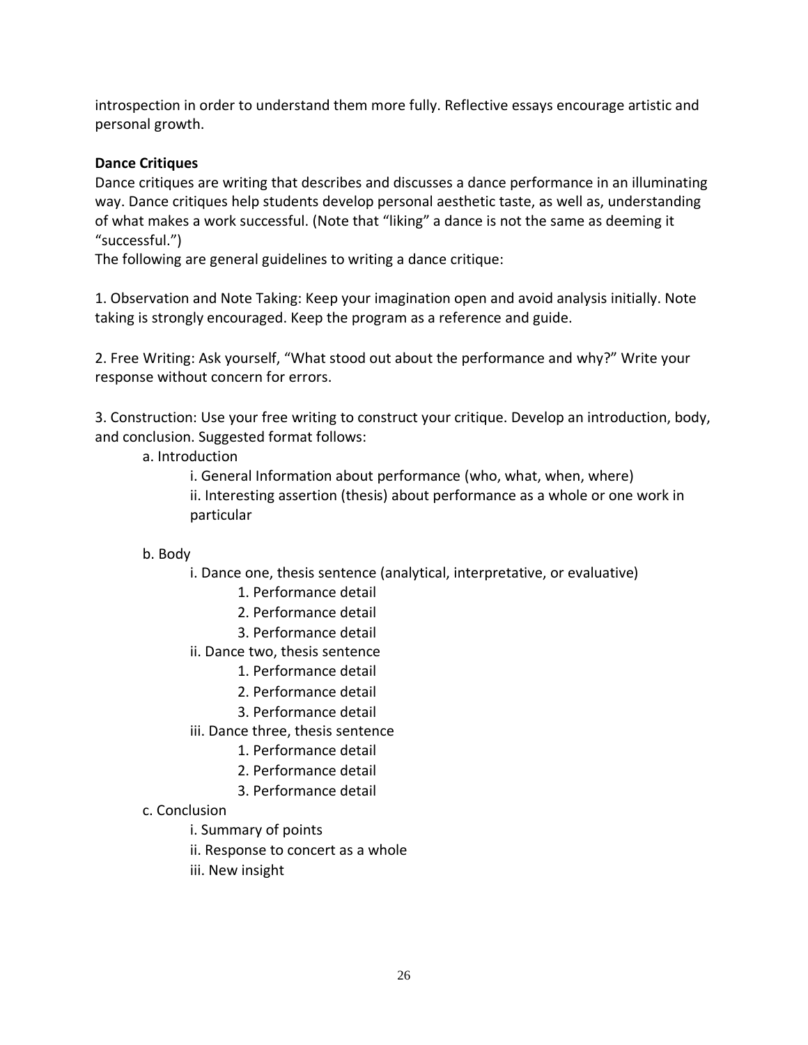introspection in order to understand them more fully. Reflective essays encourage artistic and personal growth.

**Dance Critiques**

Dance critiques are writing that describes and discusses a dance performance in an illuminating way. Dance critiques help students develop personal aesthetic taste, as well as, understanding of what makes a work successful. (Note that "liking" a dance is not the same as deeming it "successful.")

The following are general guidelines to writing a dance critique:

1. Observation and Note Taking: Keep your imagination open and avoid analysis initially. Note taking is strongly encouraged. Keep the program as a reference and guide.

2. Free Writing: Ask yourself, "What stood out about the performance and why?" Write your response without concern for errors.

3. Construction: Use your free writing to construct your critique. Develop an introduction, body, and conclusion. Suggested format follows:

    a. Introduction
        i. General Information about performance (who, what, when, where)
        ii. Interesting assertion (thesis) about performance as a whole or one work in particular

    b. Body
        i. Dance one, thesis sentence (analytical, interpretative, or evaluative)
            1. Performance detail
            2. Performance detail
            3. Performance detail
        ii. Dance two, thesis sentence
            1. Performance detail
            2. Performance detail
            3. Performance detail
        iii. Dance three, thesis sentence
            1. Performance detail
            2. Performance detail
            3. Performance detail

    c. Conclusion
        i. Summary of points
        ii. Response to concert as a whole
        iii. New insight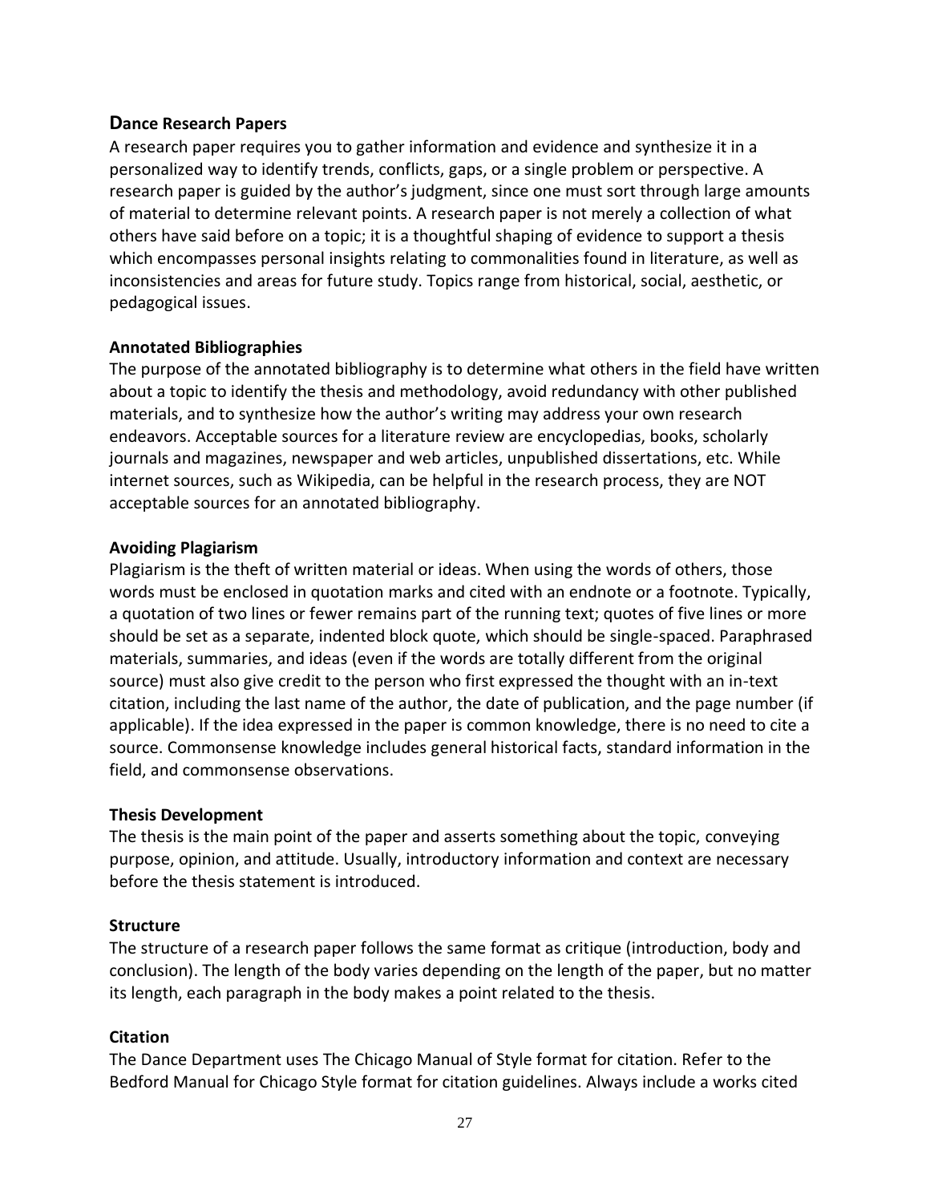## Dance Research Papers

A research paper requires you to gather information and evidence and synthesize it in a personalized way to identify trends, conflicts, gaps, or a single problem or perspective. A research paper is guided by the author's judgment, since one must sort through large amounts of material to determine relevant points. A research paper is not merely a collection of what others have said before on a topic; it is a thoughtful shaping of evidence to support a thesis which encompasses personal insights relating to commonalities found in literature, as well as inconsistencies and areas for future study. Topics range from historical, social, aesthetic, or pedagogical issues.

### Annotated Bibliographies

The purpose of the annotated bibliography is to determine what others in the field have written about a topic to identify the thesis and methodology, avoid redundancy with other published materials, and to synthesize how the author's writing may address your own research endeavors. Acceptable sources for a literature review are encyclopedias, books, scholarly journals and magazines, newspaper and web articles, unpublished dissertations, etc. While internet sources, such as Wikipedia, can be helpful in the research process, they are NOT acceptable sources for an annotated bibliography.

### Avoiding Plagiarism

Plagiarism is the theft of written material or ideas. When using the words of others, those words must be enclosed in quotation marks and cited with an endnote or a footnote. Typically, a quotation of two lines or fewer remains part of the running text; quotes of five lines or more should be set as a separate, indented block quote, which should be single-spaced. Paraphrased materials, summaries, and ideas (even if the words are totally different from the original source) must also give credit to the person who first expressed the thought with an in-text citation, including the last name of the author, the date of publication, and the page number (if applicable). If the idea expressed in the paper is common knowledge, there is no need to cite a source. Commonsense knowledge includes general historical facts, standard information in the field, and commonsense observations.

### Thesis Development

The thesis is the main point of the paper and asserts something about the topic, conveying purpose, opinion, and attitude. Usually, introductory information and context are necessary before the thesis statement is introduced.

### Structure

The structure of a research paper follows the same format as critique (introduction, body and conclusion). The length of the body varies depending on the length of the paper, but no matter its length, each paragraph in the body makes a point related to the thesis.

### Citation

The Dance Department uses The Chicago Manual of Style format for citation. Refer to the Bedford Manual for Chicago Style format for citation guidelines. Always include a works cited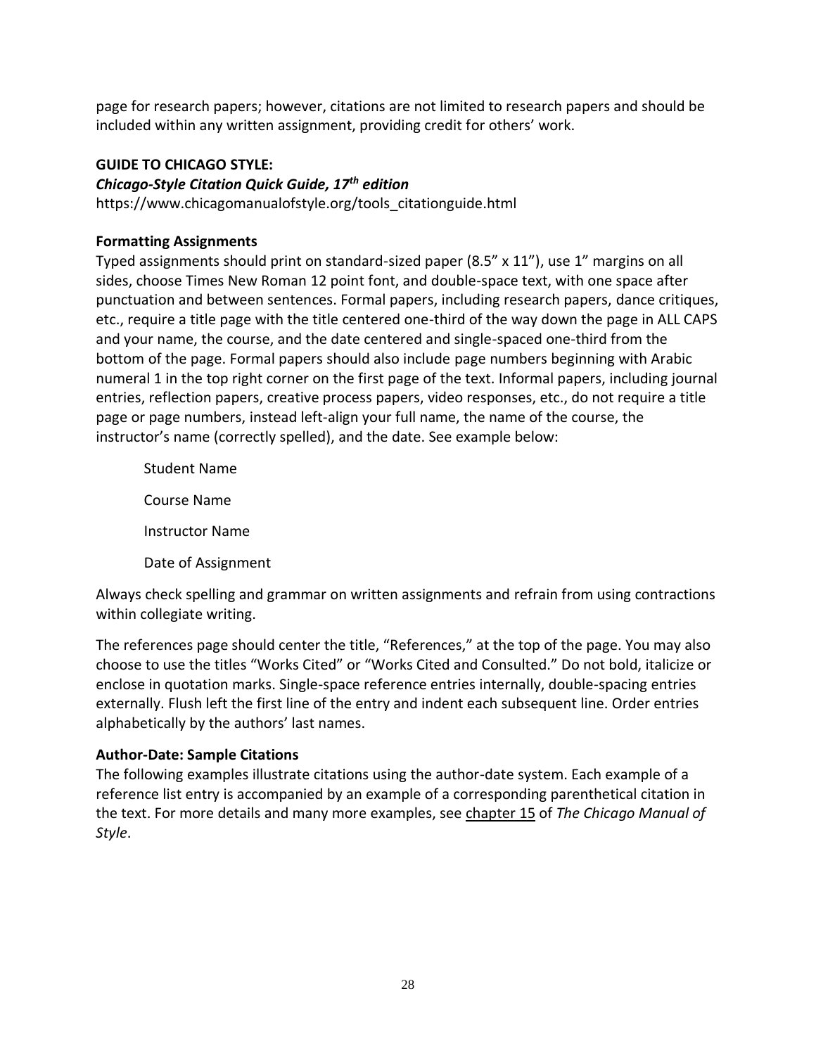page for research papers; however, citations are not limited to research papers and should be included within any written assignment, providing credit for others' work.

**GUIDE TO CHICAGO STYLE:**

***Chicago-Style Citation Quick Guide, 17th edition***

https://www.chicagomanualofstyle.org/tools_citationguide.html

**Formatting Assignments**

Typed assignments should print on standard-sized paper (8.5" x 11"), use 1" margins on all sides, choose Times New Roman 12 point font, and double-space text, with one space after punctuation and between sentences. Formal papers, including research papers, dance critiques, etc., require a title page with the title centered one-third of the way down the page in ALL CAPS and your name, the course, and the date centered and single-spaced one-third from the bottom of the page. Formal papers should also include page numbers beginning with Arabic numeral 1 in the top right corner on the first page of the text. Informal papers, including journal entries, reflection papers, creative process papers, video responses, etc., do not require a title page or page numbers, instead left-align your full name, the name of the course, the instructor's name (correctly spelled), and the date. See example below:

Student Name

Course Name

Instructor Name

Date of Assignment

Always check spelling and grammar on written assignments and refrain from using contractions within collegiate writing.

The references page should center the title, "References," at the top of the page. You may also choose to use the titles "Works Cited" or "Works Cited and Consulted." Do not bold, italicize or enclose in quotation marks. Single-space reference entries internally, double-spacing entries externally. Flush left the first line of the entry and indent each subsequent line. Order entries alphabetically by the authors' last names.

**Author-Date: Sample Citations**

The following examples illustrate citations using the author-date system. Each example of a reference list entry is accompanied by an example of a corresponding parenthetical citation in the text. For more details and many more examples, see chapter 15 of *The Chicago Manual of Style*.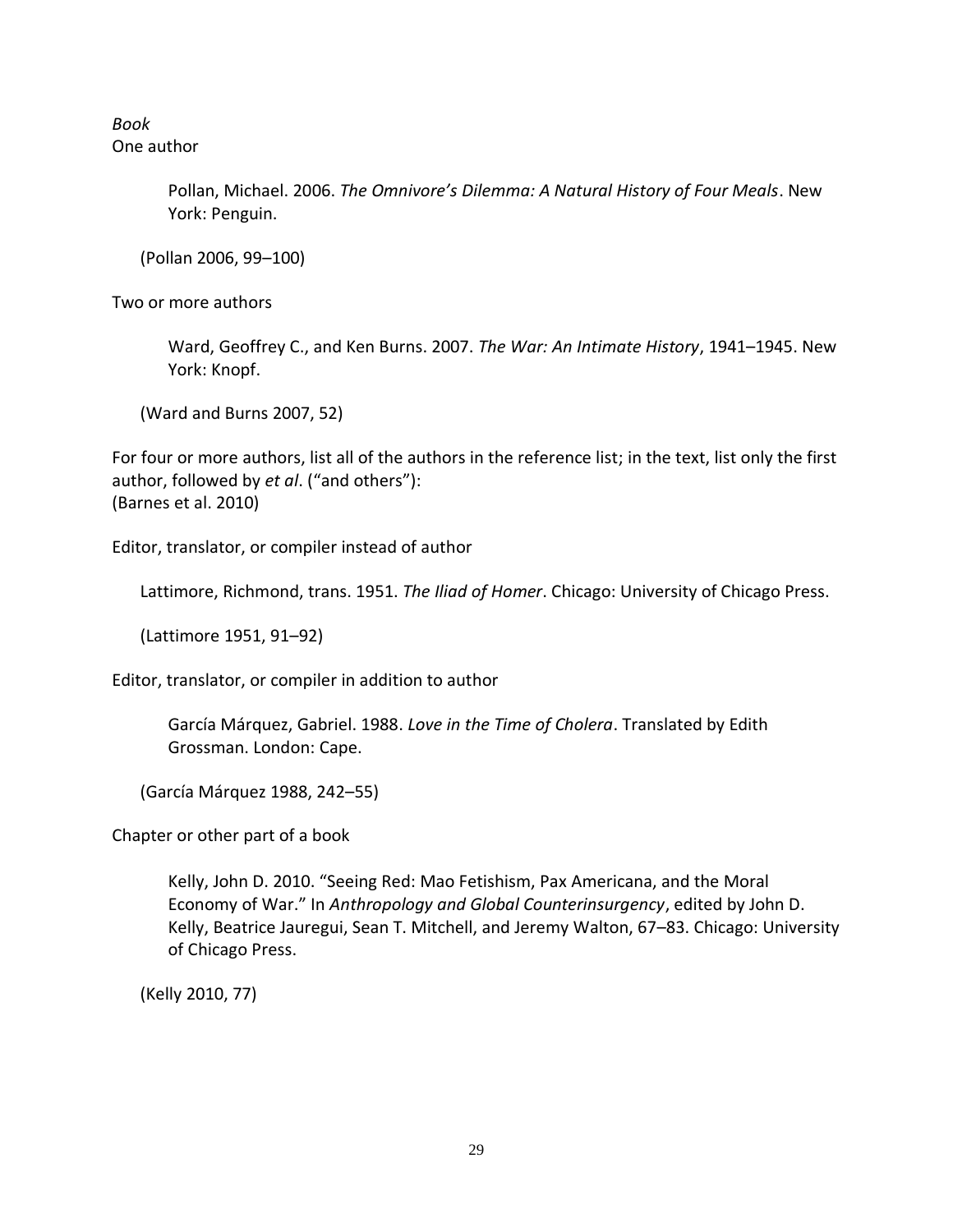*Book*
One author

> Pollan, Michael. 2006. *The Omnivore's Dilemma: A Natural History of Four Meals*. New York: Penguin.

(Pollan 2006, 99–100)

Two or more authors

> Ward, Geoffrey C., and Ken Burns. 2007. *The War: An Intimate History*, 1941–1945. New York: Knopf.

(Ward and Burns 2007, 52)

For four or more authors, list all of the authors in the reference list; in the text, list only the first author, followed by *et al*. ("and others"):
(Barnes et al. 2010)

Editor, translator, or compiler instead of author

> Lattimore, Richmond, trans. 1951. *The Iliad of Homer*. Chicago: University of Chicago Press.

(Lattimore 1951, 91–92)

Editor, translator, or compiler in addition to author

> García Márquez, Gabriel. 1988. *Love in the Time of Cholera*. Translated by Edith Grossman. London: Cape.

(García Márquez 1988, 242–55)

Chapter or other part of a book

> Kelly, John D. 2010. "Seeing Red: Mao Fetishism, Pax Americana, and the Moral Economy of War." In *Anthropology and Global Counterinsurgency*, edited by John D. Kelly, Beatrice Jauregui, Sean T. Mitchell, and Jeremy Walton, 67–83. Chicago: University of Chicago Press.

(Kelly 2010, 77)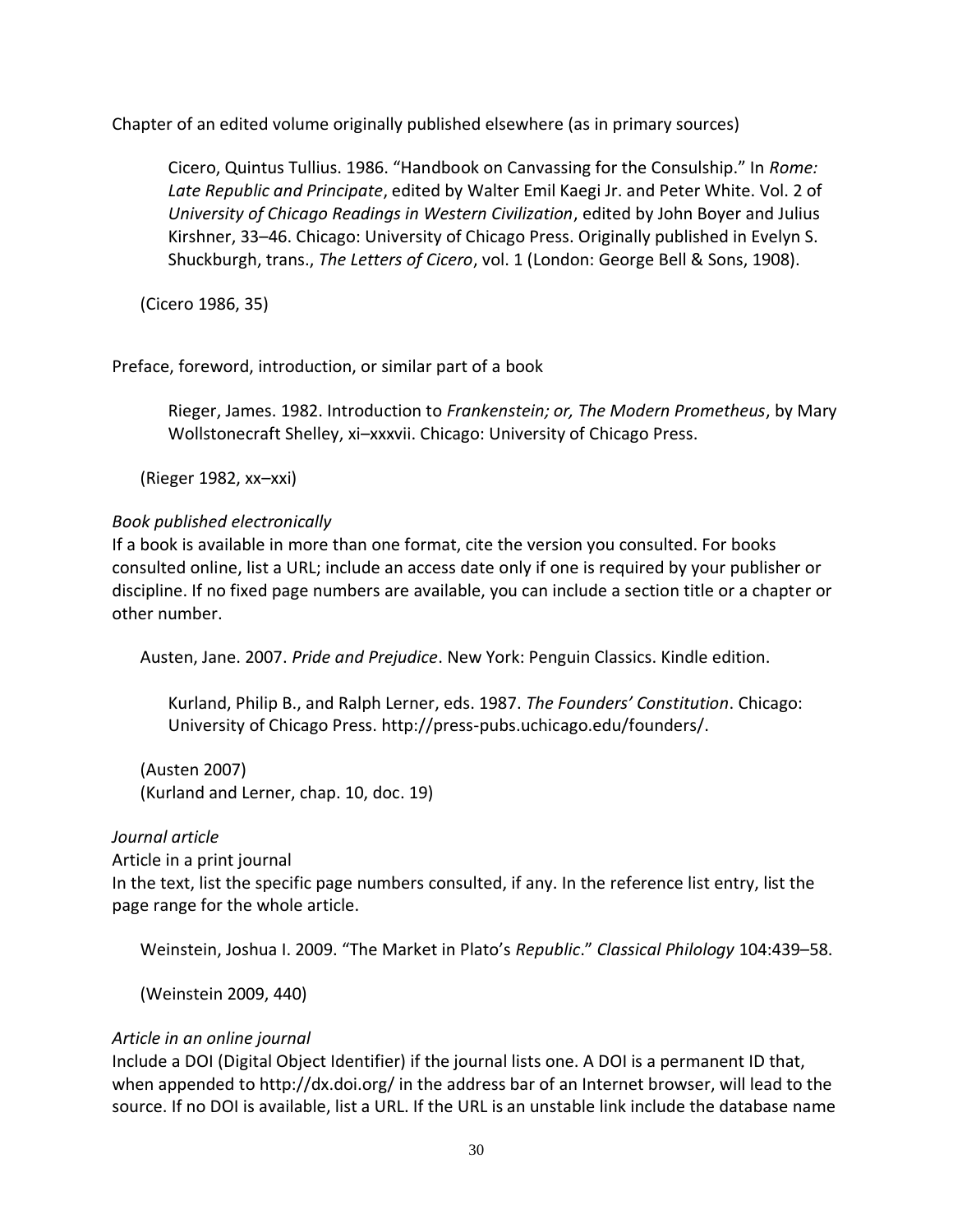Chapter of an edited volume originally published elsewhere (as in primary sources)

> Cicero, Quintus Tullius. 1986. “Handbook on Canvassing for the Consulship.” In *Rome: Late Republic and Principate*, edited by Walter Emil Kaegi Jr. and Peter White. Vol. 2 of *University of Chicago Readings in Western Civilization*, edited by John Boyer and Julius Kirshner, 33–46. Chicago: University of Chicago Press. Originally published in Evelyn S. Shuckburgh, trans., *The Letters of Cicero*, vol. 1 (London: George Bell & Sons, 1908).

(Cicero 1986, 35)

Preface, foreword, introduction, or similar part of a book

> Rieger, James. 1982. Introduction to *Frankenstein; or, The Modern Prometheus*, by Mary Wollstonecraft Shelley, xi–xxxvii. Chicago: University of Chicago Press.

(Rieger 1982, xx–xxi)

*Book published electronically*

If a book is available in more than one format, cite the version you consulted. For books consulted online, list a URL; include an access date only if one is required by your publisher or discipline. If no fixed page numbers are available, you can include a section title or a chapter or other number.

Austen, Jane. 2007. *Pride and Prejudice*. New York: Penguin Classics. Kindle edition.

> Kurland, Philip B., and Ralph Lerner, eds. 1987. *The Founders' Constitution*. Chicago: University of Chicago Press. http://press-pubs.uchicago.edu/founders/.

(Austen 2007)
(Kurland and Lerner, chap. 10, doc. 19)

*Journal article*

Article in a print journal

In the text, list the specific page numbers consulted, if any. In the reference list entry, list the page range for the whole article.

Weinstein, Joshua I. 2009. “The Market in Plato's *Republic*.” *Classical Philology* 104:439–58.

(Weinstein 2009, 440)

*Article in an online journal*

Include a DOI (Digital Object Identifier) if the journal lists one. A DOI is a permanent ID that, when appended to http://dx.doi.org/ in the address bar of an Internet browser, will lead to the source. If no DOI is available, list a URL. If the URL is an unstable link include the database name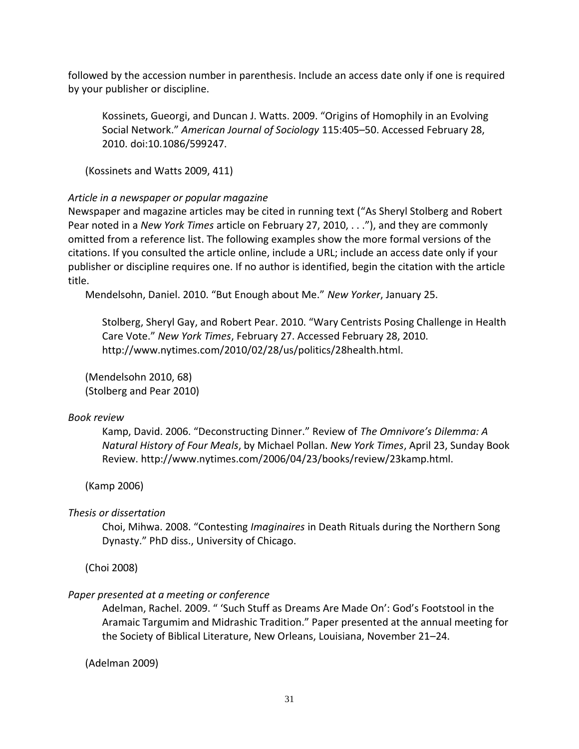followed by the accession number in parenthesis. Include an access date only if one is required by your publisher or discipline.

> Kossinets, Gueorgi, and Duncan J. Watts. 2009. "Origins of Homophily in an Evolving Social Network." *American Journal of Sociology* 115:405–50. Accessed February 28, 2010. doi:10.1086/599247.

(Kossinets and Watts 2009, 411)

*Article in a newspaper or popular magazine*

Newspaper and magazine articles may be cited in running text ("As Sheryl Stolberg and Robert Pear noted in a *New York Times* article on February 27, 2010, . . ."), and they are commonly omitted from a reference list. The following examples show the more formal versions of the citations. If you consulted the article online, include a URL; include an access date only if your publisher or discipline requires one. If no author is identified, begin the citation with the article title.

Mendelsohn, Daniel. 2010. "But Enough about Me." *New Yorker*, January 25.

> Stolberg, Sheryl Gay, and Robert Pear. 2010. "Wary Centrists Posing Challenge in Health Care Vote." *New York Times*, February 27. Accessed February 28, 2010. http://www.nytimes.com/2010/02/28/us/politics/28health.html.

(Mendelsohn 2010, 68)
(Stolberg and Pear 2010)

*Book review*

> Kamp, David. 2006. "Deconstructing Dinner." Review of *The Omnivore's Dilemma: A Natural History of Four Meals*, by Michael Pollan. *New York Times*, April 23, Sunday Book Review. http://www.nytimes.com/2006/04/23/books/review/23kamp.html.

(Kamp 2006)

*Thesis or dissertation*

> Choi, Mihwa. 2008. "Contesting *Imaginaires* in Death Rituals during the Northern Song Dynasty." PhD diss., University of Chicago.

(Choi 2008)

*Paper presented at a meeting or conference*

> Adelman, Rachel. 2009. " 'Such Stuff as Dreams Are Made On': God's Footstool in the Aramaic Targumim and Midrashic Tradition." Paper presented at the annual meeting for the Society of Biblical Literature, New Orleans, Louisiana, November 21–24.

(Adelman 2009)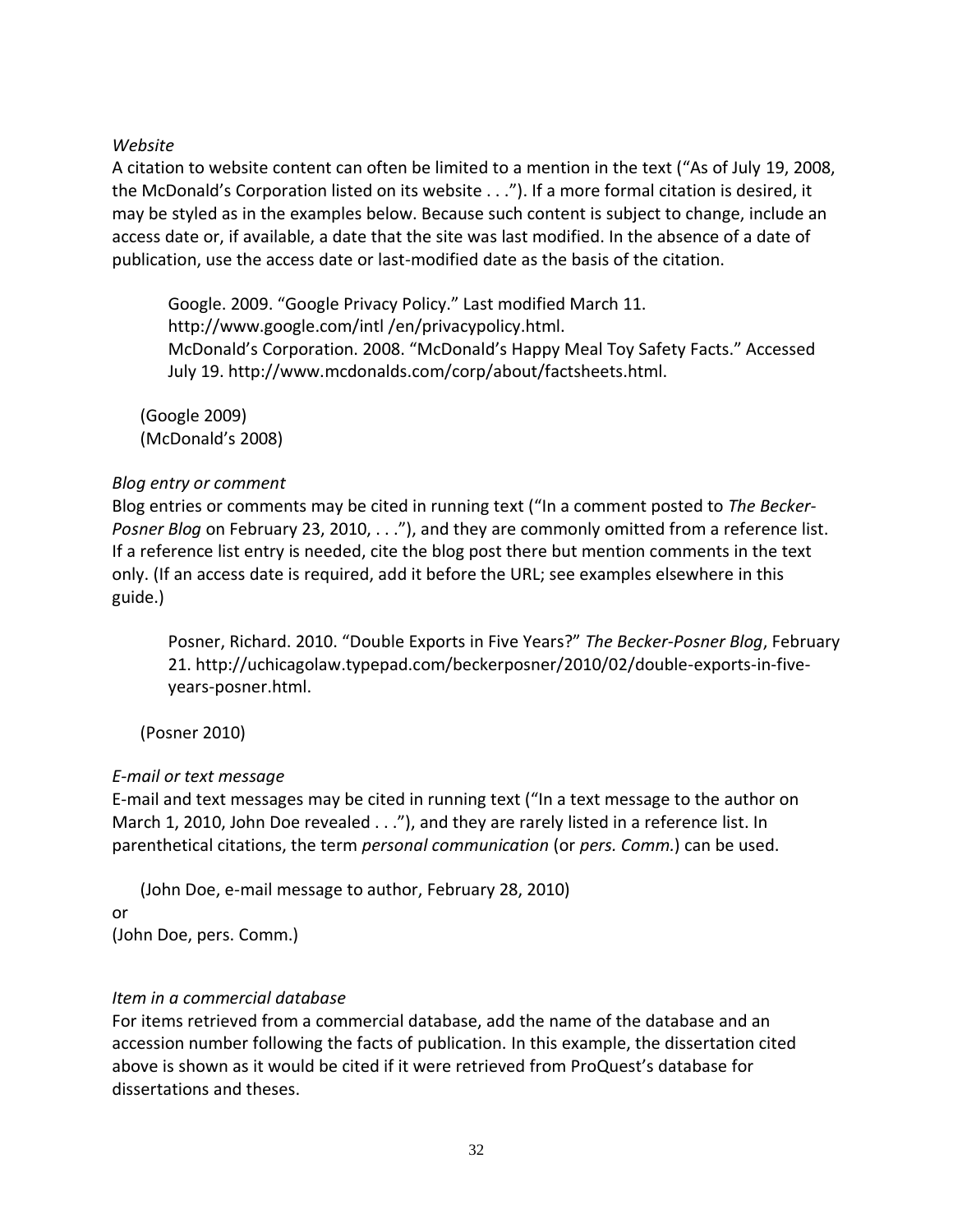*Website*

A citation to website content can often be limited to a mention in the text ("As of July 19, 2008, the McDonald's Corporation listed on its website . . ."). If a more formal citation is desired, it may be styled as in the examples below. Because such content is subject to change, include an access date or, if available, a date that the site was last modified. In the absence of a date of publication, use the access date or last-modified date as the basis of the citation.

> Google. 2009. "Google Privacy Policy." Last modified March 11. http://www.google.com/intl /en/privacypolicy.html.
> McDonald's Corporation. 2008. "McDonald's Happy Meal Toy Safety Facts." Accessed July 19. http://www.mcdonalds.com/corp/about/factsheets.html.

(Google 2009)
(McDonald's 2008)

*Blog entry or comment*

Blog entries or comments may be cited in running text ("In a comment posted to *The Becker-Posner Blog* on February 23, 2010, . . ."), and they are commonly omitted from a reference list. If a reference list entry is needed, cite the blog post there but mention comments in the text only. (If an access date is required, add it before the URL; see examples elsewhere in this guide.)

> Posner, Richard. 2010. "Double Exports in Five Years?" *The Becker-Posner Blog*, February 21. http://uchicagolaw.typepad.com/beckerposner/2010/02/double-exports-in-five-years-posner.html.

(Posner 2010)

*E-mail or text message*

E-mail and text messages may be cited in running text ("In a text message to the author on March 1, 2010, John Doe revealed . . ."), and they are rarely listed in a reference list. In parenthetical citations, the term *personal communication* (or *pers. Comm.*) can be used.

(John Doe, e-mail message to author, February 28, 2010)

or

(John Doe, pers. Comm.)

*Item in a commercial database*

For items retrieved from a commercial database, add the name of the database and an accession number following the facts of publication. In this example, the dissertation cited above is shown as it would be cited if it were retrieved from ProQuest's database for dissertations and theses.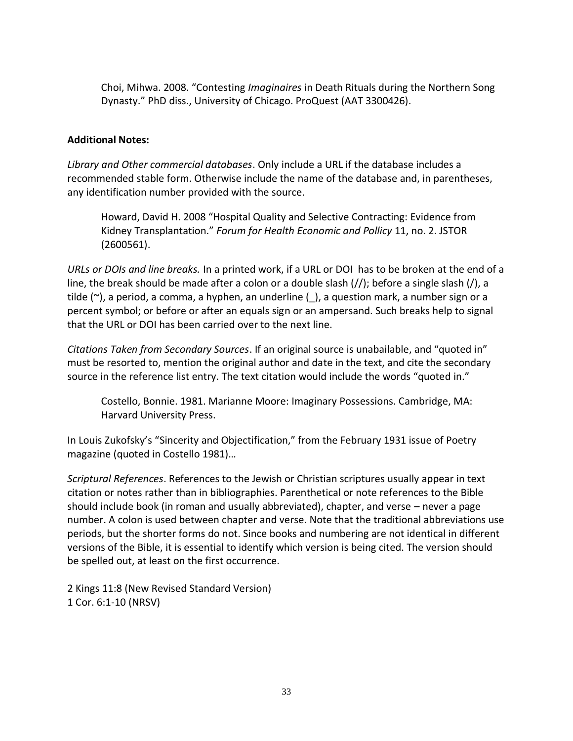Choi, Mihwa. 2008. "Contesting *Imaginaires* in Death Rituals during the Northern Song Dynasty." PhD diss., University of Chicago. ProQuest (AAT 3300426).

**Additional Notes:**

*Library and Other commercial databases*. Only include a URL if the database includes a recommended stable form. Otherwise include the name of the database and, in parentheses, any identification number provided with the source.

Howard, David H. 2008 "Hospital Quality and Selective Contracting: Evidence from Kidney Transplantation." *Forum for Health Economic and Pollicy* 11, no. 2. JSTOR (2600561).

*URLs or DOIs and line breaks.* In a printed work, if a URL or DOI has to be broken at the end of a line, the break should be made after a colon or a double slash (//); before a single slash (/), a tilde (~), a period, a comma, a hyphen, an underline (_), a question mark, a number sign or a percent symbol; or before or after an equals sign or an ampersand. Such breaks help to signal that the URL or DOI has been carried over to the next line.

*Citations Taken from Secondary Sources*. If an original source is unabailable, and "quoted in" must be resorted to, mention the original author and date in the text, and cite the secondary source in the reference list entry. The text citation would include the words "quoted in."

Costello, Bonnie. 1981. Marianne Moore: Imaginary Possessions. Cambridge, MA: Harvard University Press.

In Louis Zukofsky's "Sincerity and Objectification," from the February 1931 issue of Poetry magazine (quoted in Costello 1981)…

*Scriptural References*. References to the Jewish or Christian scriptures usually appear in text citation or notes rather than in bibliographies. Parenthetical or note references to the Bible should include book (in roman and usually abbreviated), chapter, and verse – never a page number. A colon is used between chapter and verse. Note that the traditional abbreviations use periods, but the shorter forms do not. Since books and numbering are not identical in different versions of the Bible, it is essential to identify which version is being cited. The version should be spelled out, at least on the first occurrence.

2 Kings 11:8 (New Revised Standard Version)
1 Cor. 6:1-10 (NRSV)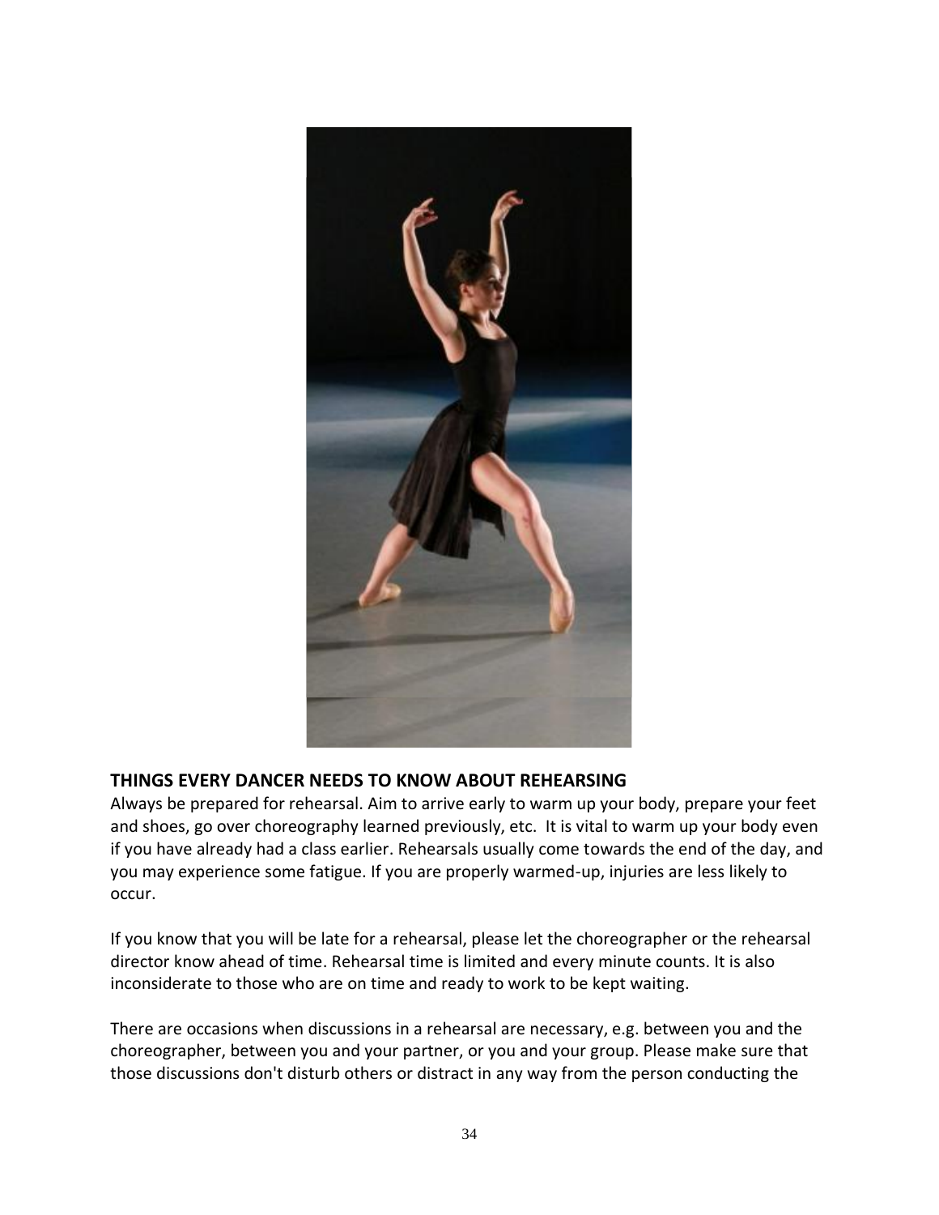## THINGS EVERY DANCER NEEDS TO KNOW ABOUT REHEARSING

Always be prepared for rehearsal. Aim to arrive early to warm up your body, prepare your feet and shoes, go over choreography learned previously, etc. It is vital to warm up your body even if you have already had a class earlier. Rehearsals usually come towards the end of the day, and you may experience some fatigue. If you are properly warmed-up, injuries are less likely to occur.

If you know that you will be late for a rehearsal, please let the choreographer or the rehearsal director know ahead of time. Rehearsal time is limited and every minute counts. It is also inconsiderate to those who are on time and ready to work to be kept waiting.

There are occasions when discussions in a rehearsal are necessary, e.g. between you and the choreographer, between you and your partner, or you and your group. Please make sure that those discussions don't disturb others or distract in any way from the person conducting the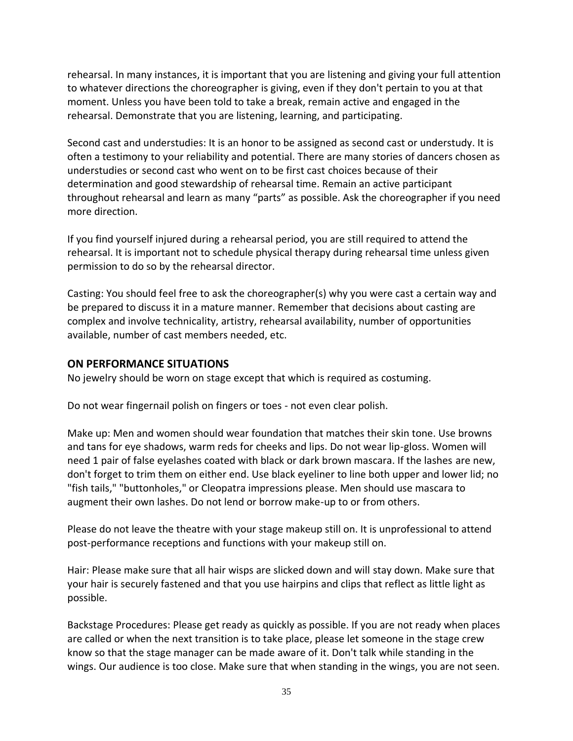rehearsal. In many instances, it is important that you are listening and giving your full attention to whatever directions the choreographer is giving, even if they don't pertain to you at that moment. Unless you have been told to take a break, remain active and engaged in the rehearsal. Demonstrate that you are listening, learning, and participating.

Second cast and understudies: It is an honor to be assigned as second cast or understudy. It is often a testimony to your reliability and potential. There are many stories of dancers chosen as understudies or second cast who went on to be first cast choices because of their determination and good stewardship of rehearsal time. Remain an active participant throughout rehearsal and learn as many "parts" as possible. Ask the choreographer if you need more direction.

If you find yourself injured during a rehearsal period, you are still required to attend the rehearsal. It is important not to schedule physical therapy during rehearsal time unless given permission to do so by the rehearsal director.

Casting: You should feel free to ask the choreographer(s) why you were cast a certain way and be prepared to discuss it in a mature manner. Remember that decisions about casting are complex and involve technicality, artistry, rehearsal availability, number of opportunities available, number of cast members needed, etc.

## ON PERFORMANCE SITUATIONS

No jewelry should be worn on stage except that which is required as costuming.

Do not wear fingernail polish on fingers or toes - not even clear polish.

Make up: Men and women should wear foundation that matches their skin tone. Use browns and tans for eye shadows, warm reds for cheeks and lips. Do not wear lip-gloss. Women will need 1 pair of false eyelashes coated with black or dark brown mascara. If the lashes are new, don't forget to trim them on either end. Use black eyeliner to line both upper and lower lid; no "fish tails," "buttonholes," or Cleopatra impressions please. Men should use mascara to augment their own lashes. Do not lend or borrow make-up to or from others.

Please do not leave the theatre with your stage makeup still on. It is unprofessional to attend post-performance receptions and functions with your makeup still on.

Hair: Please make sure that all hair wisps are slicked down and will stay down. Make sure that your hair is securely fastened and that you use hairpins and clips that reflect as little light as possible.

Backstage Procedures: Please get ready as quickly as possible. If you are not ready when places are called or when the next transition is to take place, please let someone in the stage crew know so that the stage manager can be made aware of it. Don't talk while standing in the wings. Our audience is too close. Make sure that when standing in the wings, you are not seen.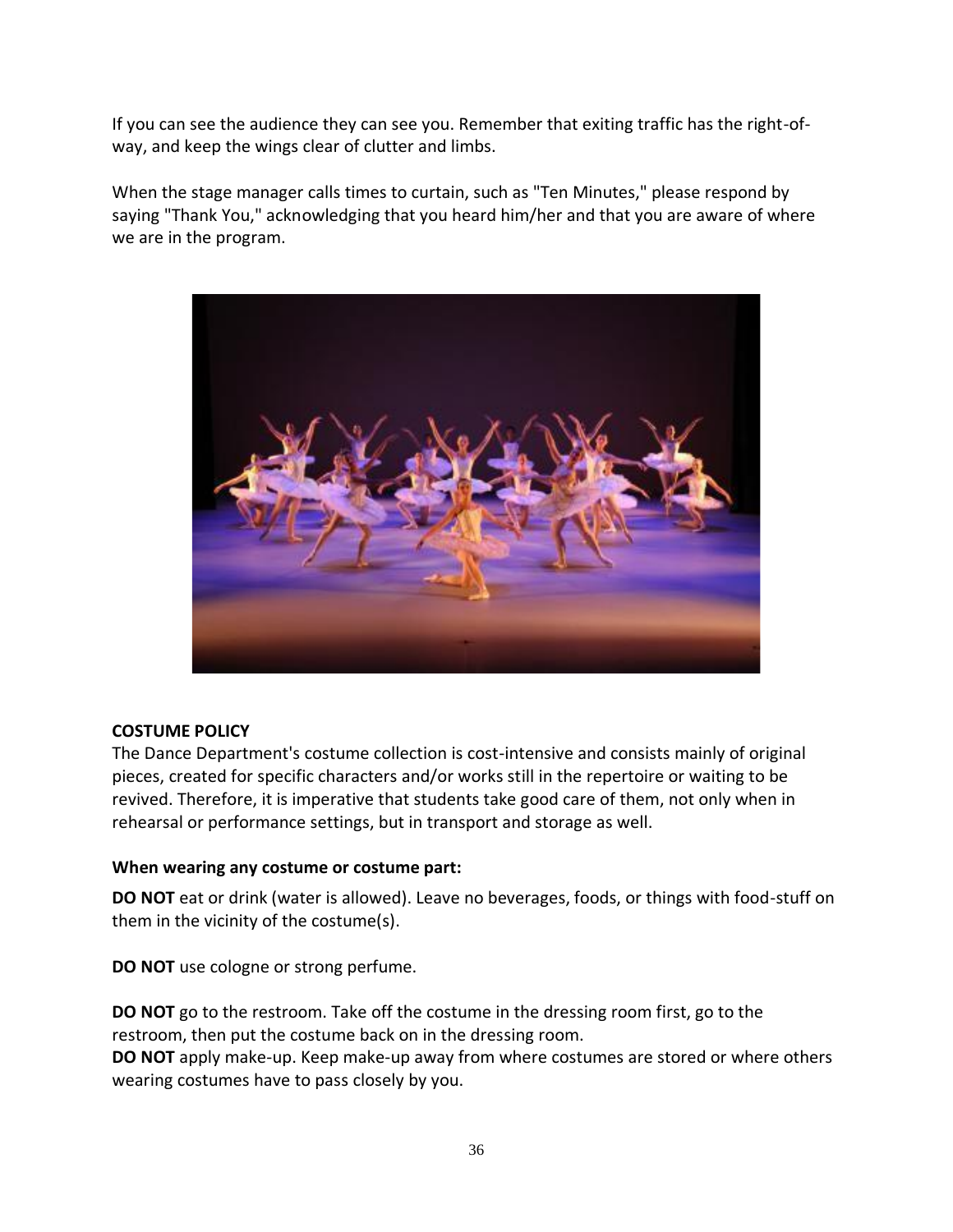If you can see the audience they can see you. Remember that exiting traffic has the right-of-way, and keep the wings clear of clutter and limbs.

When the stage manager calls times to curtain, such as "Ten Minutes," please respond by saying "Thank You," acknowledging that you heard him/her and that you are aware of where we are in the program.

**COSTUME POLICY**

The Dance Department's costume collection is cost-intensive and consists mainly of original pieces, created for specific characters and/or works still in the repertoire or waiting to be revived. Therefore, it is imperative that students take good care of them, not only when in rehearsal or performance settings, but in transport and storage as well.

**When wearing any costume or costume part:**

**DO NOT** eat or drink (water is allowed). Leave no beverages, foods, or things with food-stuff on them in the vicinity of the costume(s).

**DO NOT** use cologne or strong perfume.

**DO NOT** go to the restroom. Take off the costume in the dressing room first, go to the restroom, then put the costume back on in the dressing room.

**DO NOT** apply make-up. Keep make-up away from where costumes are stored or where others wearing costumes have to pass closely by you.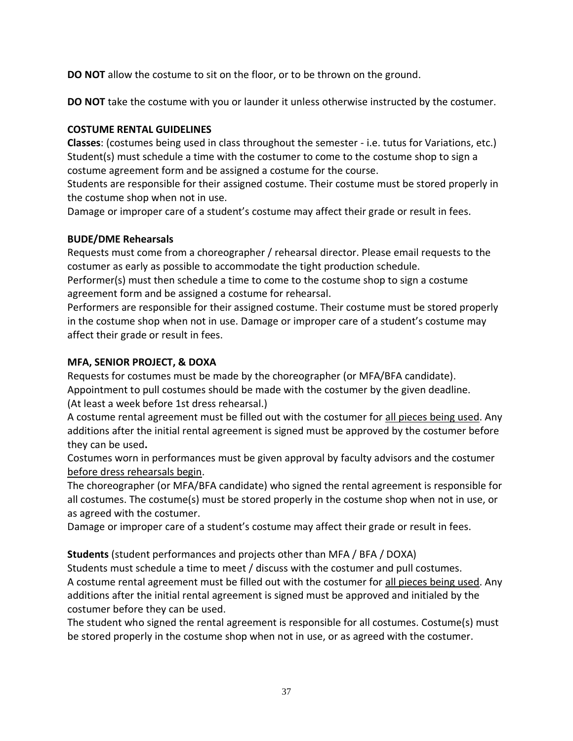**DO NOT** allow the costume to sit on the floor, or to be thrown on the ground.

**DO NOT** take the costume with you or launder it unless otherwise instructed by the costumer.

**COSTUME RENTAL GUIDELINES**

**Classes**: (costumes being used in class throughout the semester - i.e. tutus for Variations, etc.)
Student(s) must schedule a time with the costumer to come to the costume shop to sign a costume agreement form and be assigned a costume for the course.
Students are responsible for their assigned costume. Their costume must be stored properly in the costume shop when not in use.
Damage or improper care of a student's costume may affect their grade or result in fees.

**BUDE/DME Rehearsals**

Requests must come from a choreographer / rehearsal director. Please email requests to the costumer as early as possible to accommodate the tight production schedule.
Performer(s) must then schedule a time to come to the costume shop to sign a costume agreement form and be assigned a costume for rehearsal.
Performers are responsible for their assigned costume. Their costume must be stored properly in the costume shop when not in use. Damage or improper care of a student's costume may affect their grade or result in fees.

**MFA, SENIOR PROJECT, & DOXA**

Requests for costumes must be made by the choreographer (or MFA/BFA candidate).
Appointment to pull costumes should be made with the costumer by the given deadline. (At least a week before 1st dress rehearsal.)
A costume rental agreement must be filled out with the costumer for <u>all pieces being used</u>. Any additions after the initial rental agreement is signed must be approved by the costumer before they can be used**.**
Costumes worn in performances must be given approval by faculty advisors and the costumer <u>before dress rehearsals begin</u>.
The choreographer (or MFA/BFA candidate) who signed the rental agreement is responsible for all costumes. The costume(s) must be stored properly in the costume shop when not in use, or as agreed with the costumer.
Damage or improper care of a student's costume may affect their grade or result in fees.

**Students** (student performances and projects other than MFA / BFA / DOXA)
Students must schedule a time to meet / discuss with the costumer and pull costumes.
A costume rental agreement must be filled out with the costumer for <u>all pieces being used</u>. Any additions after the initial rental agreement is signed must be approved and initialed by the costumer before they can be used.
The student who signed the rental agreement is responsible for all costumes. Costume(s) must be stored properly in the costume shop when not in use, or as agreed with the costumer.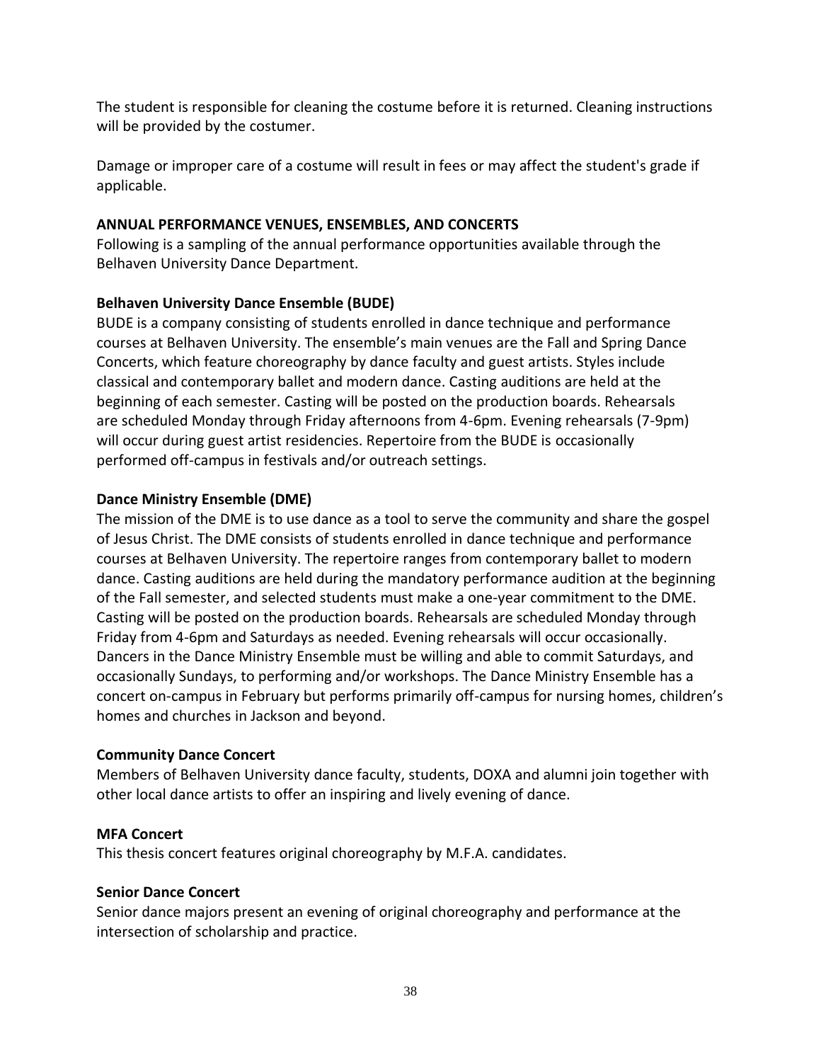The student is responsible for cleaning the costume before it is returned. Cleaning instructions will be provided by the costumer.

Damage or improper care of a costume will result in fees or may affect the student's grade if applicable.

## ANNUAL PERFORMANCE VENUES, ENSEMBLES, AND CONCERTS

Following is a sampling of the annual performance opportunities available through the Belhaven University Dance Department.

### Belhaven University Dance Ensemble (BUDE)

BUDE is a company consisting of students enrolled in dance technique and performance courses at Belhaven University. The ensemble's main venues are the Fall and Spring Dance Concerts, which feature choreography by dance faculty and guest artists. Styles include classical and contemporary ballet and modern dance. Casting auditions are held at the beginning of each semester. Casting will be posted on the production boards. Rehearsals are scheduled Monday through Friday afternoons from 4-6pm. Evening rehearsals (7-9pm) will occur during guest artist residencies. Repertoire from the BUDE is occasionally performed off-campus in festivals and/or outreach settings.

### Dance Ministry Ensemble (DME)

The mission of the DME is to use dance as a tool to serve the community and share the gospel of Jesus Christ. The DME consists of students enrolled in dance technique and performance courses at Belhaven University. The repertoire ranges from contemporary ballet to modern dance. Casting auditions are held during the mandatory performance audition at the beginning of the Fall semester, and selected students must make a one-year commitment to the DME. Casting will be posted on the production boards. Rehearsals are scheduled Monday through Friday from 4-6pm and Saturdays as needed. Evening rehearsals will occur occasionally. Dancers in the Dance Ministry Ensemble must be willing and able to commit Saturdays, and occasionally Sundays, to performing and/or workshops. The Dance Ministry Ensemble has a concert on-campus in February but performs primarily off-campus for nursing homes, children's homes and churches in Jackson and beyond.

### Community Dance Concert

Members of Belhaven University dance faculty, students, DOXA and alumni join together with other local dance artists to offer an inspiring and lively evening of dance.

### MFA Concert

This thesis concert features original choreography by M.F.A. candidates.

### Senior Dance Concert

Senior dance majors present an evening of original choreography and performance at the intersection of scholarship and practice.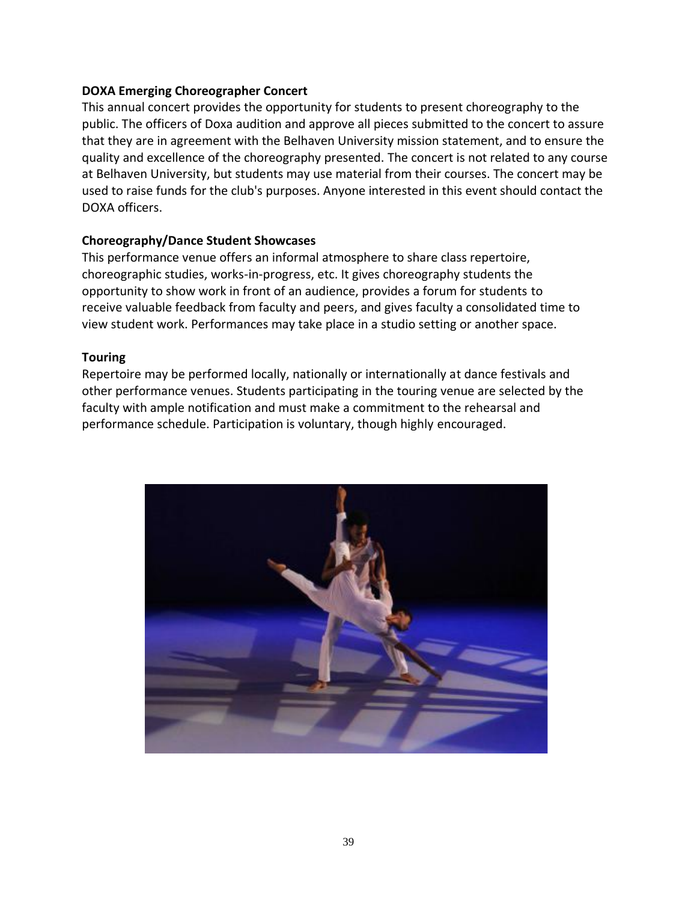**DOXA Emerging Choreographer Concert**

This annual concert provides the opportunity for students to present choreography to the public. The officers of Doxa audition and approve all pieces submitted to the concert to assure that they are in agreement with the Belhaven University mission statement, and to ensure the quality and excellence of the choreography presented. The concert is not related to any course at Belhaven University, but students may use material from their courses. The concert may be used to raise funds for the club's purposes. Anyone interested in this event should contact the DOXA officers.

**Choreography/Dance Student Showcases**

This performance venue offers an informal atmosphere to share class repertoire, choreographic studies, works-in-progress, etc. It gives choreography students the opportunity to show work in front of an audience, provides a forum for students to receive valuable feedback from faculty and peers, and gives faculty a consolidated time to view student work. Performances may take place in a studio setting or another space.

**Touring**

Repertoire may be performed locally, nationally or internationally at dance festivals and other performance venues. Students participating in the touring venue are selected by the faculty with ample notification and must make a commitment to the rehearsal and performance schedule. Participation is voluntary, though highly encouraged.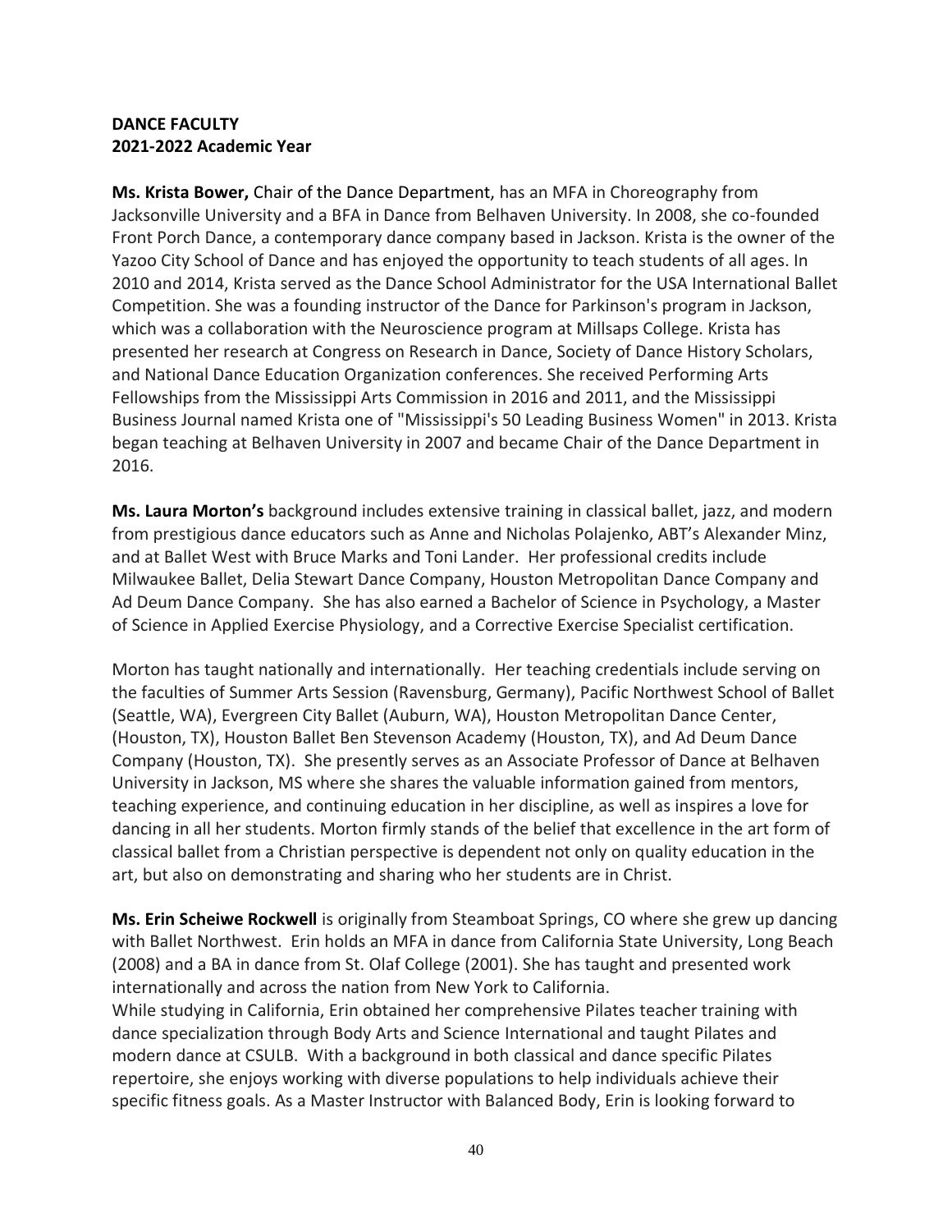**DANCE FACULTY**
**2021-2022 Academic Year**

**Ms. Krista Bower,** Chair of the Dance Department, has an MFA in Choreography from Jacksonville University and a BFA in Dance from Belhaven University. In 2008, she co-founded Front Porch Dance, a contemporary dance company based in Jackson. Krista is the owner of the Yazoo City School of Dance and has enjoyed the opportunity to teach students of all ages. In 2010 and 2014, Krista served as the Dance School Administrator for the USA International Ballet Competition. She was a founding instructor of the Dance for Parkinson's program in Jackson, which was a collaboration with the Neuroscience program at Millsaps College. Krista has presented her research at Congress on Research in Dance, Society of Dance History Scholars, and National Dance Education Organization conferences. She received Performing Arts Fellowships from the Mississippi Arts Commission in 2016 and 2011, and the Mississippi Business Journal named Krista one of "Mississippi's 50 Leading Business Women" in 2013. Krista began teaching at Belhaven University in 2007 and became Chair of the Dance Department in 2016.

**Ms. Laura Morton's** background includes extensive training in classical ballet, jazz, and modern from prestigious dance educators such as Anne and Nicholas Polajenko, ABT's Alexander Minz, and at Ballet West with Bruce Marks and Toni Lander. Her professional credits include Milwaukee Ballet, Delia Stewart Dance Company, Houston Metropolitan Dance Company and Ad Deum Dance Company. She has also earned a Bachelor of Science in Psychology, a Master of Science in Applied Exercise Physiology, and a Corrective Exercise Specialist certification.

Morton has taught nationally and internationally. Her teaching credentials include serving on the faculties of Summer Arts Session (Ravensburg, Germany), Pacific Northwest School of Ballet (Seattle, WA), Evergreen City Ballet (Auburn, WA), Houston Metropolitan Dance Center, (Houston, TX), Houston Ballet Ben Stevenson Academy (Houston, TX), and Ad Deum Dance Company (Houston, TX). She presently serves as an Associate Professor of Dance at Belhaven University in Jackson, MS where she shares the valuable information gained from mentors, teaching experience, and continuing education in her discipline, as well as inspires a love for dancing in all her students. Morton firmly stands of the belief that excellence in the art form of classical ballet from a Christian perspective is dependent not only on quality education in the art, but also on demonstrating and sharing who her students are in Christ.

**Ms. Erin Scheiwe Rockwell** is originally from Steamboat Springs, CO where she grew up dancing with Ballet Northwest. Erin holds an MFA in dance from California State University, Long Beach (2008) and a BA in dance from St. Olaf College (2001). She has taught and presented work internationally and across the nation from New York to California.
While studying in California, Erin obtained her comprehensive Pilates teacher training with dance specialization through Body Arts and Science International and taught Pilates and modern dance at CSULB. With a background in both classical and dance specific Pilates repertoire, she enjoys working with diverse populations to help individuals achieve their specific fitness goals. As a Master Instructor with Balanced Body, Erin is looking forward to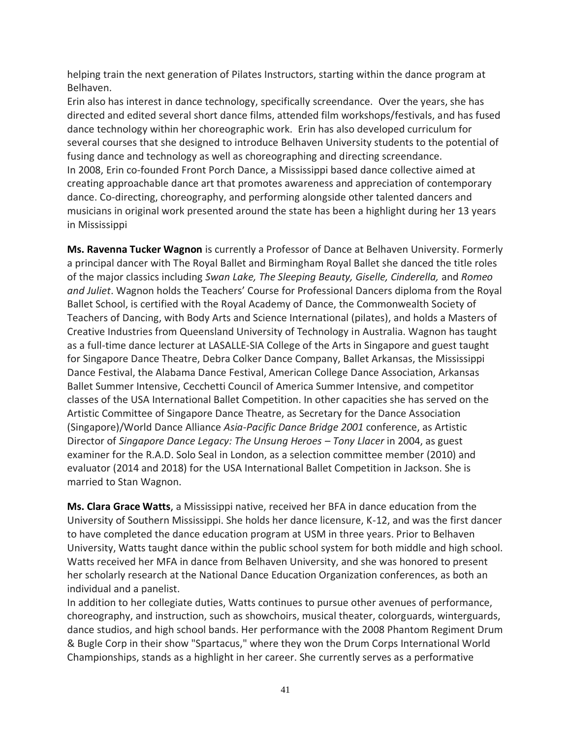helping train the next generation of Pilates Instructors, starting within the dance program at Belhaven.

Erin also has interest in dance technology, specifically screendance. Over the years, she has directed and edited several short dance films, attended film workshops/festivals, and has fused dance technology within her choreographic work. Erin has also developed curriculum for several courses that she designed to introduce Belhaven University students to the potential of fusing dance and technology as well as choreographing and directing screendance.

In 2008, Erin co-founded Front Porch Dance, a Mississippi based dance collective aimed at creating approachable dance art that promotes awareness and appreciation of contemporary dance. Co-directing, choreography, and performing alongside other talented dancers and musicians in original work presented around the state has been a highlight during her 13 years in Mississippi

**Ms. Ravenna Tucker Wagnon** is currently a Professor of Dance at Belhaven University. Formerly a principal dancer with The Royal Ballet and Birmingham Royal Ballet she danced the title roles of the major classics including *Swan Lake, The Sleeping Beauty, Giselle, Cinderella,* and *Romeo and Juliet*. Wagnon holds the Teachers' Course for Professional Dancers diploma from the Royal Ballet School, is certified with the Royal Academy of Dance, the Commonwealth Society of Teachers of Dancing, with Body Arts and Science International (pilates), and holds a Masters of Creative Industries from Queensland University of Technology in Australia. Wagnon has taught as a full-time dance lecturer at LASALLE-SIA College of the Arts in Singapore and guest taught for Singapore Dance Theatre, Debra Colker Dance Company, Ballet Arkansas, the Mississippi Dance Festival, the Alabama Dance Festival, American College Dance Association, Arkansas Ballet Summer Intensive, Cecchetti Council of America Summer Intensive, and competitor classes of the USA International Ballet Competition. In other capacities she has served on the Artistic Committee of Singapore Dance Theatre, as Secretary for the Dance Association (Singapore)/World Dance Alliance *Asia-Pacific Dance Bridge 2001* conference, as Artistic Director of *Singapore Dance Legacy: The Unsung Heroes – Tony Llacer* in 2004, as guest examiner for the R.A.D. Solo Seal in London, as a selection committee member (2010) and evaluator (2014 and 2018) for the USA International Ballet Competition in Jackson. She is married to Stan Wagnon.

**Ms. Clara Grace Watts**, a Mississippi native, received her BFA in dance education from the University of Southern Mississippi. She holds her dance licensure, K-12, and was the first dancer to have completed the dance education program at USM in three years. Prior to Belhaven University, Watts taught dance within the public school system for both middle and high school. Watts received her MFA in dance from Belhaven University, and she was honored to present her scholarly research at the National Dance Education Organization conferences, as both an individual and a panelist.

In addition to her collegiate duties, Watts continues to pursue other avenues of performance, choreography, and instruction, such as showchoirs, musical theater, colorguards, winterguards, dance studios, and high school bands. Her performance with the 2008 Phantom Regiment Drum & Bugle Corp in their show "Spartacus," where they won the Drum Corps International World Championships, stands as a highlight in her career. She currently serves as a performative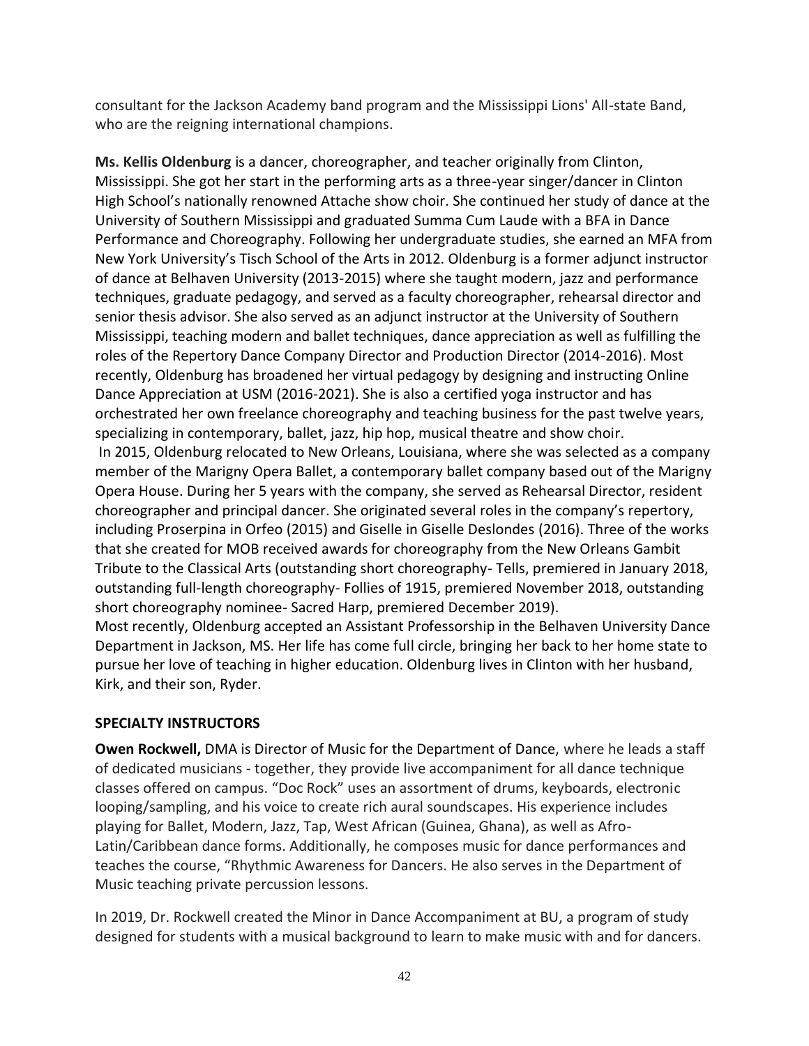consultant for the Jackson Academy band program and the Mississippi Lions' All-state Band, who are the reigning international champions.

**Ms. Kellis Oldenburg** is a dancer, choreographer, and teacher originally from Clinton, Mississippi. She got her start in the performing arts as a three-year singer/dancer in Clinton High School's nationally renowned Attache show choir. She continued her study of dance at the University of Southern Mississippi and graduated Summa Cum Laude with a BFA in Dance Performance and Choreography. Following her undergraduate studies, she earned an MFA from New York University's Tisch School of the Arts in 2012. Oldenburg is a former adjunct instructor of dance at Belhaven University (2013-2015) where she taught modern, jazz and performance techniques, graduate pedagogy, and served as a faculty choreographer, rehearsal director and senior thesis advisor. She also served as an adjunct instructor at the University of Southern Mississippi, teaching modern and ballet techniques, dance appreciation as well as fulfilling the roles of the Repertory Dance Company Director and Production Director (2014-2016). Most recently, Oldenburg has broadened her virtual pedagogy by designing and instructing Online Dance Appreciation at USM (2016-2021). She is also a certified yoga instructor and has orchestrated her own freelance choreography and teaching business for the past twelve years, specializing in contemporary, ballet, jazz, hip hop, musical theatre and show choir.

In 2015, Oldenburg relocated to New Orleans, Louisiana, where she was selected as a company member of the Marigny Opera Ballet, a contemporary ballet company based out of the Marigny Opera House. During her 5 years with the company, she served as Rehearsal Director, resident choreographer and principal dancer. She originated several roles in the company's repertory, including Proserpina in Orfeo (2015) and Giselle in Giselle Deslondes (2016). Three of the works that she created for MOB received awards for choreography from the New Orleans Gambit Tribute to the Classical Arts (outstanding short choreography- Tells, premiered in January 2018, outstanding full-length choreography- Follies of 1915, premiered November 2018, outstanding short choreography nominee- Sacred Harp, premiered December 2019).

Most recently, Oldenburg accepted an Assistant Professorship in the Belhaven University Dance Department in Jackson, MS. Her life has come full circle, bringing her back to her home state to pursue her love of teaching in higher education. Oldenburg lives in Clinton with her husband, Kirk, and their son, Ryder.

## SPECIALTY INSTRUCTORS

**Owen Rockwell,** DMA is Director of Music for the Department of Dance, where he leads a staff of dedicated musicians - together, they provide live accompaniment for all dance technique classes offered on campus. "Doc Rock" uses an assortment of drums, keyboards, electronic looping/sampling, and his voice to create rich aural soundscapes. His experience includes playing for Ballet, Modern, Jazz, Tap, West African (Guinea, Ghana), as well as Afro-Latin/Caribbean dance forms. Additionally, he composes music for dance performances and teaches the course, "Rhythmic Awareness for Dancers. He also serves in the Department of Music teaching private percussion lessons.

In 2019, Dr. Rockwell created the Minor in Dance Accompaniment at BU, a program of study designed for students with a musical background to learn to make music with and for dancers.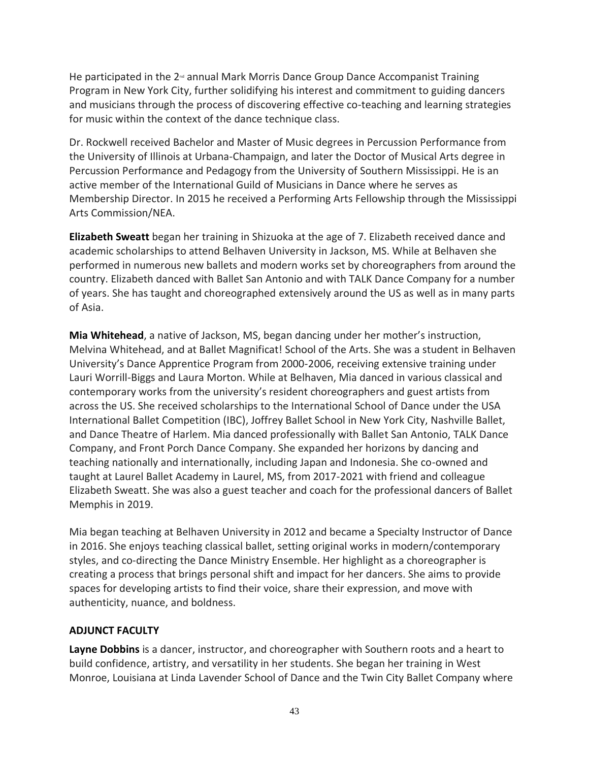He participated in the 2nd annual Mark Morris Dance Group Dance Accompanist Training Program in New York City, further solidifying his interest and commitment to guiding dancers and musicians through the process of discovering effective co-teaching and learning strategies for music within the context of the dance technique class.

Dr. Rockwell received Bachelor and Master of Music degrees in Percussion Performance from the University of Illinois at Urbana-Champaign, and later the Doctor of Musical Arts degree in Percussion Performance and Pedagogy from the University of Southern Mississippi. He is an active member of the International Guild of Musicians in Dance where he serves as Membership Director. In 2015 he received a Performing Arts Fellowship through the Mississippi Arts Commission/NEA.

**Elizabeth Sweatt** began her training in Shizuoka at the age of 7. Elizabeth received dance and academic scholarships to attend Belhaven University in Jackson, MS. While at Belhaven she performed in numerous new ballets and modern works set by choreographers from around the country. Elizabeth danced with Ballet San Antonio and with TALK Dance Company for a number of years. She has taught and choreographed extensively around the US as well as in many parts of Asia.

**Mia Whitehead**, a native of Jackson, MS, began dancing under her mother's instruction, Melvina Whitehead, and at Ballet Magnificat! School of the Arts. She was a student in Belhaven University's Dance Apprentice Program from 2000-2006, receiving extensive training under Lauri Worrill-Biggs and Laura Morton. While at Belhaven, Mia danced in various classical and contemporary works from the university's resident choreographers and guest artists from across the US. She received scholarships to the International School of Dance under the USA International Ballet Competition (IBC), Joffrey Ballet School in New York City, Nashville Ballet, and Dance Theatre of Harlem. Mia danced professionally with Ballet San Antonio, TALK Dance Company, and Front Porch Dance Company. She expanded her horizons by dancing and teaching nationally and internationally, including Japan and Indonesia. She co-owned and taught at Laurel Ballet Academy in Laurel, MS, from 2017-2021 with friend and colleague Elizabeth Sweatt. She was also a guest teacher and coach for the professional dancers of Ballet Memphis in 2019.

Mia began teaching at Belhaven University in 2012 and became a Specialty Instructor of Dance in 2016. She enjoys teaching classical ballet, setting original works in modern/contemporary styles, and co-directing the Dance Ministry Ensemble. Her highlight as a choreographer is creating a process that brings personal shift and impact for her dancers. She aims to provide spaces for developing artists to find their voice, share their expression, and move with authenticity, nuance, and boldness.

## ADJUNCT FACULTY

**Layne Dobbins** is a dancer, instructor, and choreographer with Southern roots and a heart to build confidence, artistry, and versatility in her students. She began her training in West Monroe, Louisiana at Linda Lavender School of Dance and the Twin City Ballet Company where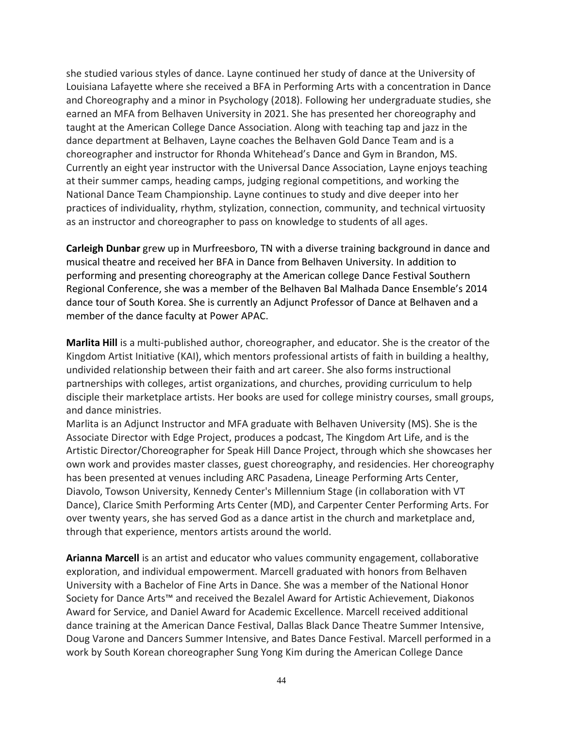she studied various styles of dance. Layne continued her study of dance at the University of Louisiana Lafayette where she received a BFA in Performing Arts with a concentration in Dance and Choreography and a minor in Psychology (2018). Following her undergraduate studies, she earned an MFA from Belhaven University in 2021. She has presented her choreography and taught at the American College Dance Association. Along with teaching tap and jazz in the dance department at Belhaven, Layne coaches the Belhaven Gold Dance Team and is a choreographer and instructor for Rhonda Whitehead's Dance and Gym in Brandon, MS. Currently an eight year instructor with the Universal Dance Association, Layne enjoys teaching at their summer camps, heading camps, judging regional competitions, and working the National Dance Team Championship. Layne continues to study and dive deeper into her practices of individuality, rhythm, stylization, connection, community, and technical virtuosity as an instructor and choreographer to pass on knowledge to students of all ages.

**Carleigh Dunbar** grew up in Murfreesboro, TN with a diverse training background in dance and musical theatre and received her BFA in Dance from Belhaven University. In addition to performing and presenting choreography at the American college Dance Festival Southern Regional Conference, she was a member of the Belhaven Bal Malhada Dance Ensemble's 2014 dance tour of South Korea. She is currently an Adjunct Professor of Dance at Belhaven and a member of the dance faculty at Power APAC.

**Marlita Hill** is a multi-published author, choreographer, and educator. She is the creator of the Kingdom Artist Initiative (KAI), which mentors professional artists of faith in building a healthy, undivided relationship between their faith and art career. She also forms instructional partnerships with colleges, artist organizations, and churches, providing curriculum to help disciple their marketplace artists. Her books are used for college ministry courses, small groups, and dance ministries.

Marlita is an Adjunct Instructor and MFA graduate with Belhaven University (MS). She is the Associate Director with Edge Project, produces a podcast, The Kingdom Art Life, and is the Artistic Director/Choreographer for Speak Hill Dance Project, through which she showcases her own work and provides master classes, guest choreography, and residencies. Her choreography has been presented at venues including ARC Pasadena, Lineage Performing Arts Center, Diavolo, Towson University, Kennedy Center's Millennium Stage (in collaboration with VT Dance), Clarice Smith Performing Arts Center (MD), and Carpenter Center Performing Arts. For over twenty years, she has served God as a dance artist in the church and marketplace and, through that experience, mentors artists around the world.

**Arianna Marcell** is an artist and educator who values community engagement, collaborative exploration, and individual empowerment. Marcell graduated with honors from Belhaven University with a Bachelor of Fine Arts in Dance. She was a member of the National Honor Society for Dance Arts™ and received the Bezalel Award for Artistic Achievement, Diakonos Award for Service, and Daniel Award for Academic Excellence. Marcell received additional dance training at the American Dance Festival, Dallas Black Dance Theatre Summer Intensive, Doug Varone and Dancers Summer Intensive, and Bates Dance Festival. Marcell performed in a work by South Korean choreographer Sung Yong Kim during the American College Dance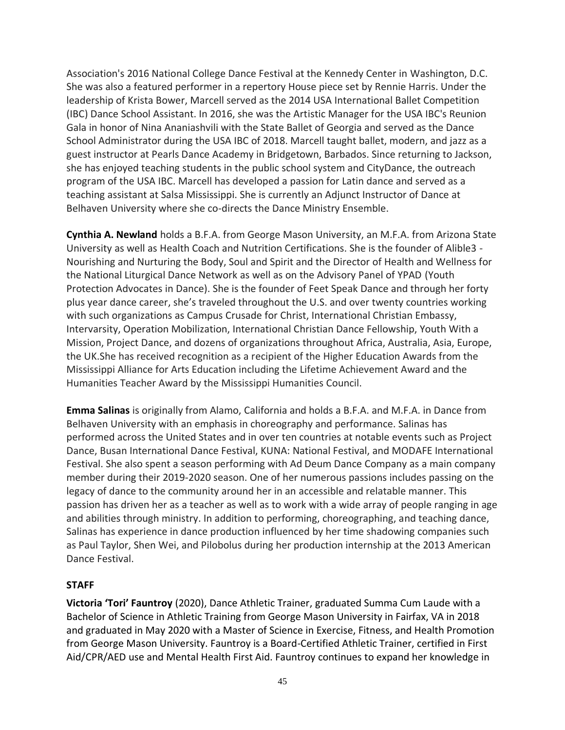Association's 2016 National College Dance Festival at the Kennedy Center in Washington, D.C. She was also a featured performer in a repertory House piece set by Rennie Harris. Under the leadership of Krista Bower, Marcell served as the 2014 USA International Ballet Competition (IBC) Dance School Assistant. In 2016, she was the Artistic Manager for the USA IBC's Reunion Gala in honor of Nina Ananiashvili with the State Ballet of Georgia and served as the Dance School Administrator during the USA IBC of 2018. Marcell taught ballet, modern, and jazz as a guest instructor at Pearls Dance Academy in Bridgetown, Barbados. Since returning to Jackson, she has enjoyed teaching students in the public school system and CityDance, the outreach program of the USA IBC. Marcell has developed a passion for Latin dance and served as a teaching assistant at Salsa Mississippi. She is currently an Adjunct Instructor of Dance at Belhaven University where she co-directs the Dance Ministry Ensemble.

**Cynthia A. Newland** holds a B.F.A. from George Mason University, an M.F.A. from Arizona State University as well as Health Coach and Nutrition Certifications. She is the founder of Alible3 - Nourishing and Nurturing the Body, Soul and Spirit and the Director of Health and Wellness for the National Liturgical Dance Network as well as on the Advisory Panel of YPAD (Youth Protection Advocates in Dance). She is the founder of Feet Speak Dance and through her forty plus year dance career, she's traveled throughout the U.S. and over twenty countries working with such organizations as Campus Crusade for Christ, International Christian Embassy, Intervarsity, Operation Mobilization, International Christian Dance Fellowship, Youth With a Mission, Project Dance, and dozens of organizations throughout Africa, Australia, Asia, Europe, the UK.She has received recognition as a recipient of the Higher Education Awards from the Mississippi Alliance for Arts Education including the Lifetime Achievement Award and the Humanities Teacher Award by the Mississippi Humanities Council.

**Emma Salinas** is originally from Alamo, California and holds a B.F.A. and M.F.A. in Dance from Belhaven University with an emphasis in choreography and performance. Salinas has performed across the United States and in over ten countries at notable events such as Project Dance, Busan International Dance Festival, KUNA: National Festival, and MODAFE International Festival. She also spent a season performing with Ad Deum Dance Company as a main company member during their 2019-2020 season. One of her numerous passions includes passing on the legacy of dance to the community around her in an accessible and relatable manner. This passion has driven her as a teacher as well as to work with a wide array of people ranging in age and abilities through ministry. In addition to performing, choreographing, and teaching dance, Salinas has experience in dance production influenced by her time shadowing companies such as Paul Taylor, Shen Wei, and Pilobolus during her production internship at the 2013 American Dance Festival.

**STAFF**

**Victoria 'Tori' Fauntroy** (2020), Dance Athletic Trainer, graduated Summa Cum Laude with a Bachelor of Science in Athletic Training from George Mason University in Fairfax, VA in 2018 and graduated in May 2020 with a Master of Science in Exercise, Fitness, and Health Promotion from George Mason University. Fauntroy is a Board-Certified Athletic Trainer, certified in First Aid/CPR/AED use and Mental Health First Aid. Fauntroy continues to expand her knowledge in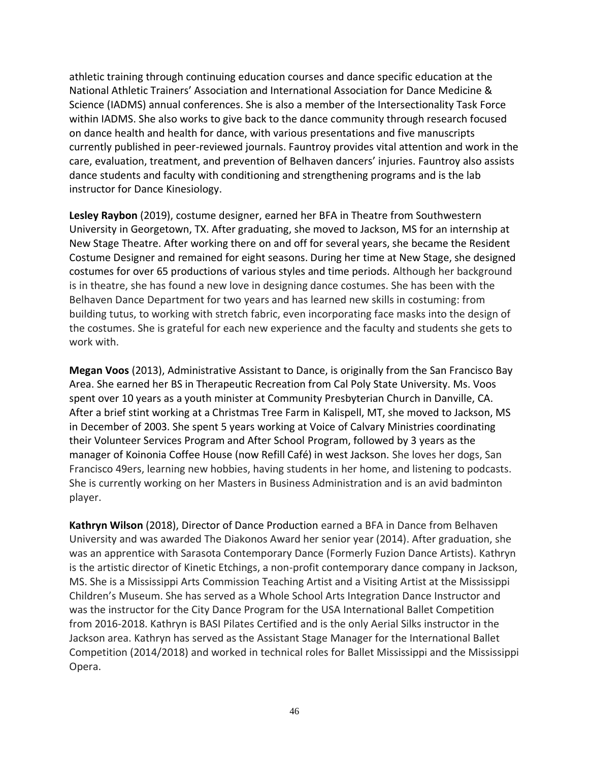athletic training through continuing education courses and dance specific education at the National Athletic Trainers' Association and International Association for Dance Medicine & Science (IADMS) annual conferences. She is also a member of the Intersectionality Task Force within IADMS. She also works to give back to the dance community through research focused on dance health and health for dance, with various presentations and five manuscripts currently published in peer-reviewed journals. Fauntroy provides vital attention and work in the care, evaluation, treatment, and prevention of Belhaven dancers' injuries. Fauntroy also assists dance students and faculty with conditioning and strengthening programs and is the lab instructor for Dance Kinesiology.

**Lesley Raybon** (2019), costume designer, earned her BFA in Theatre from Southwestern University in Georgetown, TX. After graduating, she moved to Jackson, MS for an internship at New Stage Theatre. After working there on and off for several years, she became the Resident Costume Designer and remained for eight seasons. During her time at New Stage, she designed costumes for over 65 productions of various styles and time periods. Although her background is in theatre, she has found a new love in designing dance costumes. She has been with the Belhaven Dance Department for two years and has learned new skills in costuming: from building tutus, to working with stretch fabric, even incorporating face masks into the design of the costumes. She is grateful for each new experience and the faculty and students she gets to work with.

**Megan Voos** (2013), Administrative Assistant to Dance, is originally from the San Francisco Bay Area. She earned her BS in Therapeutic Recreation from Cal Poly State University. Ms. Voos spent over 10 years as a youth minister at Community Presbyterian Church in Danville, CA. After a brief stint working at a Christmas Tree Farm in Kalispell, MT, she moved to Jackson, MS in December of 2003. She spent 5 years working at Voice of Calvary Ministries coordinating their Volunteer Services Program and After School Program, followed by 3 years as the manager of Koinonia Coffee House (now Refill Café) in west Jackson. She loves her dogs, San Francisco 49ers, learning new hobbies, having students in her home, and listening to podcasts. She is currently working on her Masters in Business Administration and is an avid badminton player.

**Kathryn Wilson** (2018), Director of Dance Production earned a BFA in Dance from Belhaven University and was awarded The Diakonos Award her senior year (2014). After graduation, she was an apprentice with Sarasota Contemporary Dance (Formerly Fuzion Dance Artists). Kathryn is the artistic director of Kinetic Etchings, a non-profit contemporary dance company in Jackson, MS. She is a Mississippi Arts Commission Teaching Artist and a Visiting Artist at the Mississippi Children's Museum. She has served as a Whole School Arts Integration Dance Instructor and was the instructor for the City Dance Program for the USA International Ballet Competition from 2016-2018. Kathryn is BASI Pilates Certified and is the only Aerial Silks instructor in the Jackson area. Kathryn has served as the Assistant Stage Manager for the International Ballet Competition (2014/2018) and worked in technical roles for Ballet Mississippi and the Mississippi Opera.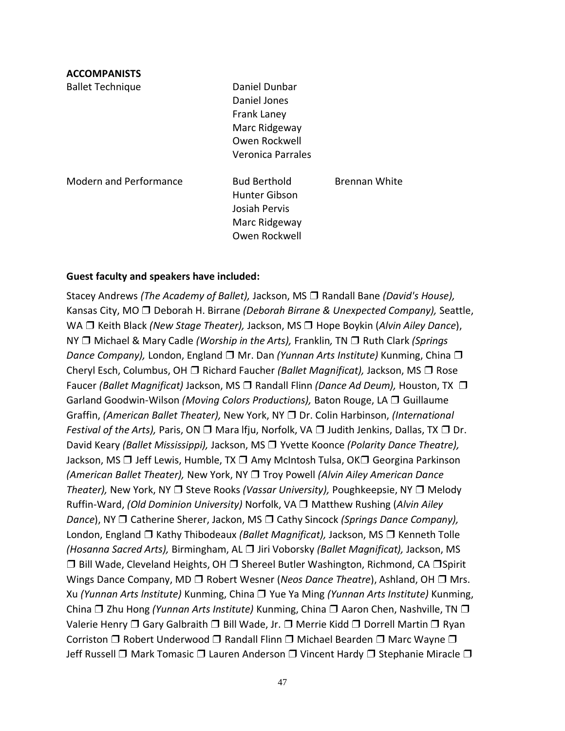**ACCOMPANISTS**

| | | |
|---|---|---|
| Ballet Technique | Daniel Dunbar<br>Daniel Jones<br>Frank Laney<br>Marc Ridgeway<br>Owen Rockwell<br>Veronica Parrales | |
| Modern and Performance | Bud Berthold<br>Hunter Gibson<br>Josiah Pervis<br>Marc Ridgeway<br>Owen Rockwell | Brennan White |

**Guest faculty and speakers have included:**

Stacey Andrews *(The Academy of Ballet),* Jackson, MS ❒ Randall Bane *(David's House),* Kansas City, MO ❒ Deborah H. Birrane *(Deborah Birrane & Unexpected Company),* Seattle, WA ❒ Keith Black *(New Stage Theater),* Jackson, MS ❒ Hope Boykin (*Alvin Ailey Dance*), NY ❒ Michael & Mary Cadle *(Worship in the Arts),* Franklin*,* TN ❒ Ruth Clark *(Springs Dance Company),* London, England ❒ Mr. Dan *(Yunnan Arts Institute)* Kunming, China ❒ Cheryl Esch, Columbus, OH ❒ Richard Faucher *(Ballet Magnificat),* Jackson, MS ❒ Rose Faucer *(Ballet Magnificat)* Jackson, MS ❒ Randall Flinn *(Dance Ad Deum),* Houston, TX ❒ Garland Goodwin-Wilson *(Moving Colors Productions),* Baton Rouge, LA ❒ Guillaume Graffin, *(American Ballet Theater),* New York, NY ❒ Dr. Colin Harbinson, *(International Festival of the Arts),* Paris, ON ❒ Mara lfju, Norfolk, VA ❒ Judith Jenkins, Dallas, TX ❒ Dr. David Keary *(Ballet Mississippi),* Jackson, MS ❒ Yvette Koonce *(Polarity Dance Theatre),* Jackson, MS ❒ Jeff Lewis, Humble, TX ❒ Amy McIntosh Tulsa, OK❒ Georgina Parkinson *(American Ballet Theater),* New York, NY ❒ Troy Powell *(Alvin Ailey American Dance Theater),* New York, NY ❒ Steve Rooks *(Vassar University),* Poughkeepsie, NY ❒ Melody Ruffin-Ward, *(Old Dominion University)* Norfolk, VA ❒ Matthew Rushing (*Alvin Ailey Dance*), NY ❒ Catherine Sherer, Jackon, MS ❒ Cathy Sincock *(Springs Dance Company),* London, England ❒ Kathy Thibodeaux *(Ballet Magnificat),* Jackson, MS ❒ Kenneth Tolle *(Hosanna Sacred Arts),* Birmingham, AL ❒ Jiri Voborsky *(Ballet Magnificat),* Jackson, MS ❒ Bill Wade, Cleveland Heights, OH ❒ Shereel Butler Washington, Richmond, CA ❒Spirit Wings Dance Company, MD ❒ Robert Wesner (*Neos Dance Theatre*), Ashland, OH ❒ Mrs. Xu *(Yunnan Arts lnstitute)* Kunming, China ❒ Yue Ya Ming *(Yunnan Arts Institute)* Kunming, China ❒ Zhu Hong *(Yunnan Arts Institute)* Kunming, China ❒ Aaron Chen, Nashville, TN ❒ Valerie Henry ❒ Gary Galbraith ❒ Bill Wade, Jr. ❒ Merrie Kidd ❒ Dorrell Martin ❒ Ryan Corriston ❒ Robert Underwood ❒ Randall Flinn ❒ Michael Bearden ❒ Marc Wayne ❒ Jeff Russell ❒ Mark Tomasic ❒ Lauren Anderson ❒ Vincent Hardy ❒ Stephanie Miracle ❒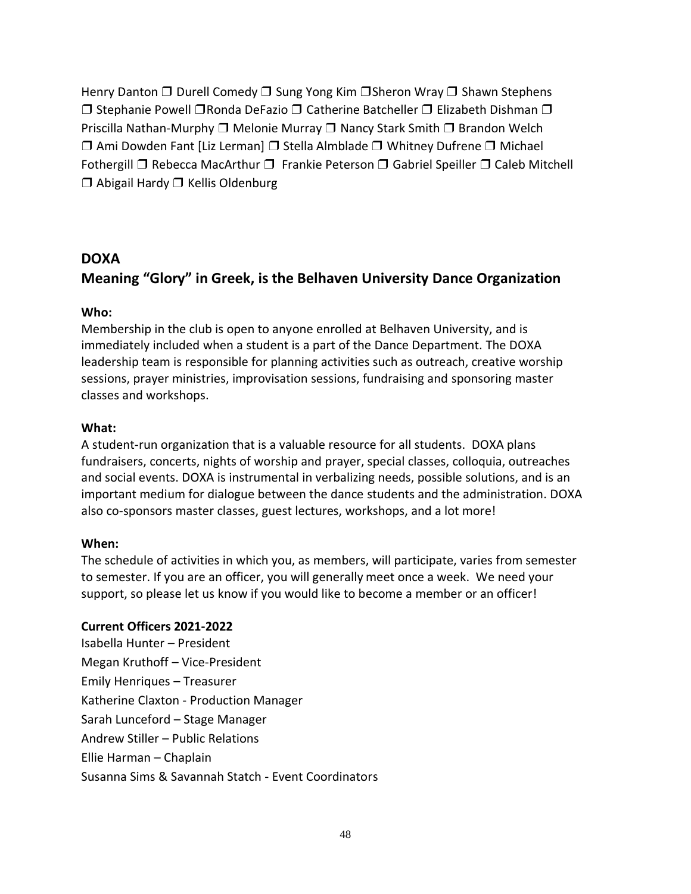Henry Danton ❒ Durell Comedy ❒ Sung Yong Kim ❒Sheron Wray ❒ Shawn Stephens ❒ Stephanie Powell ❒Ronda DeFazio ❒ Catherine Batcheller ❒ Elizabeth Dishman ❒ Priscilla Nathan-Murphy ❒ Melonie Murray ❒ Nancy Stark Smith ❒ Brandon Welch ❒ Ami Dowden Fant [Liz Lerman] ❒ Stella Almblade ❒ Whitney Dufrene ❒ Michael Fothergill ❒ Rebecca MacArthur ❒ Frankie Peterson ❒ Gabriel Speiller ❒ Caleb Mitchell ❒ Abigail Hardy ❒ Kellis Oldenburg

## DOXA

## Meaning "Glory" in Greek, is the Belhaven University Dance Organization

**Who:**

Membership in the club is open to anyone enrolled at Belhaven University, and is immediately included when a student is a part of the Dance Department. The DOXA leadership team is responsible for planning activities such as outreach, creative worship sessions, prayer ministries, improvisation sessions, fundraising and sponsoring master classes and workshops.

**What:**

A student-run organization that is a valuable resource for all students. DOXA plans fundraisers, concerts, nights of worship and prayer, special classes, colloquia, outreaches and social events. DOXA is instrumental in verbalizing needs, possible solutions, and is an important medium for dialogue between the dance students and the administration. DOXA also co-sponsors master classes, guest lectures, workshops, and a lot more!

**When:**

The schedule of activities in which you, as members, will participate, varies from semester to semester. If you are an officer, you will generally meet once a week. We need your support, so please let us know if you would like to become a member or an officer!

**Current Officers 2021-2022**

Isabella Hunter – President
Megan Kruthoff – Vice-President
Emily Henriques – Treasurer
Katherine Claxton - Production Manager
Sarah Lunceford – Stage Manager
Andrew Stiller – Public Relations
Ellie Harman – Chaplain
Susanna Sims & Savannah Statch - Event Coordinators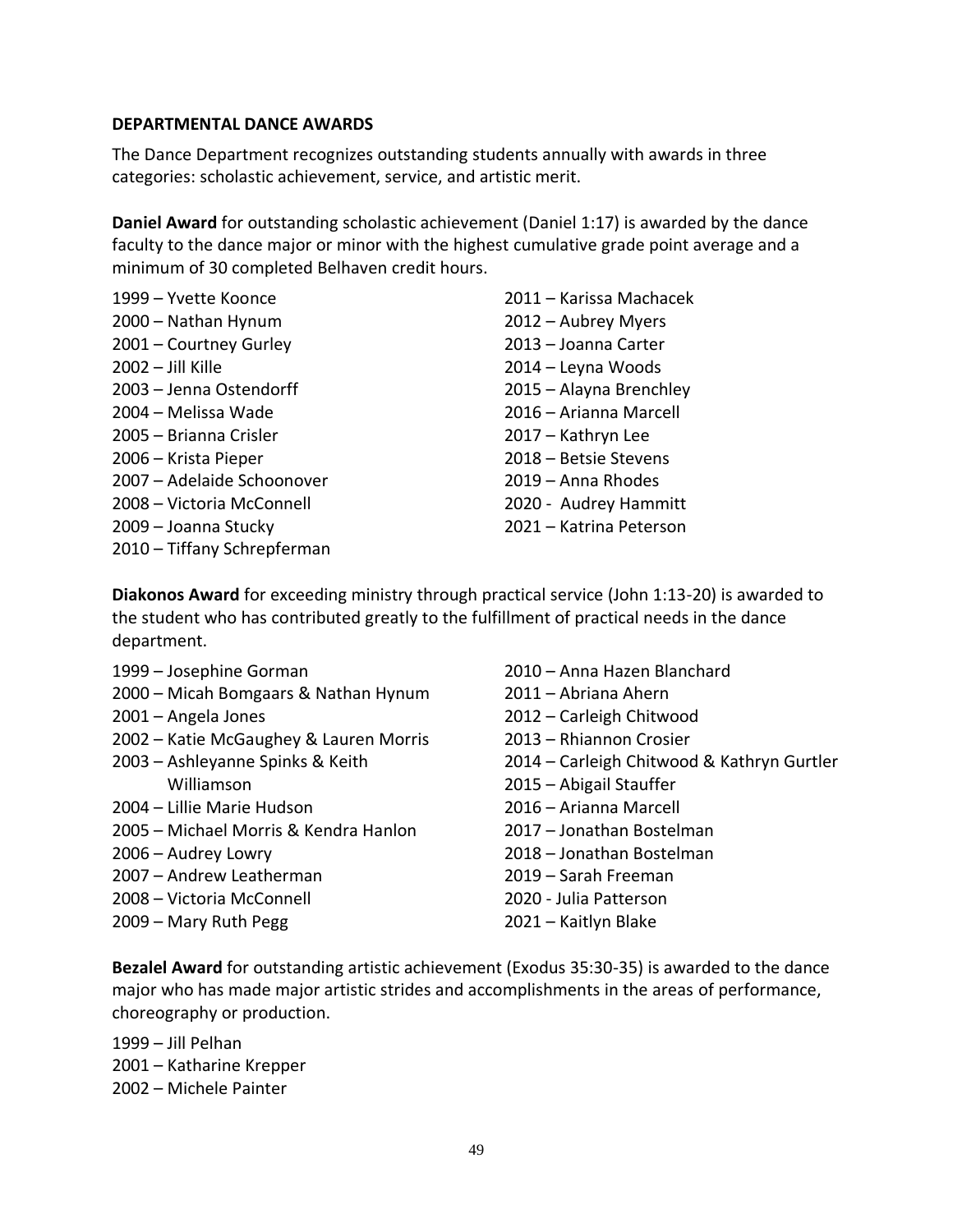**DEPARTMENTAL DANCE AWARDS**

The Dance Department recognizes outstanding students annually with awards in three categories: scholastic achievement, service, and artistic merit.

**Daniel Award** for outstanding scholastic achievement (Daniel 1:17) is awarded by the dance faculty to the dance major or minor with the highest cumulative grade point average and a minimum of 30 completed Belhaven credit hours.

1999 – Yvette Koonce
2000 – Nathan Hynum
2001 – Courtney Gurley
2002 – Jill Kille
2003 – Jenna Ostendorff
2004 – Melissa Wade
2005 – Brianna Crisler
2006 – Krista Pieper
2007 – Adelaide Schoonover
2008 – Victoria McConnell
2009 – Joanna Stucky
2010 – Tiffany Schrepferman
2011 – Karissa Machacek
2012 – Aubrey Myers
2013 – Joanna Carter
2014 – Leyna Woods
2015 – Alayna Brenchley
2016 – Arianna Marcell
2017 – Kathryn Lee
2018 – Betsie Stevens
2019 – Anna Rhodes
2020 - Audrey Hammitt
2021 – Katrina Peterson

**Diakonos Award** for exceeding ministry through practical service (John 1:13-20) is awarded to the student who has contributed greatly to the fulfillment of practical needs in the dance department.

1999 – Josephine Gorman
2000 – Micah Bomgaars & Nathan Hynum
2001 – Angela Jones
2002 – Katie McGaughey & Lauren Morris
2003 – Ashleyanne Spinks & Keith Williamson
2004 – Lillie Marie Hudson
2005 – Michael Morris & Kendra Hanlon
2006 – Audrey Lowry
2007 – Andrew Leatherman
2008 – Victoria McConnell
2009 – Mary Ruth Pegg
2010 – Anna Hazen Blanchard
2011 – Abriana Ahern
2012 – Carleigh Chitwood
2013 – Rhiannon Crosier
2014 – Carleigh Chitwood & Kathryn Gurtler
2015 – Abigail Stauffer
2016 – Arianna Marcell
2017 – Jonathan Bostelman
2018 – Jonathan Bostelman
2019 – Sarah Freeman
2020 - Julia Patterson
2021 – Kaitlyn Blake

**Bezalel Award** for outstanding artistic achievement (Exodus 35:30-35) is awarded to the dance major who has made major artistic strides and accomplishments in the areas of performance, choreography or production.

1999 – Jill Pelhan
2001 – Katharine Krepper
2002 – Michele Painter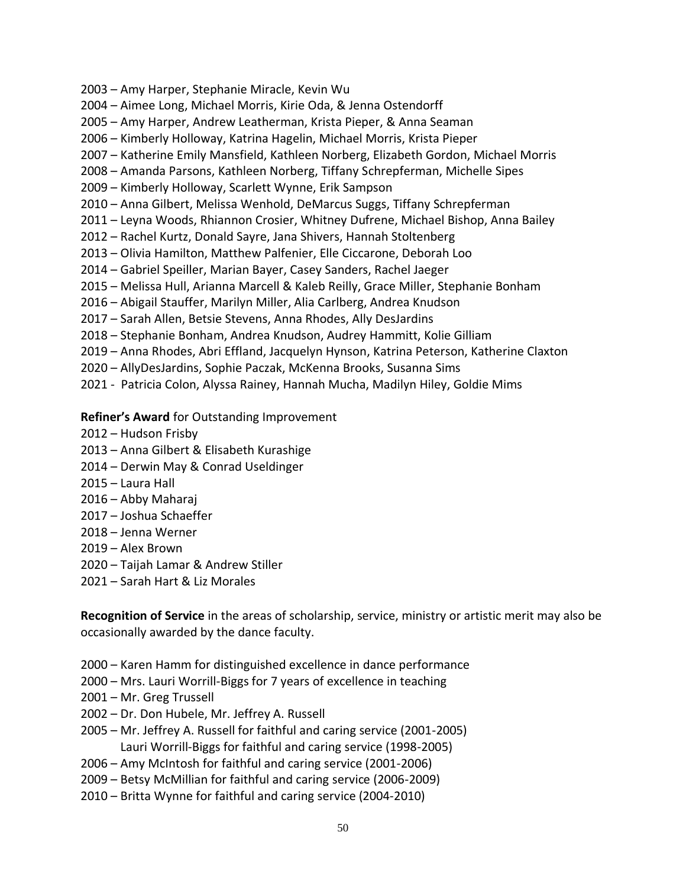2003 – Amy Harper, Stephanie Miracle, Kevin Wu
2004 – Aimee Long, Michael Morris, Kirie Oda, & Jenna Ostendorff
2005 – Amy Harper, Andrew Leatherman, Krista Pieper, & Anna Seaman
2006 – Kimberly Holloway, Katrina Hagelin, Michael Morris, Krista Pieper
2007 – Katherine Emily Mansfield, Kathleen Norberg, Elizabeth Gordon, Michael Morris
2008 – Amanda Parsons, Kathleen Norberg, Tiffany Schrepferman, Michelle Sipes
2009 – Kimberly Holloway, Scarlett Wynne, Erik Sampson
2010 – Anna Gilbert, Melissa Wenhold, DeMarcus Suggs, Tiffany Schrepferman
2011 – Leyna Woods, Rhiannon Crosier, Whitney Dufrene, Michael Bishop, Anna Bailey
2012 – Rachel Kurtz, Donald Sayre, Jana Shivers, Hannah Stoltenberg
2013 – Olivia Hamilton, Matthew Palfenier, Elle Ciccarone, Deborah Loo
2014 – Gabriel Speiller, Marian Bayer, Casey Sanders, Rachel Jaeger
2015 – Melissa Hull, Arianna Marcell & Kaleb Reilly, Grace Miller, Stephanie Bonham
2016 – Abigail Stauffer, Marilyn Miller, Alia Carlberg, Andrea Knudson
2017 – Sarah Allen, Betsie Stevens, Anna Rhodes, Ally DesJardins
2018 – Stephanie Bonham, Andrea Knudson, Audrey Hammitt, Kolie Gilliam
2019 – Anna Rhodes, Abri Effland, Jacquelyn Hynson, Katrina Peterson, Katherine Claxton
2020 – AllyDesJardins, Sophie Paczak, McKenna Brooks, Susanna Sims
2021 - Patricia Colon, Alyssa Rainey, Hannah Mucha, Madilyn Hiley, Goldie Mims

**Refiner's Award** for Outstanding Improvement

2012 – Hudson Frisby
2013 – Anna Gilbert & Elisabeth Kurashige
2014 – Derwin May & Conrad Useldinger
2015 – Laura Hall
2016 – Abby Maharaj
2017 – Joshua Schaeffer
2018 – Jenna Werner
2019 – Alex Brown
2020 – Taijah Lamar & Andrew Stiller
2021 – Sarah Hart & Liz Morales

**Recognition of Service** in the areas of scholarship, service, ministry or artistic merit may also be occasionally awarded by the dance faculty.

2000 – Karen Hamm for distinguished excellence in dance performance
2000 – Mrs. Lauri Worrill-Biggs for 7 years of excellence in teaching
2001 – Mr. Greg Trussell
2002 – Dr. Don Hubele, Mr. Jeffrey A. Russell
2005 – Mr. Jeffrey A. Russell for faithful and caring service (2001-2005)
Lauri Worrill-Biggs for faithful and caring service (1998-2005)
2006 – Amy McIntosh for faithful and caring service (2001-2006)
2009 – Betsy McMillian for faithful and caring service (2006-2009)
2010 – Britta Wynne for faithful and caring service (2004-2010)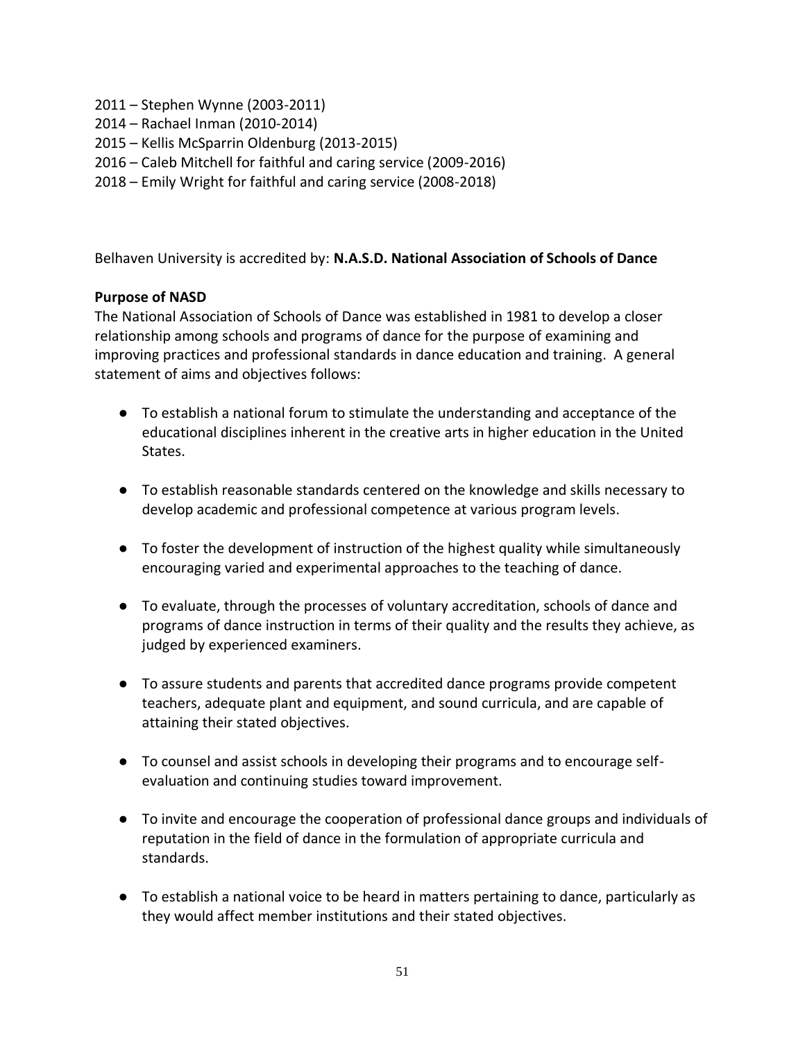2011 – Stephen Wynne (2003-2011)
2014 – Rachael Inman (2010-2014)
2015 – Kellis McSparrin Oldenburg (2013-2015)
2016 – Caleb Mitchell for faithful and caring service (2009-2016)
2018 – Emily Wright for faithful and caring service (2008-2018)

Belhaven University is accredited by: **N.A.S.D. National Association of Schools of Dance**

**Purpose of NASD**

The National Association of Schools of Dance was established in 1981 to develop a closer relationship among schools and programs of dance for the purpose of examining and improving practices and professional standards in dance education and training. A general statement of aims and objectives follows:

- To establish a national forum to stimulate the understanding and acceptance of the educational disciplines inherent in the creative arts in higher education in the United States.
- To establish reasonable standards centered on the knowledge and skills necessary to develop academic and professional competence at various program levels.
- To foster the development of instruction of the highest quality while simultaneously encouraging varied and experimental approaches to the teaching of dance.
- To evaluate, through the processes of voluntary accreditation, schools of dance and programs of dance instruction in terms of their quality and the results they achieve, as judged by experienced examiners.
- To assure students and parents that accredited dance programs provide competent teachers, adequate plant and equipment, and sound curricula, and are capable of attaining their stated objectives.
- To counsel and assist schools in developing their programs and to encourage self-evaluation and continuing studies toward improvement.
- To invite and encourage the cooperation of professional dance groups and individuals of reputation in the field of dance in the formulation of appropriate curricula and standards.
- To establish a national voice to be heard in matters pertaining to dance, particularly as they would affect member institutions and their stated objectives.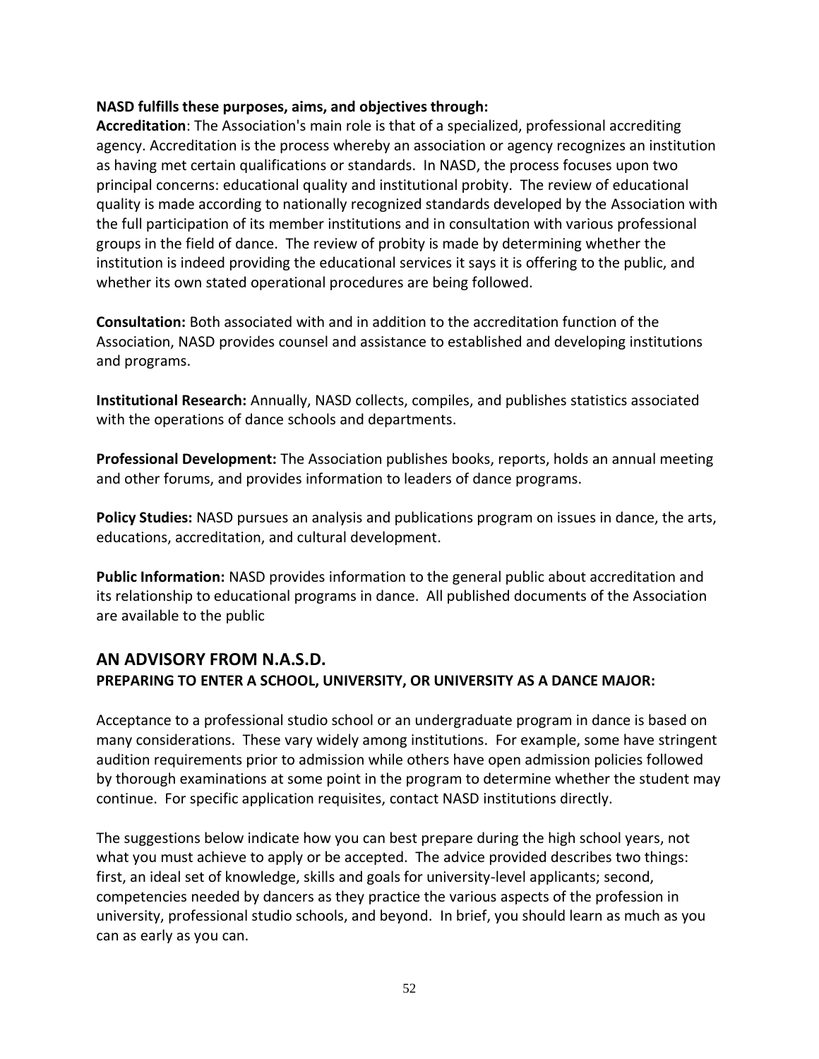**NASD fulfills these purposes, aims, and objectives through:**

**Accreditation**: The Association's main role is that of a specialized, professional accrediting agency. Accreditation is the process whereby an association or agency recognizes an institution as having met certain qualifications or standards. In NASD, the process focuses upon two principal concerns: educational quality and institutional probity. The review of educational quality is made according to nationally recognized standards developed by the Association with the full participation of its member institutions and in consultation with various professional groups in the field of dance. The review of probity is made by determining whether the institution is indeed providing the educational services it says it is offering to the public, and whether its own stated operational procedures are being followed.

**Consultation:** Both associated with and in addition to the accreditation function of the Association, NASD provides counsel and assistance to established and developing institutions and programs.

**Institutional Research:** Annually, NASD collects, compiles, and publishes statistics associated with the operations of dance schools and departments.

**Professional Development:** The Association publishes books, reports, holds an annual meeting and other forums, and provides information to leaders of dance programs.

**Policy Studies:** NASD pursues an analysis and publications program on issues in dance, the arts, educations, accreditation, and cultural development.

**Public Information:** NASD provides information to the general public about accreditation and its relationship to educational programs in dance. All published documents of the Association are available to the public

## AN ADVISORY FROM N.A.S.D.

**PREPARING TO ENTER A SCHOOL, UNIVERSITY, OR UNIVERSITY AS A DANCE MAJOR:**

Acceptance to a professional studio school or an undergraduate program in dance is based on many considerations. These vary widely among institutions. For example, some have stringent audition requirements prior to admission while others have open admission policies followed by thorough examinations at some point in the program to determine whether the student may continue. For specific application requisites, contact NASD institutions directly.

The suggestions below indicate how you can best prepare during the high school years, not what you must achieve to apply or be accepted. The advice provided describes two things: first, an ideal set of knowledge, skills and goals for university-level applicants; second, competencies needed by dancers as they practice the various aspects of the profession in university, professional studio schools, and beyond. In brief, you should learn as much as you can as early as you can.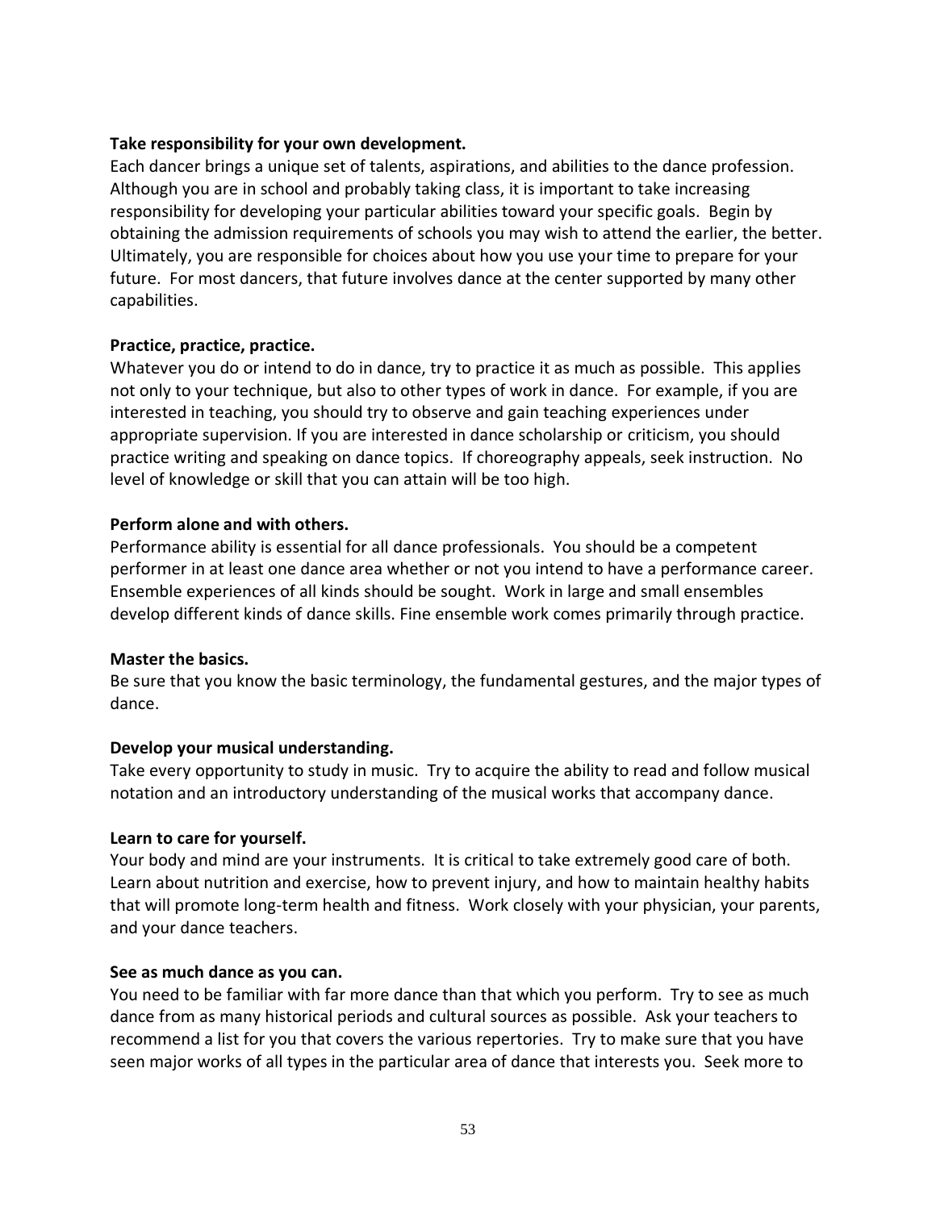**Take responsibility for your own development.**

Each dancer brings a unique set of talents, aspirations, and abilities to the dance profession. Although you are in school and probably taking class, it is important to take increasing responsibility for developing your particular abilities toward your specific goals. Begin by obtaining the admission requirements of schools you may wish to attend the earlier, the better. Ultimately, you are responsible for choices about how you use your time to prepare for your future. For most dancers, that future involves dance at the center supported by many other capabilities.

**Practice, practice, practice.**

Whatever you do or intend to do in dance, try to practice it as much as possible. This applies not only to your technique, but also to other types of work in dance. For example, if you are interested in teaching, you should try to observe and gain teaching experiences under appropriate supervision. If you are interested in dance scholarship or criticism, you should practice writing and speaking on dance topics. If choreography appeals, seek instruction. No level of knowledge or skill that you can attain will be too high.

**Perform alone and with others.**

Performance ability is essential for all dance professionals. You should be a competent performer in at least one dance area whether or not you intend to have a performance career. Ensemble experiences of all kinds should be sought. Work in large and small ensembles develop different kinds of dance skills. Fine ensemble work comes primarily through practice.

**Master the basics.**

Be sure that you know the basic terminology, the fundamental gestures, and the major types of dance.

**Develop your musical understanding.**

Take every opportunity to study in music. Try to acquire the ability to read and follow musical notation and an introductory understanding of the musical works that accompany dance.

**Learn to care for yourself.**

Your body and mind are your instruments. It is critical to take extremely good care of both. Learn about nutrition and exercise, how to prevent injury, and how to maintain healthy habits that will promote long-term health and fitness. Work closely with your physician, your parents, and your dance teachers.

**See as much dance as you can.**

You need to be familiar with far more dance than that which you perform. Try to see as much dance from as many historical periods and cultural sources as possible. Ask your teachers to recommend a list for you that covers the various repertories. Try to make sure that you have seen major works of all types in the particular area of dance that interests you. Seek more to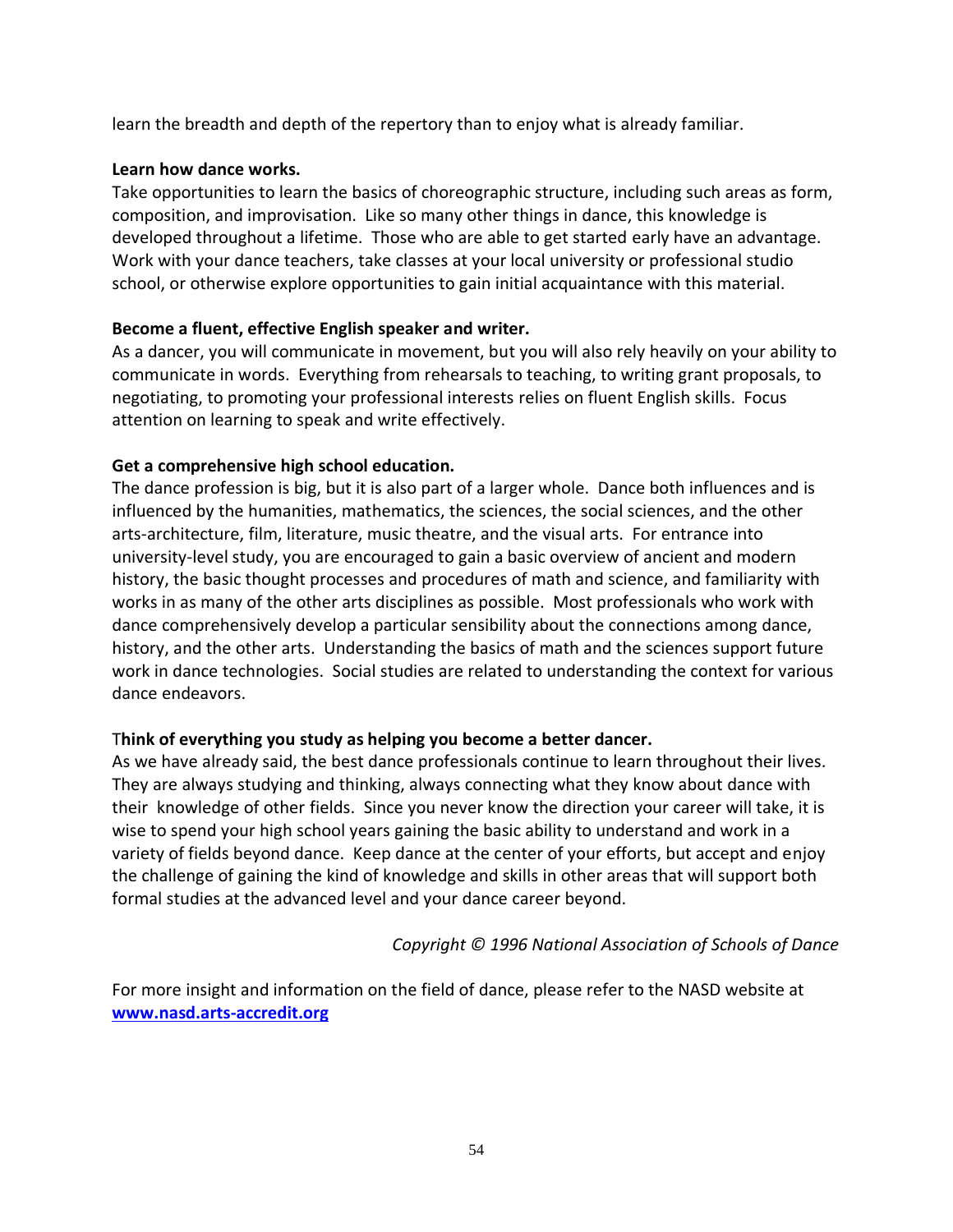learn the breadth and depth of the repertory than to enjoy what is already familiar.

**Learn how dance works.**

Take opportunities to learn the basics of choreographic structure, including such areas as form, composition, and improvisation. Like so many other things in dance, this knowledge is developed throughout a lifetime. Those who are able to get started early have an advantage. Work with your dance teachers, take classes at your local university or professional studio school, or otherwise explore opportunities to gain initial acquaintance with this material.

**Become a fluent, effective English speaker and writer.**

As a dancer, you will communicate in movement, but you will also rely heavily on your ability to communicate in words. Everything from rehearsals to teaching, to writing grant proposals, to negotiating, to promoting your professional interests relies on fluent English skills. Focus attention on learning to speak and write effectively.

**Get a comprehensive high school education.**

The dance profession is big, but it is also part of a larger whole. Dance both influences and is influenced by the humanities, mathematics, the sciences, the social sciences, and the other arts-architecture, film, literature, music theatre, and the visual arts. For entrance into university-level study, you are encouraged to gain a basic overview of ancient and modern history, the basic thought processes and procedures of math and science, and familiarity with works in as many of the other arts disciplines as possible. Most professionals who work with dance comprehensively develop a particular sensibility about the connections among dance, history, and the other arts. Understanding the basics of math and the sciences support future work in dance technologies. Social studies are related to understanding the context for various dance endeavors.

T**hink of everything you study as helping you become a better dancer.**

As we have already said, the best dance professionals continue to learn throughout their lives. They are always studying and thinking, always connecting what they know about dance with their knowledge of other fields. Since you never know the direction your career will take, it is wise to spend your high school years gaining the basic ability to understand and work in a variety of fields beyond dance. Keep dance at the center of your efforts, but accept and enjoy the challenge of gaining the kind of knowledge and skills in other areas that will support both formal studies at the advanced level and your dance career beyond.

*Copyright © 1996 National Association of Schools of Dance*

For more insight and information on the field of dance, please refer to the NASD website at **www.nasd.arts-accredit.org**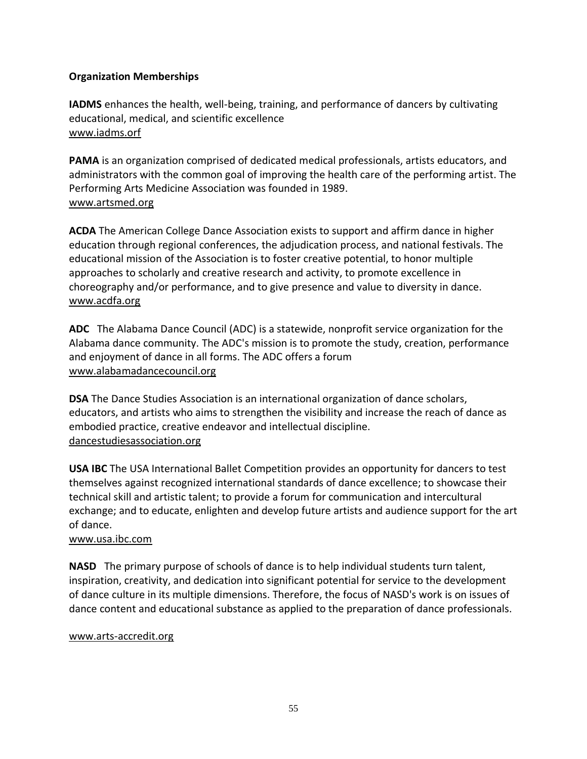**Organization Memberships**

**IADMS** enhances the health, well-being, training, and performance of dancers by cultivating educational, medical, and scientific excellence
www.iadms.orf

**PAMA** is an organization comprised of dedicated medical professionals, artists educators, and administrators with the common goal of improving the health care of the performing artist. The Performing Arts Medicine Association was founded in 1989.
www.artsmed.org

**ACDA** The American College Dance Association exists to support and affirm dance in higher education through regional conferences, the adjudication process, and national festivals. The educational mission of the Association is to foster creative potential, to honor multiple approaches to scholarly and creative research and activity, to promote excellence in choreography and/or performance, and to give presence and value to diversity in dance.
www.acdfa.org

**ADC** The Alabama Dance Council (ADC) is a statewide, nonprofit service organization for the Alabama dance community. The ADC's mission is to promote the study, creation, performance and enjoyment of dance in all forms. The ADC offers a forum
www.alabamadancecouncil.org

**DSA** The Dance Studies Association is an international organization of dance scholars, educators, and artists who aims to strengthen the visibility and increase the reach of dance as embodied practice, creative endeavor and intellectual discipline.
dancestudiesassociation.org

**USA IBC** The USA International Ballet Competition provides an opportunity for dancers to test themselves against recognized international standards of dance excellence; to showcase their technical skill and artistic talent; to provide a forum for communication and intercultural exchange; and to educate, enlighten and develop future artists and audience support for the art of dance.
www.usa.ibc.com

**NASD** The primary purpose of schools of dance is to help individual students turn talent, inspiration, creativity, and dedication into significant potential for service to the development of dance culture in its multiple dimensions. Therefore, the focus of NASD's work is on issues of dance content and educational substance as applied to the preparation of dance professionals.

www.arts-accredit.org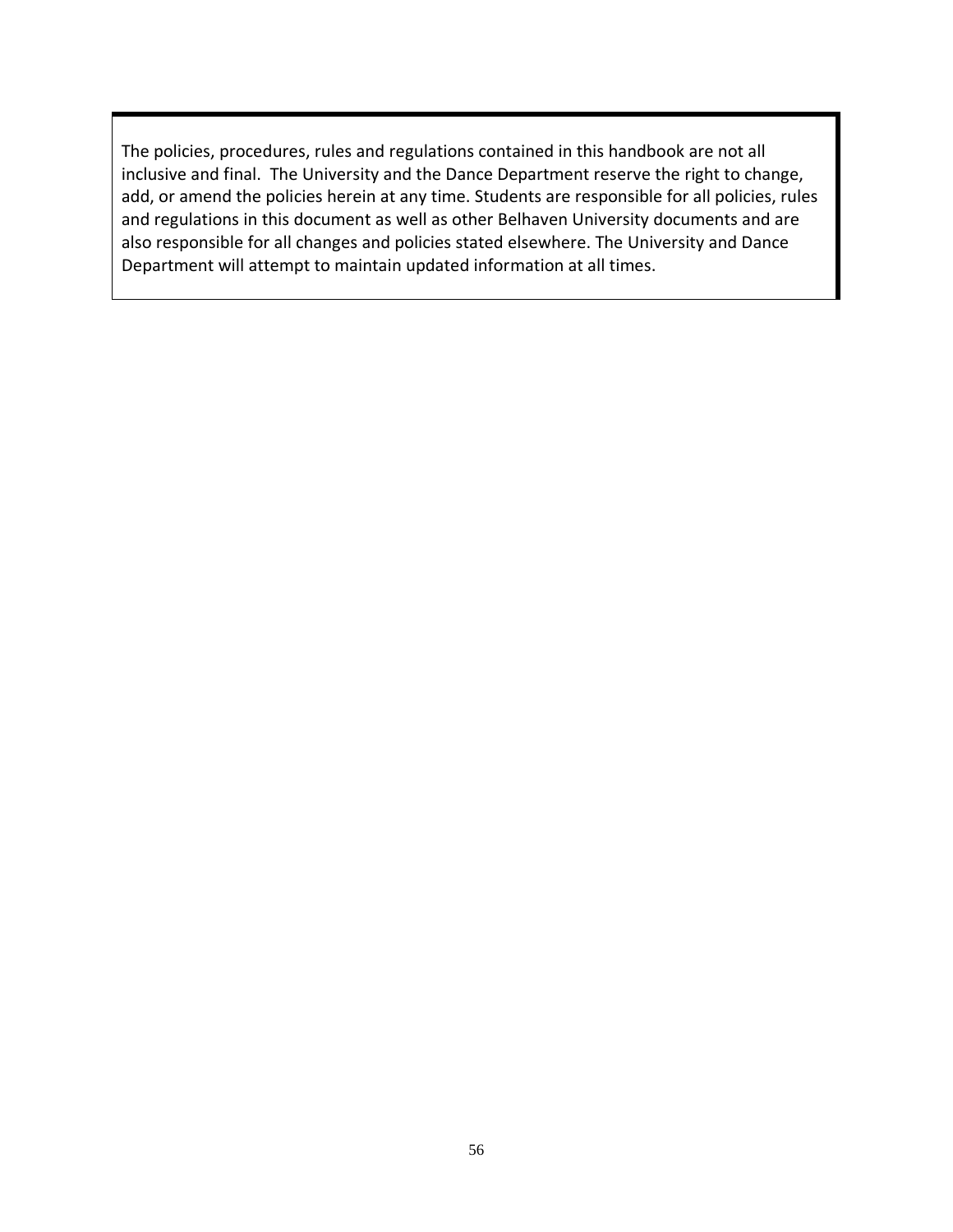The policies, procedures, rules and regulations contained in this handbook are not all inclusive and final. The University and the Dance Department reserve the right to change, add, or amend the policies herein at any time. Students are responsible for all policies, rules and regulations in this document as well as other Belhaven University documents and are also responsible for all changes and policies stated elsewhere. The University and Dance Department will attempt to maintain updated information at all times.